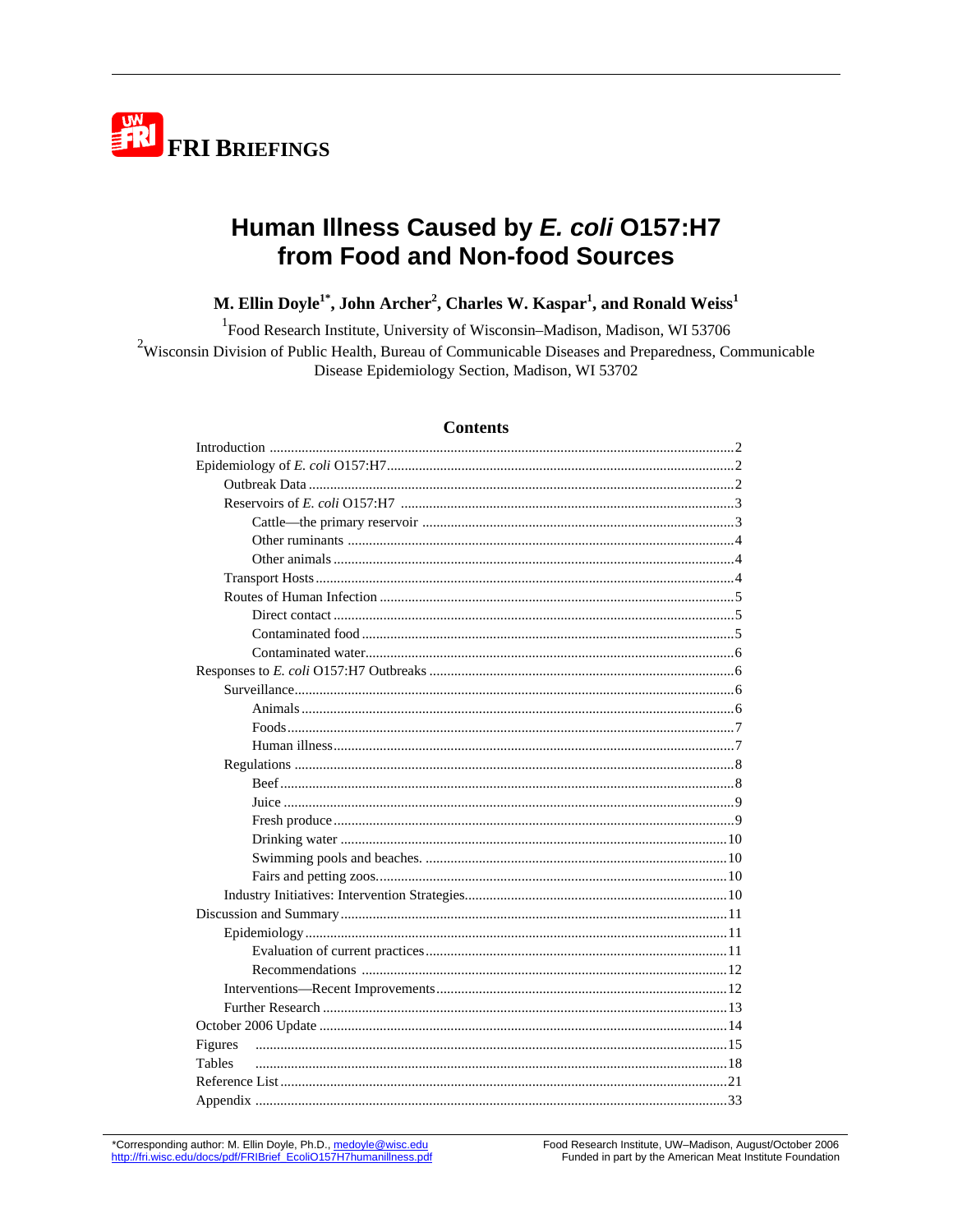FRI BRIEFINGS

# Human Illness Caused by *E. coli* O157:H7 from Food and Non-food Sources

**M. Ellin Doyle[1*], John Archer[2], Charles W. Kaspar[1], and Ronald Weiss[1]**

[1]Food Research Institute, University of Wisconsin–Madison, Madison, WI 53706

[2]Wisconsin Division of Public Health, Bureau of Communicable Diseases and Preparedness, Communicable Disease Epidemiology Section, Madison, WI 53702

## Contents

- Introduction ....... 2
- Epidemiology of *E. coli* O157:H7 ....... 2
  - Outbreak Data ....... 2
  - Reservoirs of *E. coli* O157:H7 ....... 3
    - Cattle—the primary reservoir ....... 3
    - Other ruminants ....... 4
    - Other animals ....... 4
  - Transport Hosts ....... 4
  - Routes of Human Infection ....... 5
    - Direct contact ....... 5
    - Contaminated food ....... 5
    - Contaminated water ....... 6
- Responses to *E. coli* O157:H7 Outbreaks ....... 6
  - Surveillance ....... 6
    - Animals ....... 6
    - Foods ....... 7
    - Human illness ....... 7
  - Regulations ....... 8
    - Beef ....... 8
    - Juice ....... 9
    - Fresh produce ....... 9
    - Drinking water ....... 10
    - Swimming pools and beaches. ....... 10
    - Fairs and petting zoos. ....... 10
  - Industry Initiatives: Intervention Strategies ....... 10
- Discussion and Summary ....... 11
  - Epidemiology ....... 11
    - Evaluation of current practices ....... 11
    - Recommendations ....... 12
  - Interventions—Recent Improvements ....... 12
  - Further Research ....... 13
- October 2006 Update ....... 14
- Figures ....... 15
- Tables ....... 18
- Reference List ....... 21
- Appendix ....... 33

*Corresponding author: M. Ellin Doyle, Ph.D., medoyle@wisc.edu
http://fri.wisc.edu/docs/pdf/FRIBrief_EcoliO157H7humanillness.pdf

Food Research Institute, UW–Madison, August/October 2006
Funded in part by the American Meat Institute Foundation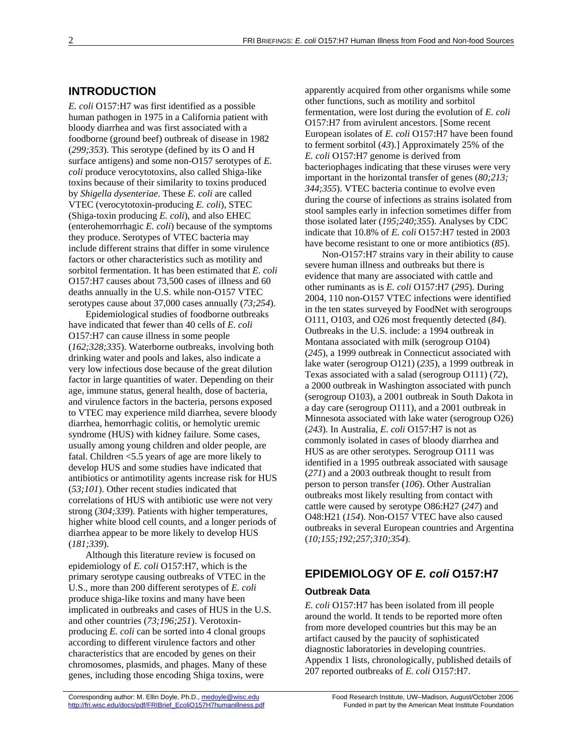## INTRODUCTION

*E. coli* O157:H7 was first identified as a possible human pathogen in 1975 in a California patient with bloody diarrhea and was first associated with a foodborne (ground beef) outbreak of disease in 1982 (*299;353*). This serotype (defined by its O and H surface antigens) and some non-O157 serotypes of *E. coli* produce verocytotoxins, also called Shiga-like toxins because of their similarity to toxins produced by *Shigella dysenteriae*. These *E. coli* are called VTEC (verocytotoxin-producing *E. coli*), STEC (Shiga-toxin producing *E. coli*), and also EHEC (enterohemorrhagic *E. coli*) because of the symptoms they produce. Serotypes of VTEC bacteria may include different strains that differ in some virulence factors or other characteristics such as motility and sorbitol fermentation. It has been estimated that *E. coli* O157:H7 causes about 73,500 cases of illness and 60 deaths annually in the U.S. while non-O157 VTEC serotypes cause about 37,000 cases annually (*73;254*).

Epidemiological studies of foodborne outbreaks have indicated that fewer than 40 cells of *E. coli* O157:H7 can cause illness in some people (*162;328;335*). Waterborne outbreaks, involving both drinking water and pools and lakes, also indicate a very low infectious dose because of the great dilution factor in large quantities of water. Depending on their age, immune status, general health, dose of bacteria, and virulence factors in the bacteria, persons exposed to VTEC may experience mild diarrhea, severe bloody diarrhea, hemorrhagic colitis, or hemolytic uremic syndrome (HUS) with kidney failure. Some cases, usually among young children and older people, are fatal. Children <5.5 years of age are more likely to develop HUS and some studies have indicated that antibiotics or antimotility agents increase risk for HUS (*53;101*). Other recent studies indicated that correlations of HUS with antibiotic use were not very strong (*304;339*). Patients with higher temperatures, higher white blood cell counts, and a longer periods of diarrhea appear to be more likely to develop HUS (*181;339*).

Although this literature review is focused on epidemiology of *E. coli* O157:H7, which is the primary serotype causing outbreaks of VTEC in the U.S., more than 200 different serotypes of *E. coli* produce shiga-like toxins and many have been implicated in outbreaks and cases of HUS in the U.S. and other countries (*73;196;251*). Verotoxin-producing *E. coli* can be sorted into 4 clonal groups according to different virulence factors and other characteristics that are encoded by genes on their chromosomes, plasmids, and phages. Many of these genes, including those encoding Shiga toxins, were apparently acquired from other organisms while some other functions, such as motility and sorbitol fermentation, were lost during the evolution of *E. coli* O157:H7 from avirulent ancestors. [Some recent European isolates of *E. coli* O157:H7 have been found to ferment sorbitol (*43*).] Approximately 25% of the *E. coli* O157:H7 genome is derived from bacteriophages indicating that these viruses were very important in the horizontal transfer of genes (*80;213; 344;355*). VTEC bacteria continue to evolve even during the course of infections as strains isolated from stool samples early in infection sometimes differ from those isolated later (*195;240;355*). Analyses by CDC indicate that 10.8% of *E. coli* O157:H7 tested in 2003 have become resistant to one or more antibiotics (*85*).

Non-O157:H7 strains vary in their ability to cause severe human illness and outbreaks but there is evidence that many are associated with cattle and other ruminants as is *E. coli* O157:H7 (*295*). During 2004, 110 non-O157 VTEC infections were identified in the ten states surveyed by FoodNet with serogroups O111, O103, and O26 most frequently detected (*84*). Outbreaks in the U.S. include: a 1994 outbreak in Montana associated with milk (serogroup O104) (*245*), a 1999 outbreak in Connecticut associated with lake water (serogroup O121) (*235*), a 1999 outbreak in Texas associated with a salad (serogroup O111) (*72*), a 2000 outbreak in Washington associated with punch (serogroup O103), a 2001 outbreak in South Dakota in a day care (serogroup O111), and a 2001 outbreak in Minnesota associated with lake water (serogroup O26) (*243*). In Australia, *E. coli* O157:H7 is not as commonly isolated in cases of bloody diarrhea and HUS as are other serotypes. Serogroup O111 was identified in a 1995 outbreak associated with sausage (*271*) and a 2003 outbreak thought to result from person to person transfer (*106*). Other Australian outbreaks most likely resulting from contact with cattle were caused by serotype O86:H27 (*247*) and O48:H21 (*154*). Non-O157 VTEC have also caused outbreaks in several European countries and Argentina (*10;155;192;257;310;354*).

## EPIDEMIOLOGY OF *E. coli* O157:H7

### Outbreak Data

*E. coli* O157:H7 has been isolated from ill people around the world. It tends to be reported more often from more developed countries but this may be an artifact caused by the paucity of sophisticated diagnostic laboratories in developing countries. Appendix 1 lists, chronologically, published details of 207 reported outbreaks of *E. coli* O157:H7.

Corresponding author: M. Ellin Doyle, Ph.D., medoyle@wisc.edu
http://fri.wisc.edu/docs/pdf/FRIBrief_EcoliO157H7humanillness.pdf

Food Research Institute, UW–Madison, August/October 2006
Funded in part by the American Meat Institute Foundation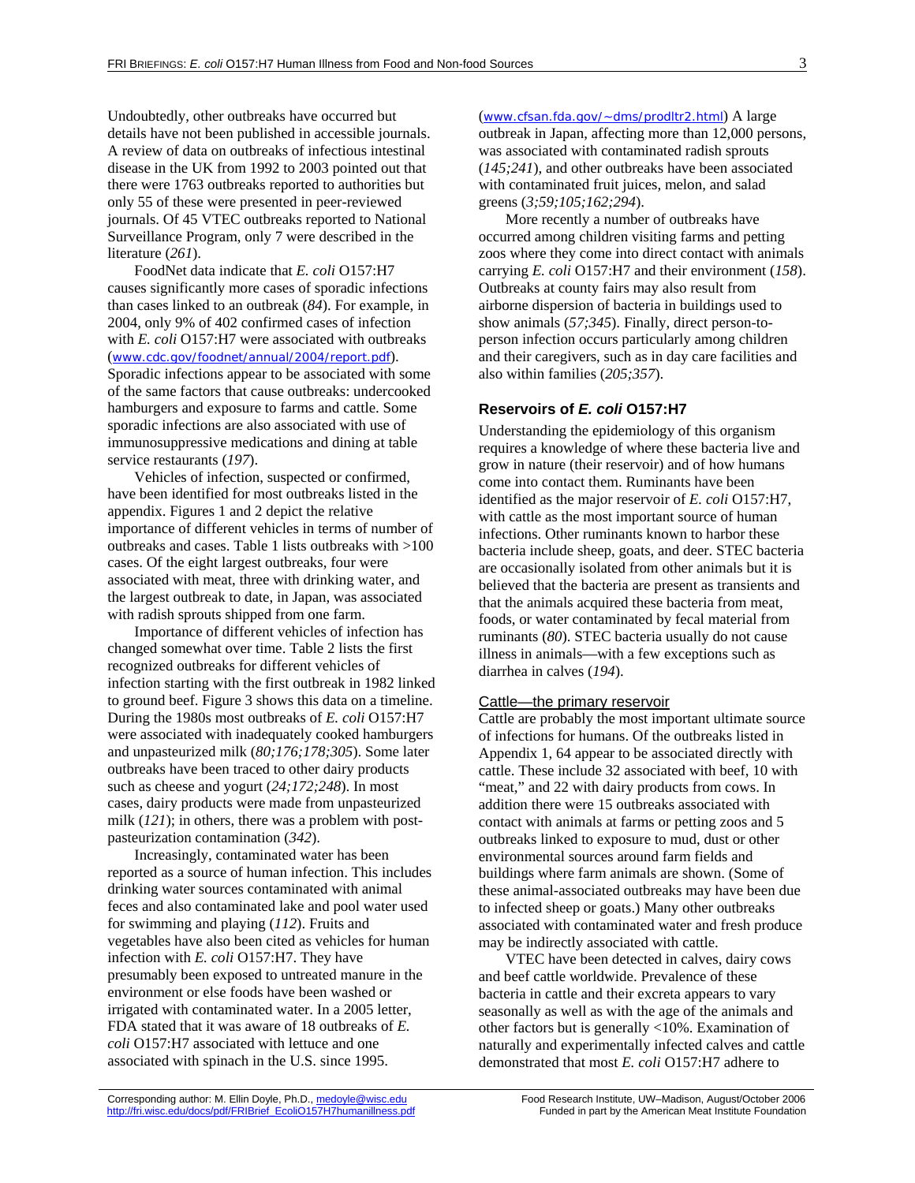Undoubtedly, other outbreaks have occurred but details have not been published in accessible journals. A review of data on outbreaks of infectious intestinal disease in the UK from 1992 to 2003 pointed out that there were 1763 outbreaks reported to authorities but only 55 of these were presented in peer-reviewed journals. Of 45 VTEC outbreaks reported to National Surveillance Program, only 7 were described in the literature (*261*).

FoodNet data indicate that *E. coli* O157:H7 causes significantly more cases of sporadic infections than cases linked to an outbreak (*84*). For example, in 2004, only 9% of 402 confirmed cases of infection with *E. coli* O157:H7 were associated with outbreaks (www.cdc.gov/foodnet/annual/2004/report.pdf). Sporadic infections appear to be associated with some of the same factors that cause outbreaks: undercooked hamburgers and exposure to farms and cattle. Some sporadic infections are also associated with use of immunosuppressive medications and dining at table service restaurants (*197*).

Vehicles of infection, suspected or confirmed, have been identified for most outbreaks listed in the appendix. Figures 1 and 2 depict the relative importance of different vehicles in terms of number of outbreaks and cases. Table 1 lists outbreaks with >100 cases. Of the eight largest outbreaks, four were associated with meat, three with drinking water, and the largest outbreak to date, in Japan, was associated with radish sprouts shipped from one farm.

Importance of different vehicles of infection has changed somewhat over time. Table 2 lists the first recognized outbreaks for different vehicles of infection starting with the first outbreak in 1982 linked to ground beef. Figure 3 shows this data on a timeline. During the 1980s most outbreaks of *E. coli* O157:H7 were associated with inadequately cooked hamburgers and unpasteurized milk (*80;176;178;305*). Some later outbreaks have been traced to other dairy products such as cheese and yogurt (*24;172;248*). In most cases, dairy products were made from unpasteurized milk (*121*); in others, there was a problem with post-pasteurization contamination (*342*).

Increasingly, contaminated water has been reported as a source of human infection. This includes drinking water sources contaminated with animal feces and also contaminated lake and pool water used for swimming and playing (*112*). Fruits and vegetables have also been cited as vehicles for human infection with *E. coli* O157:H7. They have presumably been exposed to untreated manure in the environment or else foods have been washed or irrigated with contaminated water. In a 2005 letter, FDA stated that it was aware of 18 outbreaks of *E. coli* O157:H7 associated with lettuce and one associated with spinach in the U.S. since 1995. (www.cfsan.fda.gov/~dms/prodltr2.html) A large outbreak in Japan, affecting more than 12,000 persons, was associated with contaminated radish sprouts (*145;241*), and other outbreaks have been associated with contaminated fruit juices, melon, and salad greens (*3;59;105;162;294*).

More recently a number of outbreaks have occurred among children visiting farms and petting zoos where they come into direct contact with animals carrying *E. coli* O157:H7 and their environment (*158*). Outbreaks at county fairs may also result from airborne dispersion of bacteria in buildings used to show animals (*57;345*). Finally, direct person-to-person infection occurs particularly among children and their caregivers, such as in day care facilities and also within families (*205;357*).

## Reservoirs of *E. coli* O157:H7

Understanding the epidemiology of this organism requires a knowledge of where these bacteria live and grow in nature (their reservoir) and of how humans come into contact them. Ruminants have been identified as the major reservoir of *E. coli* O157:H7, with cattle as the most important source of human infections. Other ruminants known to harbor these bacteria include sheep, goats, and deer. STEC bacteria are occasionally isolated from other animals but it is believed that the bacteria are present as transients and that the animals acquired these bacteria from meat, foods, or water contaminated by fecal material from ruminants (*80*). STEC bacteria usually do not cause illness in animals—with a few exceptions such as diarrhea in calves (*194*).

### Cattle—the primary reservoir

Cattle are probably the most important ultimate source of infections for humans. Of the outbreaks listed in Appendix 1, 64 appear to be associated directly with cattle. These include 32 associated with beef, 10 with "meat," and 22 with dairy products from cows. In addition there were 15 outbreaks associated with contact with animals at farms or petting zoos and 5 outbreaks linked to exposure to mud, dust or other environmental sources around farm fields and buildings where farm animals are shown. (Some of these animal-associated outbreaks may have been due to infected sheep or goats.) Many other outbreaks associated with contaminated water and fresh produce may be indirectly associated with cattle.

VTEC have been detected in calves, dairy cows and beef cattle worldwide. Prevalence of these bacteria in cattle and their excreta appears to vary seasonally as well as with the age of the animals and other factors but is generally <10%. Examination of naturally and experimentally infected calves and cattle demonstrated that most *E. coli* O157:H7 adhere to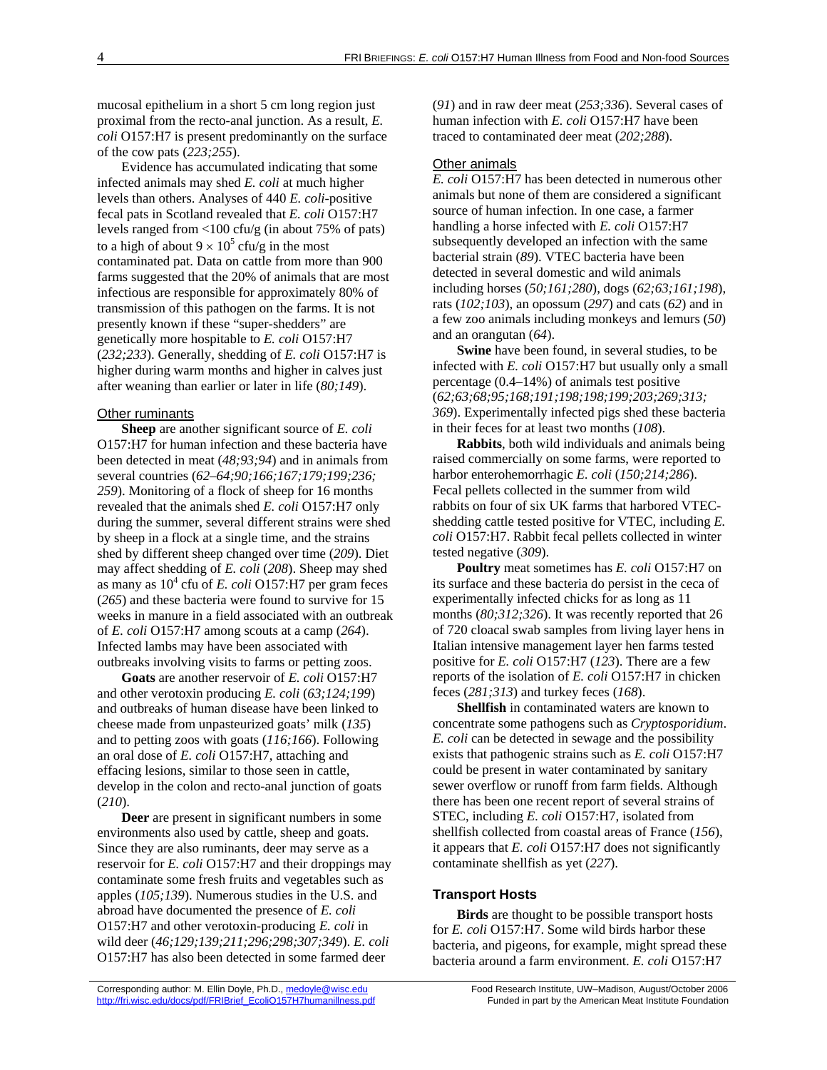mucosal epithelium in a short 5 cm long region just proximal from the recto-anal junction. As a result, *E. coli* O157:H7 is present predominantly on the surface of the cow pats (*223;255*).

Evidence has accumulated indicating that some infected animals may shed *E. coli* at much higher levels than others. Analyses of 440 *E. coli*-positive fecal pats in Scotland revealed that *E. coli* O157:H7 levels ranged from <100 cfu/g (in about 75% of pats) to a high of about $9 \times 10^5$ cfu/g in the most contaminated pat. Data on cattle from more than 900 farms suggested that the 20% of animals that are most infectious are responsible for approximately 80% of transmission of this pathogen on the farms. It is not presently known if these "super-shedders" are genetically more hospitable to *E. coli* O157:H7 (*232;233*). Generally, shedding of *E. coli* O157:H7 is higher during warm months and higher in calves just after weaning than earlier or later in life (*80;149*).

### Other ruminants

**Sheep** are another significant source of *E. coli* O157:H7 for human infection and these bacteria have been detected in meat (*48;93;94*) and in animals from several countries (*62–64;90;166;167;179;199;236; 259*). Monitoring of a flock of sheep for 16 months revealed that the animals shed *E. coli* O157:H7 only during the summer, several different strains were shed by sheep in a flock at a single time, and the strains shed by different sheep changed over time (*209*). Diet may affect shedding of *E. coli* (*208*). Sheep may shed as many as $10^4$ cfu of *E. coli* O157:H7 per gram feces (*265*) and these bacteria were found to survive for 15 weeks in manure in a field associated with an outbreak of *E. coli* O157:H7 among scouts at a camp (*264*). Infected lambs may have been associated with outbreaks involving visits to farms or petting zoos.

**Goats** are another reservoir of *E. coli* O157:H7 and other verotoxin producing *E. coli* (*63;124;199*) and outbreaks of human disease have been linked to cheese made from unpasteurized goats' milk (*135*) and to petting zoos with goats (*116;166*). Following an oral dose of *E. coli* O157:H7, attaching and effacing lesions, similar to those seen in cattle, develop in the colon and recto-anal junction of goats (*210*).

**Deer** are present in significant numbers in some environments also used by cattle, sheep and goats. Since they are also ruminants, deer may serve as a reservoir for *E. coli* O157:H7 and their droppings may contaminate some fresh fruits and vegetables such as apples (*105;139*). Numerous studies in the U.S. and abroad have documented the presence of *E. coli* O157:H7 and other verotoxin-producing *E. coli* in wild deer (*46;129;139;211;296;298;307;349*). *E. coli* O157:H7 has also been detected in some farmed deer (*91*) and in raw deer meat (*253;336*). Several cases of human infection with *E. coli* O157:H7 have been traced to contaminated deer meat (*202;288*).

### Other animals

*E. coli* O157:H7 has been detected in numerous other animals but none of them are considered a significant source of human infection. In one case, a farmer handling a horse infected with *E. coli* O157:H7 subsequently developed an infection with the same bacterial strain (*89*). VTEC bacteria have been detected in several domestic and wild animals including horses (*50;161;280*), dogs (*62;63;161;198*), rats (*102;103*), an opossum (*297*) and cats (*62*) and in a few zoo animals including monkeys and lemurs (*50*) and an orangutan (*64*).

**Swine** have been found, in several studies, to be infected with *E. coli* O157:H7 but usually only a small percentage (0.4–14%) of animals test positive (*62;63;68;95;168;191;198;198;199;203;269;313; 369*). Experimentally infected pigs shed these bacteria in their feces for at least two months (*108*).

**Rabbits**, both wild individuals and animals being raised commercially on some farms, were reported to harbor enterohemorrhagic *E. coli* (*150;214;286*). Fecal pellets collected in the summer from wild rabbits on four of six UK farms that harbored VTEC-shedding cattle tested positive for VTEC, including *E. coli* O157:H7. Rabbit fecal pellets collected in winter tested negative (*309*).

**Poultry** meat sometimes has *E. coli* O157:H7 on its surface and these bacteria do persist in the ceca of experimentally infected chicks for as long as 11 months (*80;312;326*). It was recently reported that 26 of 720 cloacal swab samples from living layer hens in Italian intensive management layer hen farms tested positive for *E. coli* O157:H7 (*123*). There are a few reports of the isolation of *E. coli* O157:H7 in chicken feces (*281;313*) and turkey feces (*168*).

**Shellfish** in contaminated waters are known to concentrate some pathogens such as *Cryptosporidium*. *E. coli* can be detected in sewage and the possibility exists that pathogenic strains such as *E. coli* O157:H7 could be present in water contaminated by sanitary sewer overflow or runoff from farm fields. Although there has been one recent report of several strains of STEC, including *E. coli* O157:H7, isolated from shellfish collected from coastal areas of France (*156*), it appears that *E. coli* O157:H7 does not significantly contaminate shellfish as yet (*227*).

## Transport Hosts

**Birds** are thought to be possible transport hosts for *E. coli* O157:H7. Some wild birds harbor these bacteria, and pigeons, for example, might spread these bacteria around a farm environment. *E. coli* O157:H7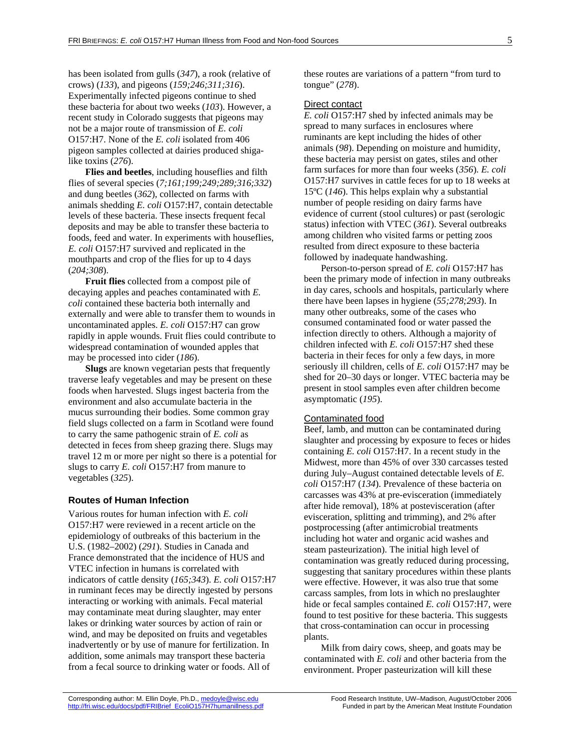has been isolated from gulls (*347*), a rook (relative of crows) (*133*), and pigeons (*159;246;311;316*). Experimentally infected pigeons continue to shed these bacteria for about two weeks (*103*). However, a recent study in Colorado suggests that pigeons may not be a major route of transmission of *E. coli* O157:H7. None of the *E. coli* isolated from 406 pigeon samples collected at dairies produced shiga-like toxins (*276*).

**Flies and beetles**, including houseflies and filth flies of several species (*7;161;199;249;289;316;332*) and dung beetles (*362*), collected on farms with animals shedding *E. coli* O157:H7, contain detectable levels of these bacteria. These insects frequent fecal deposits and may be able to transfer these bacteria to foods, feed and water. In experiments with houseflies, *E. coli* O157:H7 survived and replicated in the mouthparts and crop of the flies for up to 4 days (*204;308*).

**Fruit flies** collected from a compost pile of decaying apples and peaches contaminated with *E. coli* contained these bacteria both internally and externally and were able to transfer them to wounds in uncontaminated apples. *E. coli* O157:H7 can grow rapidly in apple wounds. Fruit flies could contribute to widespread contamination of wounded apples that may be processed into cider (*186*).

**Slugs** are known vegetarian pests that frequently traverse leafy vegetables and may be present on these foods when harvested. Slugs ingest bacteria from the environment and also accumulate bacteria in the mucus surrounding their bodies. Some common gray field slugs collected on a farm in Scotland were found to carry the same pathogenic strain of *E. coli* as detected in feces from sheep grazing there. Slugs may travel 12 m or more per night so there is a potential for slugs to carry *E. coli* O157:H7 from manure to vegetables (*325*).

### Routes of Human Infection

Various routes for human infection with *E. coli* O157:H7 were reviewed in a recent article on the epidemiology of outbreaks of this bacterium in the U.S. (1982–2002) (*291*). Studies in Canada and France demonstrated that the incidence of HUS and VTEC infection in humans is correlated with indicators of cattle density (*165;343*). *E. coli* O157:H7 in ruminant feces may be directly ingested by persons interacting or working with animals. Fecal material may contaminate meat during slaughter, may enter lakes or drinking water sources by action of rain or wind, and may be deposited on fruits and vegetables inadvertently or by use of manure for fertilization. In addition, some animals may transport these bacteria from a fecal source to drinking water or foods. All of these routes are variations of a pattern "from turd to tongue" (*278*).

#### Direct contact

*E. coli* O157:H7 shed by infected animals may be spread to many surfaces in enclosures where ruminants are kept including the hides of other animals (*98*). Depending on moisture and humidity, these bacteria may persist on gates, stiles and other farm surfaces for more than four weeks (*356*). *E. coli* O157:H7 survives in cattle feces for up to 18 weeks at 15ºC (*146*). This helps explain why a substantial number of people residing on dairy farms have evidence of current (stool cultures) or past (serologic status) infection with VTEC (*361*). Several outbreaks among children who visited farms or petting zoos resulted from direct exposure to these bacteria followed by inadequate handwashing.

Person-to-person spread of *E. coli* O157:H7 has been the primary mode of infection in many outbreaks in day cares, schools and hospitals, particularly where there have been lapses in hygiene (*55;278;293*). In many other outbreaks, some of the cases who consumed contaminated food or water passed the infection directly to others. Although a majority of children infected with *E. coli* O157:H7 shed these bacteria in their feces for only a few days, in more seriously ill children, cells of *E. coli* O157:H7 may be shed for 20–30 days or longer. VTEC bacteria may be present in stool samples even after children become asymptomatic (*195*).

#### Contaminated food

Beef, lamb, and mutton can be contaminated during slaughter and processing by exposure to feces or hides containing *E. coli* O157:H7. In a recent study in the Midwest, more than 45% of over 330 carcasses tested during July–August contained detectable levels of *E. coli* O157:H7 (*134*). Prevalence of these bacteria on carcasses was 43% at pre-evisceration (immediately after hide removal), 18% at postevisceration (after evisceration, splitting and trimming), and 2% after postprocessing (after antimicrobial treatments including hot water and organic acid washes and steam pasteurization). The initial high level of contamination was greatly reduced during processing, suggesting that sanitary procedures within these plants were effective. However, it was also true that some carcass samples, from lots in which no preslaughter hide or fecal samples contained *E. coli* O157:H7, were found to test positive for these bacteria. This suggests that cross-contamination can occur in processing plants.

Milk from dairy cows, sheep, and goats may be contaminated with *E. coli* and other bacteria from the environment. Proper pasteurization will kill these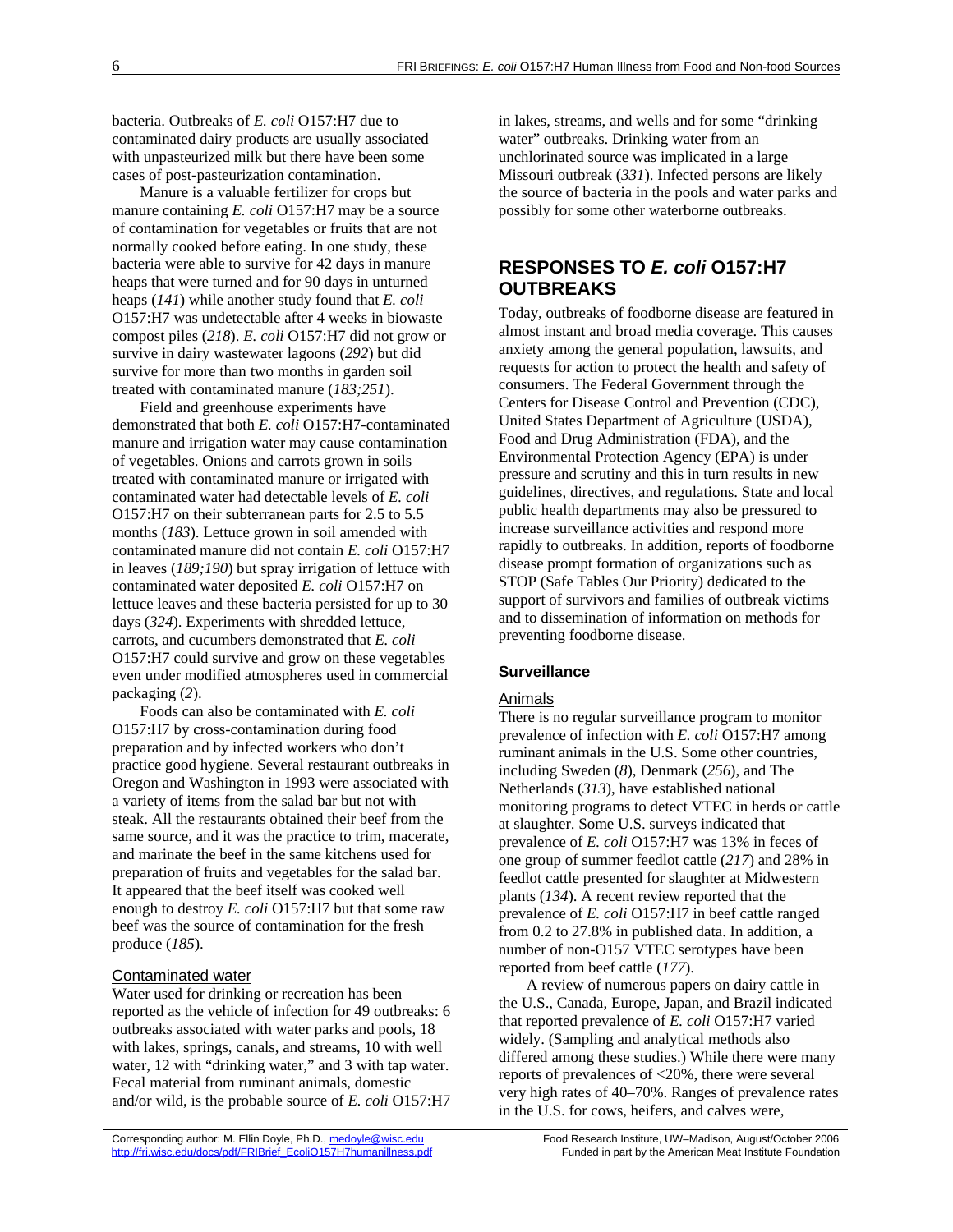bacteria. Outbreaks of *E. coli* O157:H7 due to contaminated dairy products are usually associated with unpasteurized milk but there have been some cases of post-pasteurization contamination.

Manure is a valuable fertilizer for crops but manure containing *E. coli* O157:H7 may be a source of contamination for vegetables or fruits that are not normally cooked before eating. In one study, these bacteria were able to survive for 42 days in manure heaps that were turned and for 90 days in unturned heaps (*141*) while another study found that *E. coli* O157:H7 was undetectable after 4 weeks in biowaste compost piles (*218*). *E. coli* O157:H7 did not grow or survive in dairy wastewater lagoons (*292*) but did survive for more than two months in garden soil treated with contaminated manure (*183;251*).

Field and greenhouse experiments have demonstrated that both *E. coli* O157:H7-contaminated manure and irrigation water may cause contamination of vegetables. Onions and carrots grown in soils treated with contaminated manure or irrigated with contaminated water had detectable levels of *E. coli* O157:H7 on their subterranean parts for 2.5 to 5.5 months (*183*). Lettuce grown in soil amended with contaminated manure did not contain *E. coli* O157:H7 in leaves (*189;190*) but spray irrigation of lettuce with contaminated water deposited *E. coli* O157:H7 on lettuce leaves and these bacteria persisted for up to 30 days (*324*). Experiments with shredded lettuce, carrots, and cucumbers demonstrated that *E. coli* O157:H7 could survive and grow on these vegetables even under modified atmospheres used in commercial packaging (*2*).

Foods can also be contaminated with *E. coli* O157:H7 by cross-contamination during food preparation and by infected workers who don't practice good hygiene. Several restaurant outbreaks in Oregon and Washington in 1993 were associated with a variety of items from the salad bar but not with steak. All the restaurants obtained their beef from the same source, and it was the practice to trim, macerate, and marinate the beef in the same kitchens used for preparation of fruits and vegetables for the salad bar. It appeared that the beef itself was cooked well enough to destroy *E. coli* O157:H7 but that some raw beef was the source of contamination for the fresh produce (*185*).

#### Contaminated water

Water used for drinking or recreation has been reported as the vehicle of infection for 49 outbreaks: 6 outbreaks associated with water parks and pools, 18 with lakes, springs, canals, and streams, 10 with well water, 12 with "drinking water," and 3 with tap water. Fecal material from ruminant animals, domestic and/or wild, is the probable source of *E. coli* O157:H7 in lakes, streams, and wells and for some "drinking water" outbreaks. Drinking water from an unchlorinated source was implicated in a large Missouri outbreak (*331*). Infected persons are likely the source of bacteria in the pools and water parks and possibly for some other waterborne outbreaks.

## RESPONSES TO *E. coli* O157:H7 OUTBREAKS

Today, outbreaks of foodborne disease are featured in almost instant and broad media coverage. This causes anxiety among the general population, lawsuits, and requests for action to protect the health and safety of consumers. The Federal Government through the Centers for Disease Control and Prevention (CDC), United States Department of Agriculture (USDA), Food and Drug Administration (FDA), and the Environmental Protection Agency (EPA) is under pressure and scrutiny and this in turn results in new guidelines, directives, and regulations. State and local public health departments may also be pressured to increase surveillance activities and respond more rapidly to outbreaks. In addition, reports of foodborne disease prompt formation of organizations such as STOP (Safe Tables Our Priority) dedicated to the support of survivors and families of outbreak victims and to dissemination of information on methods for preventing foodborne disease.

### Surveillance

#### Animals

There is no regular surveillance program to monitor prevalence of infection with *E. coli* O157:H7 among ruminant animals in the U.S. Some other countries, including Sweden (*8*), Denmark (*256*), and The Netherlands (*313*), have established national monitoring programs to detect VTEC in herds or cattle at slaughter. Some U.S. surveys indicated that prevalence of *E. coli* O157:H7 was 13% in feces of one group of summer feedlot cattle (*217*) and 28% in feedlot cattle presented for slaughter at Midwestern plants (*134*). A recent review reported that the prevalence of *E. coli* O157:H7 in beef cattle ranged from 0.2 to 27.8% in published data. In addition, a number of non-O157 VTEC serotypes have been reported from beef cattle (*177*).

A review of numerous papers on dairy cattle in the U.S., Canada, Europe, Japan, and Brazil indicated that reported prevalence of *E. coli* O157:H7 varied widely. (Sampling and analytical methods also differed among these studies.) While there were many reports of prevalences of <20%, there were several very high rates of 40–70%. Ranges of prevalence rates in the U.S. for cows, heifers, and calves were,

Corresponding author: M. Ellin Doyle, Ph.D., medoyle@wisc.edu
http://fri.wisc.edu/docs/pdf/FRIBrief_EcoliO157H7humanillness.pdf

Food Research Institute, UW–Madison, August/October 2006
Funded in part by the American Meat Institute Foundation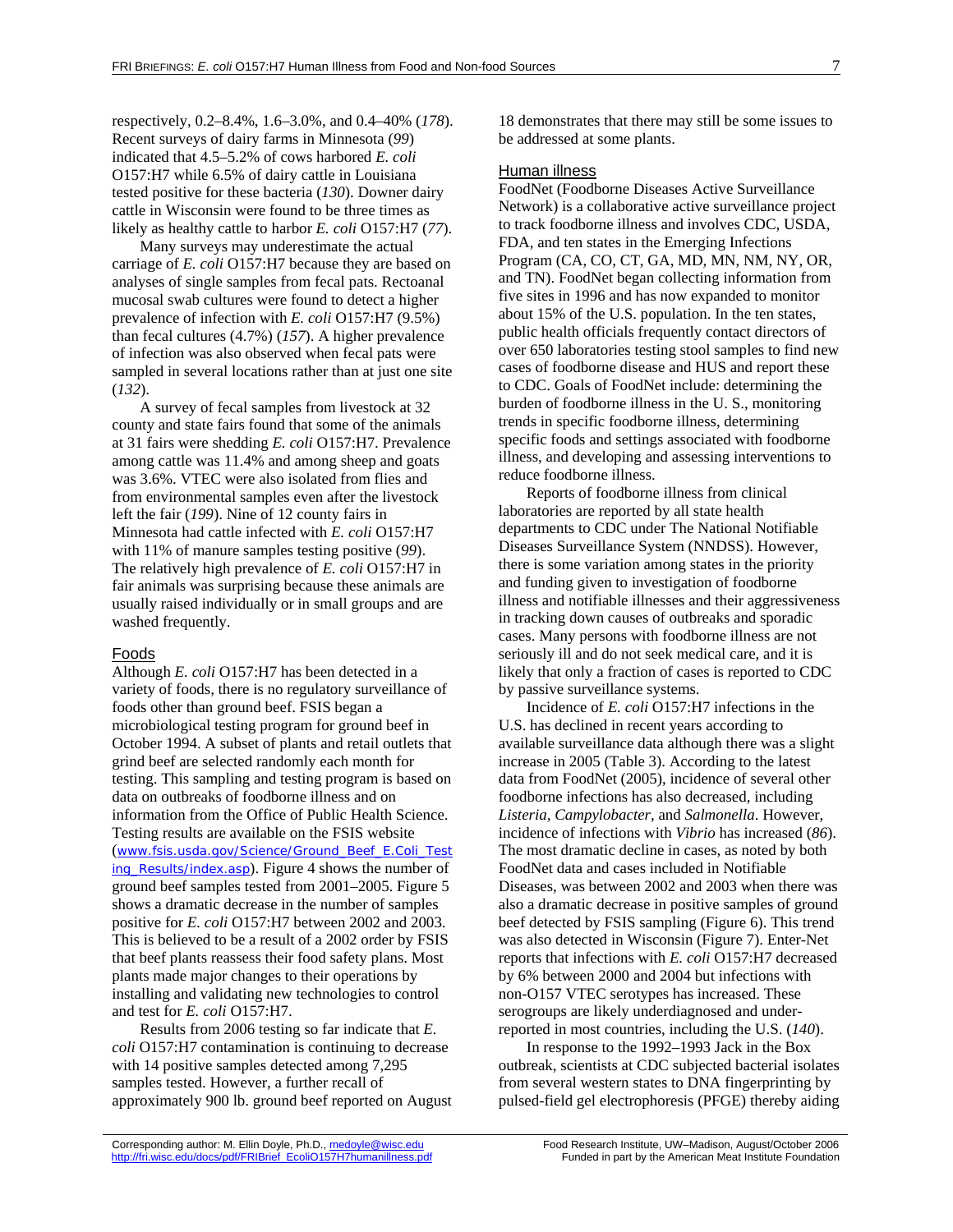respectively, 0.2–8.4%, 1.6–3.0%, and 0.4–40% (*178*). Recent surveys of dairy farms in Minnesota (*99*) indicated that 4.5–5.2% of cows harbored *E. coli* O157:H7 while 6.5% of dairy cattle in Louisiana tested positive for these bacteria (*130*). Downer dairy cattle in Wisconsin were found to be three times as likely as healthy cattle to harbor *E. coli* O157:H7 (*77*).

Many surveys may underestimate the actual carriage of *E. coli* O157:H7 because they are based on analyses of single samples from fecal pats. Rectoanal mucosal swab cultures were found to detect a higher prevalence of infection with *E. coli* O157:H7 (9.5%) than fecal cultures (4.7%) (*157*). A higher prevalence of infection was also observed when fecal pats were sampled in several locations rather than at just one site (*132*).

A survey of fecal samples from livestock at 32 county and state fairs found that some of the animals at 31 fairs were shedding *E. coli* O157:H7. Prevalence among cattle was 11.4% and among sheep and goats was 3.6%. VTEC were also isolated from flies and from environmental samples even after the livestock left the fair (*199*). Nine of 12 county fairs in Minnesota had cattle infected with *E. coli* O157:H7 with 11% of manure samples testing positive (*99*). The relatively high prevalence of *E. coli* O157:H7 in fair animals was surprising because these animals are usually raised individually or in small groups and are washed frequently.

### Foods

Although *E. coli* O157:H7 has been detected in a variety of foods, there is no regulatory surveillance of foods other than ground beef. FSIS began a microbiological testing program for ground beef in October 1994. A subset of plants and retail outlets that grind beef are selected randomly each month for testing. This sampling and testing program is based on data on outbreaks of foodborne illness and on information from the Office of Public Health Science. Testing results are available on the FSIS website (www.fsis.usda.gov/Science/Ground_Beef_E.Coli_Testing_Results/index.asp). Figure 4 shows the number of ground beef samples tested from 2001–2005. Figure 5 shows a dramatic decrease in the number of samples positive for *E. coli* O157:H7 between 2002 and 2003. This is believed to be a result of a 2002 order by FSIS that beef plants reassess their food safety plans. Most plants made major changes to their operations by installing and validating new technologies to control and test for *E. coli* O157:H7.

Results from 2006 testing so far indicate that *E. coli* O157:H7 contamination is continuing to decrease with 14 positive samples detected among 7,295 samples tested. However, a further recall of approximately 900 lb. ground beef reported on August 18 demonstrates that there may still be some issues to be addressed at some plants.

### Human illness

FoodNet (Foodborne Diseases Active Surveillance Network) is a collaborative active surveillance project to track foodborne illness and involves CDC, USDA, FDA, and ten states in the Emerging Infections Program (CA, CO, CT, GA, MD, MN, NM, NY, OR, and TN). FoodNet began collecting information from five sites in 1996 and has now expanded to monitor about 15% of the U.S. population. In the ten states, public health officials frequently contact directors of over 650 laboratories testing stool samples to find new cases of foodborne disease and HUS and report these to CDC. Goals of FoodNet include: determining the burden of foodborne illness in the U. S., monitoring trends in specific foodborne illness, determining specific foods and settings associated with foodborne illness, and developing and assessing interventions to reduce foodborne illness.

Reports of foodborne illness from clinical laboratories are reported by all state health departments to CDC under The National Notifiable Diseases Surveillance System (NNDSS). However, there is some variation among states in the priority and funding given to investigation of foodborne illness and notifiable illnesses and their aggressiveness in tracking down causes of outbreaks and sporadic cases. Many persons with foodborne illness are not seriously ill and do not seek medical care, and it is likely that only a fraction of cases is reported to CDC by passive surveillance systems.

Incidence of *E. coli* O157:H7 infections in the U.S. has declined in recent years according to available surveillance data although there was a slight increase in 2005 (Table 3). According to the latest data from FoodNet (2005), incidence of several other foodborne infections has also decreased, including *Listeria, Campylobacter*, and *Salmonella*. However, incidence of infections with *Vibrio* has increased (*86*). The most dramatic decline in cases, as noted by both FoodNet data and cases included in Notifiable Diseases, was between 2002 and 2003 when there was also a dramatic decrease in positive samples of ground beef detected by FSIS sampling (Figure 6). This trend was also detected in Wisconsin (Figure 7). Enter-Net reports that infections with *E. coli* O157:H7 decreased by 6% between 2000 and 2004 but infections with non-O157 VTEC serotypes has increased. These serogroups are likely underdiagnosed and under-reported in most countries, including the U.S. (*140*).

In response to the 1992–1993 Jack in the Box outbreak, scientists at CDC subjected bacterial isolates from several western states to DNA fingerprinting by pulsed-field gel electrophoresis (PFGE) thereby aiding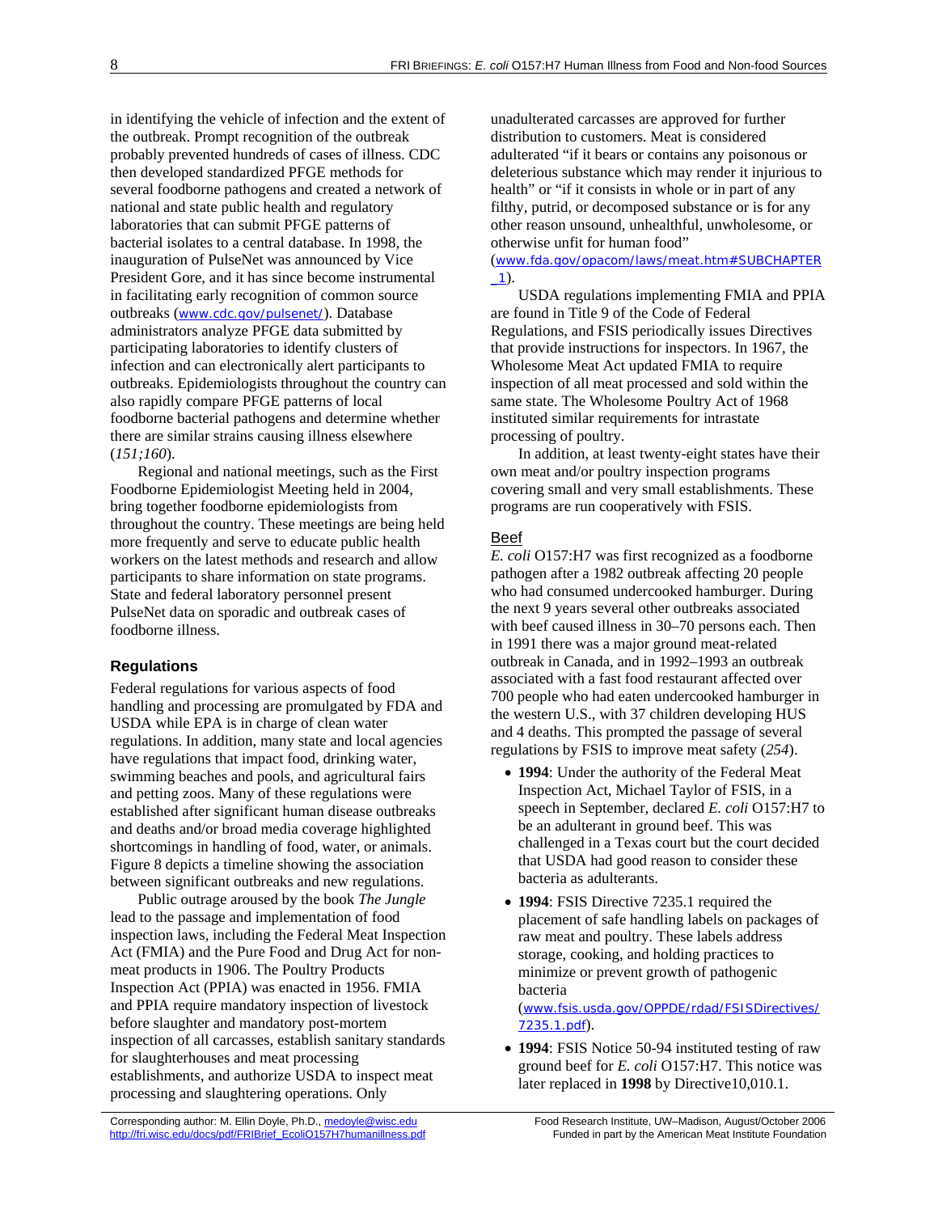in identifying the vehicle of infection and the extent of the outbreak. Prompt recognition of the outbreak probably prevented hundreds of cases of illness. CDC then developed standardized PFGE methods for several foodborne pathogens and created a network of national and state public health and regulatory laboratories that can submit PFGE patterns of bacterial isolates to a central database. In 1998, the inauguration of PulseNet was announced by Vice President Gore, and it has since become instrumental in facilitating early recognition of common source outbreaks (www.cdc.gov/pulsenet/). Database administrators analyze PFGE data submitted by participating laboratories to identify clusters of infection and can electronically alert participants to outbreaks. Epidemiologists throughout the country can also rapidly compare PFGE patterns of local foodborne bacterial pathogens and determine whether there are similar strains causing illness elsewhere (*151;160*).

Regional and national meetings, such as the First Foodborne Epidemiologist Meeting held in 2004, bring together foodborne epidemiologists from throughout the country. These meetings are being held more frequently and serve to educate public health workers on the latest methods and research and allow participants to share information on state programs. State and federal laboratory personnel present PulseNet data on sporadic and outbreak cases of foodborne illness.

### Regulations

Federal regulations for various aspects of food handling and processing are promulgated by FDA and USDA while EPA is in charge of clean water regulations. In addition, many state and local agencies have regulations that impact food, drinking water, swimming beaches and pools, and agricultural fairs and petting zoos. Many of these regulations were established after significant human disease outbreaks and deaths and/or broad media coverage highlighted shortcomings in handling of food, water, or animals. Figure 8 depicts a timeline showing the association between significant outbreaks and new regulations.

Public outrage aroused by the book *The Jungle* lead to the passage and implementation of food inspection laws, including the Federal Meat Inspection Act (FMIA) and the Pure Food and Drug Act for non-meat products in 1906. The Poultry Products Inspection Act (PPIA) was enacted in 1956. FMIA and PPIA require mandatory inspection of livestock before slaughter and mandatory post-mortem inspection of all carcasses, establish sanitary standards for slaughterhouses and meat processing establishments, and authorize USDA to inspect meat processing and slaughtering operations. Only unadulterated carcasses are approved for further distribution to customers. Meat is considered adulterated "if it bears or contains any poisonous or deleterious substance which may render it injurious to health" or "if it consists in whole or in part of any filthy, putrid, or decomposed substance or is for any other reason unsound, unhealthful, unwholesome, or otherwise unfit for human food" (www.fda.gov/opacom/laws/meat.htm#SUBCHAPTER_1).

USDA regulations implementing FMIA and PPIA are found in Title 9 of the Code of Federal Regulations, and FSIS periodically issues Directives that provide instructions for inspectors. In 1967, the Wholesome Meat Act updated FMIA to require inspection of all meat processed and sold within the same state. The Wholesome Poultry Act of 1968 instituted similar requirements for intrastate processing of poultry.

In addition, at least twenty-eight states have their own meat and/or poultry inspection programs covering small and very small establishments. These programs are run cooperatively with FSIS.

#### Beef

*E. coli* O157:H7 was first recognized as a foodborne pathogen after a 1982 outbreak affecting 20 people who had consumed undercooked hamburger. During the next 9 years several other outbreaks associated with beef caused illness in 30–70 persons each. Then in 1991 there was a major ground meat-related outbreak in Canada, and in 1992–1993 an outbreak associated with a fast food restaurant affected over 700 people who had eaten undercooked hamburger in the western U.S., with 37 children developing HUS and 4 deaths. This prompted the passage of several regulations by FSIS to improve meat safety (*254*).

- **1994**: Under the authority of the Federal Meat Inspection Act, Michael Taylor of FSIS, in a speech in September, declared *E. coli* O157:H7 to be an adulterant in ground beef. This was challenged in a Texas court but the court decided that USDA had good reason to consider these bacteria as adulterants.
- **1994**: FSIS Directive 7235.1 required the placement of safe handling labels on packages of raw meat and poultry. These labels address storage, cooking, and holding practices to minimize or prevent growth of pathogenic bacteria (www.fsis.usda.gov/OPPDE/rdad/FSISDirectives/7235.1.pdf).
- **1994**: FSIS Notice 50-94 instituted testing of raw ground beef for *E. coli* O157:H7. This notice was later replaced in **1998** by Directive10,010.1.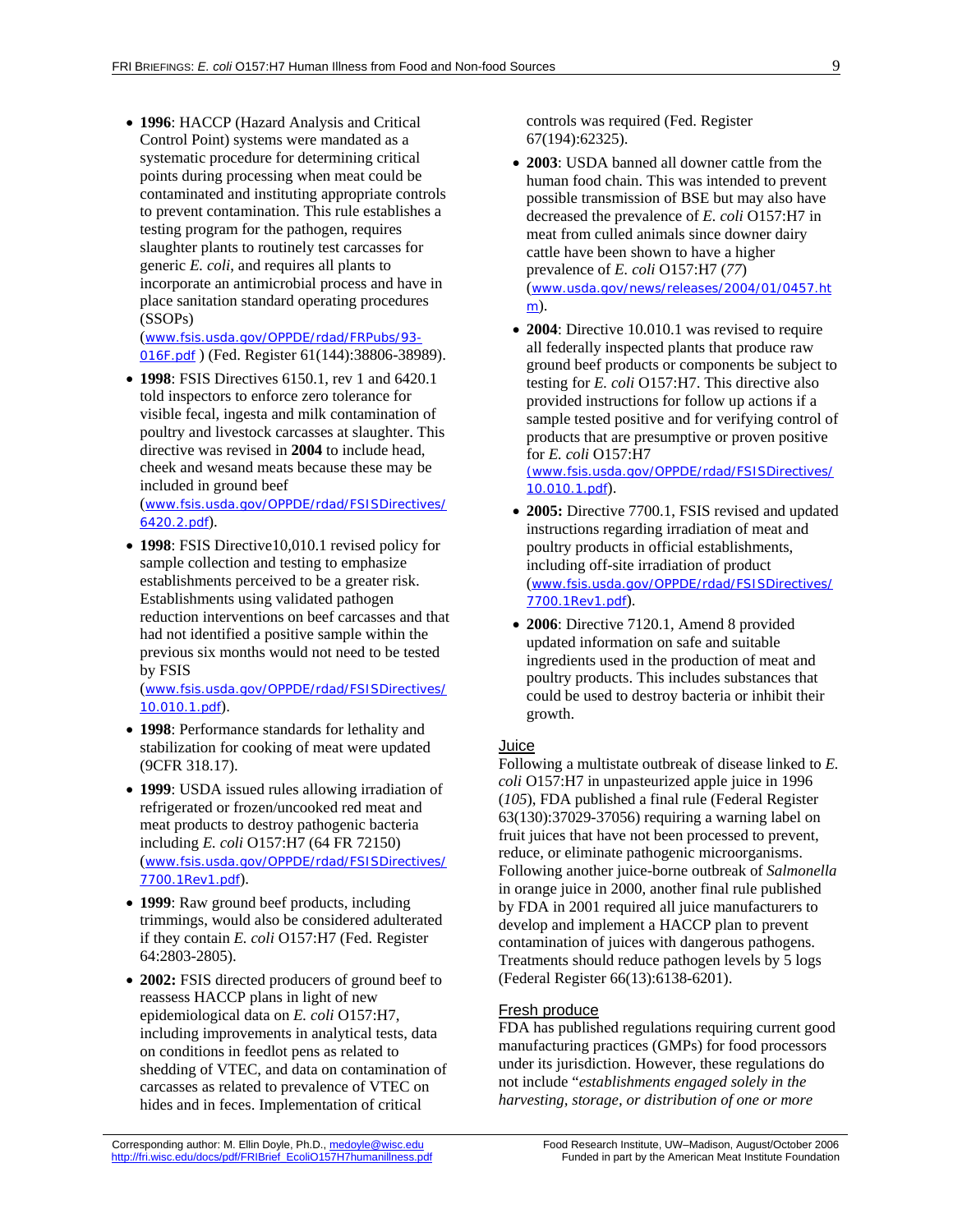- **1996**: HACCP (Hazard Analysis and Critical Control Point) systems were mandated as a systematic procedure for determining critical points during processing when meat could be contaminated and instituting appropriate controls to prevent contamination. This rule establishes a testing program for the pathogen, requires slaughter plants to routinely test carcasses for generic *E. coli*, and requires all plants to incorporate an antimicrobial process and have in place sanitation standard operating procedures (SSOPs) (www.fsis.usda.gov/OPPDE/rdad/FRPubs/93-016F.pdf ) (Fed. Register 61(144):38806-38989).
- **1998**: FSIS Directives 6150.1, rev 1 and 6420.1 told inspectors to enforce zero tolerance for visible fecal, ingesta and milk contamination of poultry and livestock carcasses at slaughter. This directive was revised in **2004** to include head, cheek and wesand meats because these may be included in ground beef (www.fsis.usda.gov/OPPDE/rdad/FSISDirectives/6420.2.pdf).
- **1998**: FSIS Directive10,010.1 revised policy for sample collection and testing to emphasize establishments perceived to be a greater risk. Establishments using validated pathogen reduction interventions on beef carcasses and that had not identified a positive sample within the previous six months would not need to be tested by FSIS (www.fsis.usda.gov/OPPDE/rdad/FSISDirectives/10.010.1.pdf).
- **1998**: Performance standards for lethality and stabilization for cooking of meat were updated (9CFR 318.17).
- **1999**: USDA issued rules allowing irradiation of refrigerated or frozen/uncooked red meat and meat products to destroy pathogenic bacteria including *E. coli* O157:H7 (64 FR 72150) (www.fsis.usda.gov/OPPDE/rdad/FSISDirectives/7700.1Rev1.pdf).
- **1999**: Raw ground beef products, including trimmings, would also be considered adulterated if they contain *E. coli* O157:H7 (Fed. Register 64:2803-2805).
- **2002:** FSIS directed producers of ground beef to reassess HACCP plans in light of new epidemiological data on *E. coli* O157:H7, including improvements in analytical tests, data on conditions in feedlot pens as related to shedding of VTEC, and data on contamination of carcasses as related to prevalence of VTEC on hides and in feces. Implementation of critical controls was required (Fed. Register 67(194):62325).
- **2003**: USDA banned all downer cattle from the human food chain. This was intended to prevent possible transmission of BSE but may also have decreased the prevalence of *E. coli* O157:H7 in meat from culled animals since downer dairy cattle have been shown to have a higher prevalence of *E. coli* O157:H7 (*77*) (www.usda.gov/news/releases/2004/01/0457.htm).
- **2004**: Directive 10.010.1 was revised to require all federally inspected plants that produce raw ground beef products or components be subject to testing for *E. coli* O157:H7. This directive also provided instructions for follow up actions if a sample tested positive and for verifying control of products that are presumptive or proven positive for *E. coli* O157:H7 (www.fsis.usda.gov/OPPDE/rdad/FSISDirectives/10.010.1.pdf).
- **2005:** Directive 7700.1, FSIS revised and updated instructions regarding irradiation of meat and poultry products in official establishments, including off-site irradiation of product (www.fsis.usda.gov/OPPDE/rdad/FSISDirectives/7700.1Rev1.pdf).
- **2006**: Directive 7120.1, Amend 8 provided updated information on safe and suitable ingredients used in the production of meat and poultry products. This includes substances that could be used to destroy bacteria or inhibit their growth.

### Juice

Following a multistate outbreak of disease linked to *E. coli* O157:H7 in unpasteurized apple juice in 1996 (*105*), FDA published a final rule (Federal Register 63(130):37029-37056) requiring a warning label on fruit juices that have not been processed to prevent, reduce, or eliminate pathogenic microorganisms. Following another juice-borne outbreak of *Salmonella* in orange juice in 2000, another final rule published by FDA in 2001 required all juice manufacturers to develop and implement a HACCP plan to prevent contamination of juices with dangerous pathogens. Treatments should reduce pathogen levels by 5 logs (Federal Register 66(13):6138-6201).

### Fresh produce

FDA has published regulations requiring current good manufacturing practices (GMPs) for food processors under its jurisdiction. However, these regulations do not include "*establishments engaged solely in the harvesting, storage, or distribution of one or more*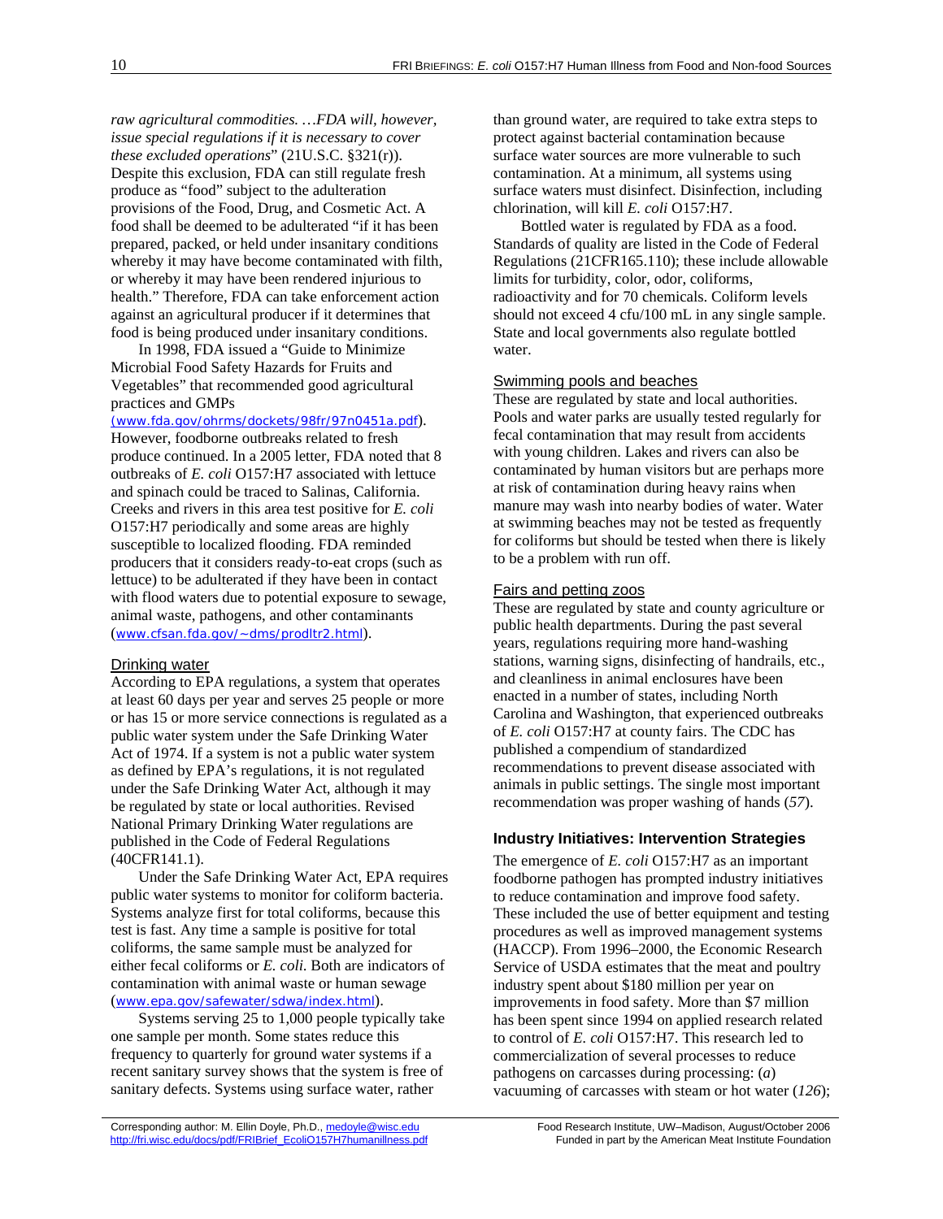*raw agricultural commodities. …FDA will, however, issue special regulations if it is necessary to cover these excluded operations*" (21U.S.C. §321(r)). Despite this exclusion, FDA can still regulate fresh produce as "food" subject to the adulteration provisions of the Food, Drug, and Cosmetic Act. A food shall be deemed to be adulterated "if it has been prepared, packed, or held under insanitary conditions whereby it may have become contaminated with filth, or whereby it may have been rendered injurious to health." Therefore, FDA can take enforcement action against an agricultural producer if it determines that food is being produced under insanitary conditions.

In 1998, FDA issued a "Guide to Minimize Microbial Food Safety Hazards for Fruits and Vegetables" that recommended good agricultural practices and GMPs (www.fda.gov/ohrms/dockets/98fr/97n0451a.pdf). However, foodborne outbreaks related to fresh produce continued. In a 2005 letter, FDA noted that 8 outbreaks of *E. coli* O157:H7 associated with lettuce and spinach could be traced to Salinas, California. Creeks and rivers in this area test positive for *E. coli* O157:H7 periodically and some areas are highly susceptible to localized flooding. FDA reminded producers that it considers ready-to-eat crops (such as lettuce) to be adulterated if they have been in contact with flood waters due to potential exposure to sewage, animal waste, pathogens, and other contaminants (www.cfsan.fda.gov/~dms/prodltr2.html).

### Drinking water

According to EPA regulations, a system that operates at least 60 days per year and serves 25 people or more or has 15 or more service connections is regulated as a public water system under the Safe Drinking Water Act of 1974. If a system is not a public water system as defined by EPA's regulations, it is not regulated under the Safe Drinking Water Act, although it may be regulated by state or local authorities. Revised National Primary Drinking Water regulations are published in the Code of Federal Regulations (40CFR141.1).

Under the Safe Drinking Water Act, EPA requires public water systems to monitor for coliform bacteria. Systems analyze first for total coliforms, because this test is fast. Any time a sample is positive for total coliforms, the same sample must be analyzed for either fecal coliforms or *E. coli*. Both are indicators of contamination with animal waste or human sewage (www.epa.gov/safewater/sdwa/index.html).

Systems serving 25 to 1,000 people typically take one sample per month. Some states reduce this frequency to quarterly for ground water systems if a recent sanitary survey shows that the system is free of sanitary defects. Systems using surface water, rather than ground water, are required to take extra steps to protect against bacterial contamination because surface water sources are more vulnerable to such contamination. At a minimum, all systems using surface waters must disinfect. Disinfection, including chlorination, will kill *E. coli* O157:H7.

Bottled water is regulated by FDA as a food. Standards of quality are listed in the Code of Federal Regulations (21CFR165.110); these include allowable limits for turbidity, color, odor, coliforms, radioactivity and for 70 chemicals. Coliform levels should not exceed 4 cfu/100 mL in any single sample. State and local governments also regulate bottled water.

### Swimming pools and beaches

These are regulated by state and local authorities. Pools and water parks are usually tested regularly for fecal contamination that may result from accidents with young children. Lakes and rivers can also be contaminated by human visitors but are perhaps more at risk of contamination during heavy rains when manure may wash into nearby bodies of water. Water at swimming beaches may not be tested as frequently for coliforms but should be tested when there is likely to be a problem with run off.

### Fairs and petting zoos

These are regulated by state and county agriculture or public health departments. During the past several years, regulations requiring more hand-washing stations, warning signs, disinfecting of handrails, etc., and cleanliness in animal enclosures have been enacted in a number of states, including North Carolina and Washington, that experienced outbreaks of *E. coli* O157:H7 at county fairs. The CDC has published a compendium of standardized recommendations to prevent disease associated with animals in public settings. The single most important recommendation was proper washing of hands (*57*).

## Industry Initiatives: Intervention Strategies

The emergence of *E. coli* O157:H7 as an important foodborne pathogen has prompted industry initiatives to reduce contamination and improve food safety. These included the use of better equipment and testing procedures as well as improved management systems (HACCP). From 1996–2000, the Economic Research Service of USDA estimates that the meat and poultry industry spent about $180 million per year on improvements in food safety. More than $7 million has been spent since 1994 on applied research related to control of *E. coli* O157:H7. This research led to commercialization of several processes to reduce pathogens on carcasses during processing: (*a*) vacuuming of carcasses with steam or hot water (*126*);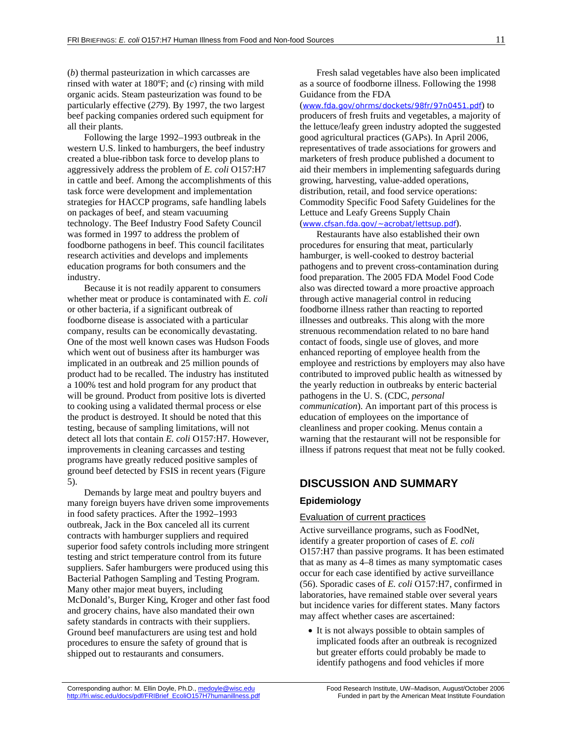(*b*) thermal pasteurization in which carcasses are rinsed with water at 180ºF; and (*c*) rinsing with mild organic acids. Steam pasteurization was found to be particularly effective (*279*). By 1997, the two largest beef packing companies ordered such equipment for all their plants.

Following the large 1992–1993 outbreak in the western U.S. linked to hamburgers, the beef industry created a blue-ribbon task force to develop plans to aggressively address the problem of *E. coli* O157:H7 in cattle and beef. Among the accomplishments of this task force were development and implementation strategies for HACCP programs, safe handling labels on packages of beef, and steam vacuuming technology. The Beef Industry Food Safety Council was formed in 1997 to address the problem of foodborne pathogens in beef. This council facilitates research activities and develops and implements education programs for both consumers and the industry.

Because it is not readily apparent to consumers whether meat or produce is contaminated with *E. coli* or other bacteria, if a significant outbreak of foodborne disease is associated with a particular company, results can be economically devastating. One of the most well known cases was Hudson Foods which went out of business after its hamburger was implicated in an outbreak and 25 million pounds of product had to be recalled. The industry has instituted a 100% test and hold program for any product that will be ground. Product from positive lots is diverted to cooking using a validated thermal process or else the product is destroyed. It should be noted that this testing, because of sampling limitations, will not detect all lots that contain *E. coli* O157:H7. However, improvements in cleaning carcasses and testing programs have greatly reduced positive samples of ground beef detected by FSIS in recent years (Figure 5).

Demands by large meat and poultry buyers and many foreign buyers have driven some improvements in food safety practices. After the 1992–1993 outbreak, Jack in the Box canceled all its current contracts with hamburger suppliers and required superior food safety controls including more stringent testing and strict temperature control from its future suppliers. Safer hamburgers were produced using this Bacterial Pathogen Sampling and Testing Program. Many other major meat buyers, including McDonald's, Burger King, Kroger and other fast food and grocery chains, have also mandated their own safety standards in contracts with their suppliers. Ground beef manufacturers are using test and hold procedures to ensure the safety of ground that is shipped out to restaurants and consumers.

Fresh salad vegetables have also been implicated as a source of foodborne illness. Following the 1998 Guidance from the FDA (www.fda.gov/ohrms/dockets/98fr/97n0451.pdf) to producers of fresh fruits and vegetables, a majority of the lettuce/leafy green industry adopted the suggested good agricultural practices (GAPs). In April 2006, representatives of trade associations for growers and marketers of fresh produce published a document to aid their members in implementing safeguards during growing, harvesting, value-added operations, distribution, retail, and food service operations: Commodity Specific Food Safety Guidelines for the Lettuce and Leafy Greens Supply Chain (www.cfsan.fda.gov/~acrobat/lettsup.pdf).

Restaurants have also established their own procedures for ensuring that meat, particularly hamburger, is well-cooked to destroy bacterial pathogens and to prevent cross-contamination during food preparation. The 2005 FDA Model Food Code also was directed toward a more proactive approach through active managerial control in reducing foodborne illness rather than reacting to reported illnesses and outbreaks. This along with the more strenuous recommendation related to no bare hand contact of foods, single use of gloves, and more enhanced reporting of employee health from the employee and restrictions by employers may also have contributed to improved public health as witnessed by the yearly reduction in outbreaks by enteric bacterial pathogens in the U. S. (CDC, *personal communication*). An important part of this process is education of employees on the importance of cleanliness and proper cooking. Menus contain a warning that the restaurant will not be responsible for illness if patrons request that meat not be fully cooked.

## DISCUSSION AND SUMMARY

### Epidemiology

#### Evaluation of current practices

Active surveillance programs, such as FoodNet, identify a greater proportion of cases of *E. coli* O157:H7 than passive programs. It has been estimated that as many as 4–8 times as many symptomatic cases occur for each case identified by active surveillance (56). Sporadic cases of *E. coli* O157:H7, confirmed in laboratories, have remained stable over several years but incidence varies for different states. Many factors may affect whether cases are ascertained:

- It is not always possible to obtain samples of implicated foods after an outbreak is recognized but greater efforts could probably be made to identify pathogens and food vehicles if more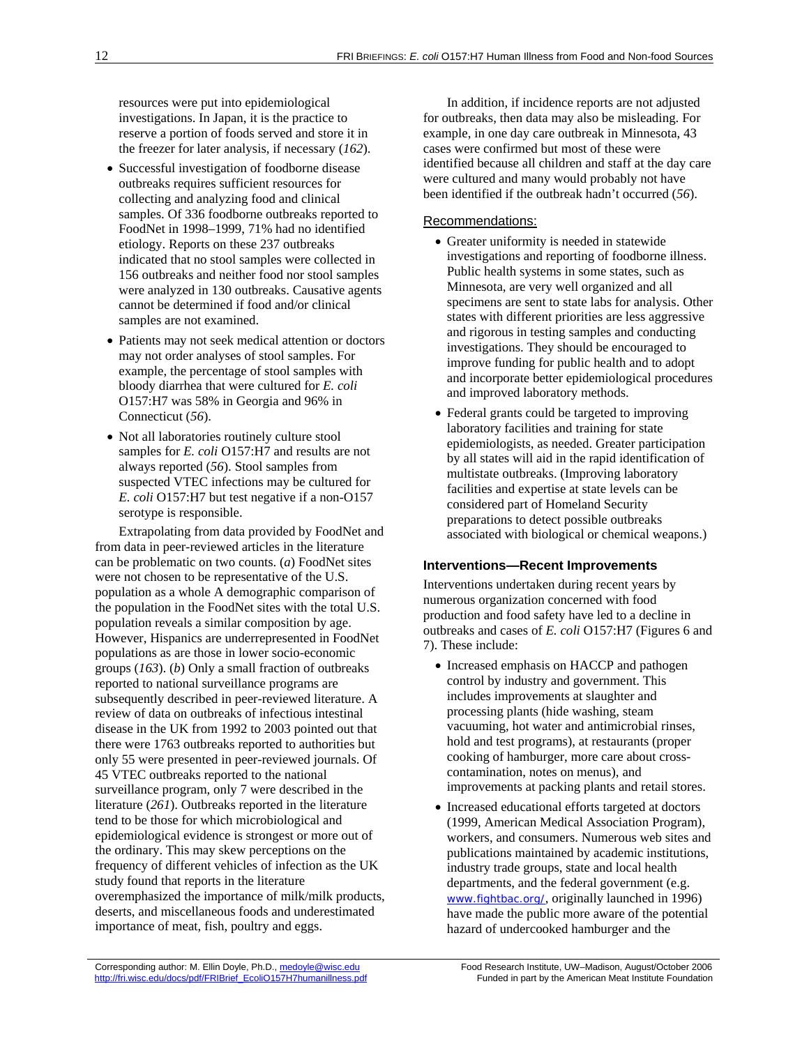resources were put into epidemiological investigations. In Japan, it is the practice to reserve a portion of foods served and store it in the freezer for later analysis, if necessary (*162*).

- Successful investigation of foodborne disease outbreaks requires sufficient resources for collecting and analyzing food and clinical samples. Of 336 foodborne outbreaks reported to FoodNet in 1998–1999, 71% had no identified etiology. Reports on these 237 outbreaks indicated that no stool samples were collected in 156 outbreaks and neither food nor stool samples were analyzed in 130 outbreaks. Causative agents cannot be determined if food and/or clinical samples are not examined.
- Patients may not seek medical attention or doctors may not order analyses of stool samples. For example, the percentage of stool samples with bloody diarrhea that were cultured for *E. coli* O157:H7 was 58% in Georgia and 96% in Connecticut (*56*).
- Not all laboratories routinely culture stool samples for *E. coli* O157:H7 and results are not always reported (*56*). Stool samples from suspected VTEC infections may be cultured for *E. coli* O157:H7 but test negative if a non-O157 serotype is responsible.

Extrapolating from data provided by FoodNet and from data in peer-reviewed articles in the literature can be problematic on two counts. (*a*) FoodNet sites were not chosen to be representative of the U.S. population as a whole A demographic comparison of the population in the FoodNet sites with the total U.S. population reveals a similar composition by age. However, Hispanics are underrepresented in FoodNet populations as are those in lower socio-economic groups (*163*). (*b*) Only a small fraction of outbreaks reported to national surveillance programs are subsequently described in peer-reviewed literature. A review of data on outbreaks of infectious intestinal disease in the UK from 1992 to 2003 pointed out that there were 1763 outbreaks reported to authorities but only 55 were presented in peer-reviewed journals. Of 45 VTEC outbreaks reported to the national surveillance program, only 7 were described in the literature (*261*). Outbreaks reported in the literature tend to be those for which microbiological and epidemiological evidence is strongest or more out of the ordinary. This may skew perceptions on the frequency of different vehicles of infection as the UK study found that reports in the literature overemphasized the importance of milk/milk products, deserts, and miscellaneous foods and underestimated importance of meat, fish, poultry and eggs.

In addition, if incidence reports are not adjusted for outbreaks, then data may also be misleading. For example, in one day care outbreak in Minnesota, 43 cases were confirmed but most of these were identified because all children and staff at the day care were cultured and many would probably not have been identified if the outbreak hadn't occurred (*56*).

Recommendations:

- Greater uniformity is needed in statewide investigations and reporting of foodborne illness. Public health systems in some states, such as Minnesota, are very well organized and all specimens are sent to state labs for analysis. Other states with different priorities are less aggressive and rigorous in testing samples and conducting investigations. They should be encouraged to improve funding for public health and to adopt and incorporate better epidemiological procedures and improved laboratory methods.
- Federal grants could be targeted to improving laboratory facilities and training for state epidemiologists, as needed. Greater participation by all states will aid in the rapid identification of multistate outbreaks. (Improving laboratory facilities and expertise at state levels can be considered part of Homeland Security preparations to detect possible outbreaks associated with biological or chemical weapons.)

### Interventions—Recent Improvements

Interventions undertaken during recent years by numerous organization concerned with food production and food safety have led to a decline in outbreaks and cases of *E. coli* O157:H7 (Figures 6 and 7). These include:

- Increased emphasis on HACCP and pathogen control by industry and government. This includes improvements at slaughter and processing plants (hide washing, steam vacuuming, hot water and antimicrobial rinses, hold and test programs), at restaurants (proper cooking of hamburger, more care about cross-contamination, notes on menus), and improvements at packing plants and retail stores.
- Increased educational efforts targeted at doctors (1999, American Medical Association Program), workers, and consumers. Numerous web sites and publications maintained by academic institutions, industry trade groups, state and local health departments, and the federal government (e.g. www.fightbac.org/, originally launched in 1996) have made the public more aware of the potential hazard of undercooked hamburger and the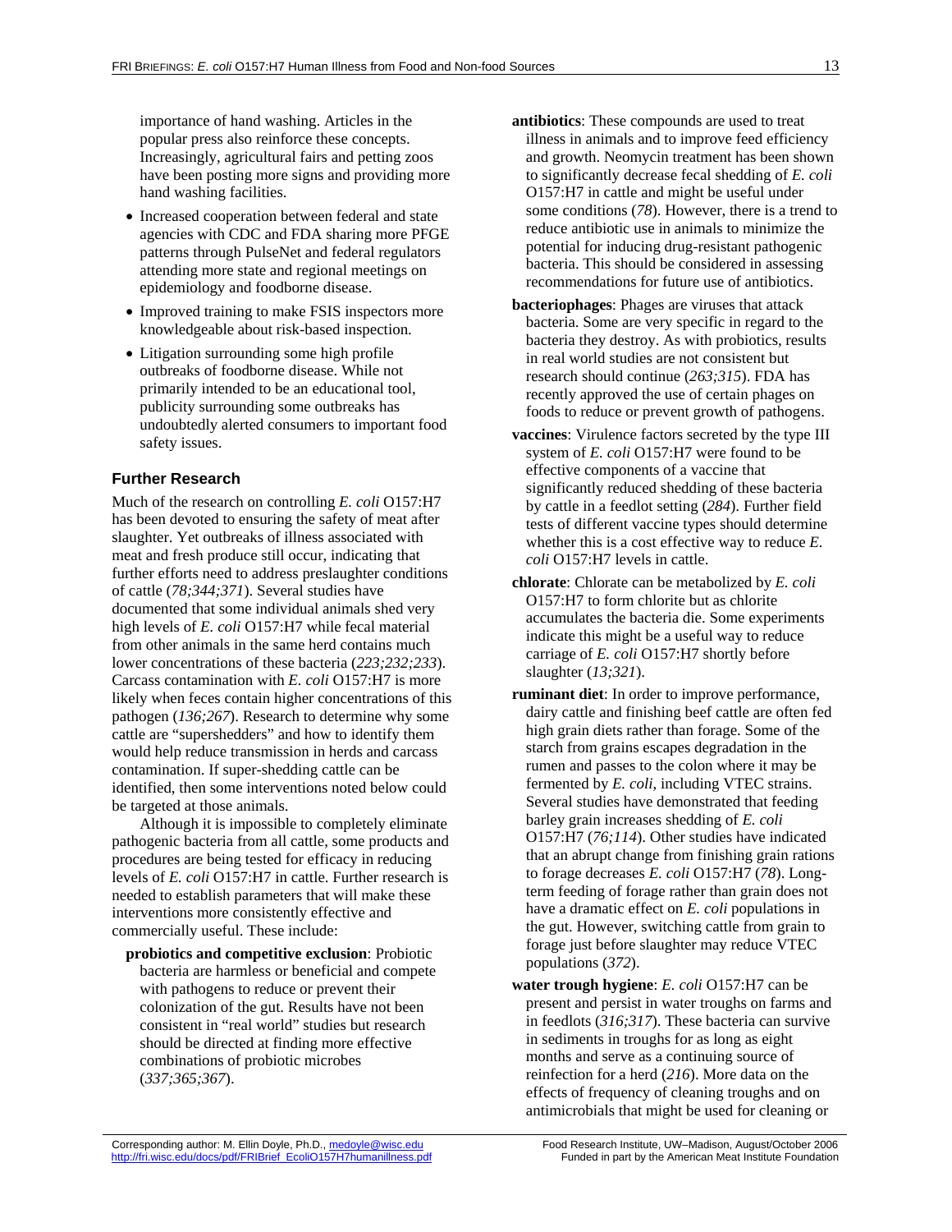importance of hand washing. Articles in the popular press also reinforce these concepts. Increasingly, agricultural fairs and petting zoos have been posting more signs and providing more hand washing facilities.

- Increased cooperation between federal and state agencies with CDC and FDA sharing more PFGE patterns through PulseNet and federal regulators attending more state and regional meetings on epidemiology and foodborne disease.
- Improved training to make FSIS inspectors more knowledgeable about risk-based inspection.
- Litigation surrounding some high profile outbreaks of foodborne disease. While not primarily intended to be an educational tool, publicity surrounding some outbreaks has undoubtedly alerted consumers to important food safety issues.

### Further Research

Much of the research on controlling *E. coli* O157:H7 has been devoted to ensuring the safety of meat after slaughter. Yet outbreaks of illness associated with meat and fresh produce still occur, indicating that further efforts need to address preslaughter conditions of cattle (*78;344;371*). Several studies have documented that some individual animals shed very high levels of *E. coli* O157:H7 while fecal material from other animals in the same herd contains much lower concentrations of these bacteria (*223;232;233*). Carcass contamination with *E. coli* O157:H7 is more likely when feces contain higher concentrations of this pathogen (*136;267*). Research to determine why some cattle are "supershedders" and how to identify them would help reduce transmission in herds and carcass contamination. If super-shedding cattle can be identified, then some interventions noted below could be targeted at those animals.

Although it is impossible to completely eliminate pathogenic bacteria from all cattle, some products and procedures are being tested for efficacy in reducing levels of *E. coli* O157:H7 in cattle. Further research is needed to establish parameters that will make these interventions more consistently effective and commercially useful. These include:

**probiotics and competitive exclusion**: Probiotic bacteria are harmless or beneficial and compete with pathogens to reduce or prevent their colonization of the gut. Results have not been consistent in "real world" studies but research should be directed at finding more effective combinations of probiotic microbes (*337;365;367*).

**antibiotics**: These compounds are used to treat illness in animals and to improve feed efficiency and growth. Neomycin treatment has been shown to significantly decrease fecal shedding of *E. coli* O157:H7 in cattle and might be useful under some conditions (*78*). However, there is a trend to reduce antibiotic use in animals to minimize the potential for inducing drug-resistant pathogenic bacteria. This should be considered in assessing recommendations for future use of antibiotics.

**bacteriophages**: Phages are viruses that attack bacteria. Some are very specific in regard to the bacteria they destroy. As with probiotics, results in real world studies are not consistent but research should continue (*263;315*). FDA has recently approved the use of certain phages on foods to reduce or prevent growth of pathogens.

**vaccines**: Virulence factors secreted by the type III system of *E. coli* O157:H7 were found to be effective components of a vaccine that significantly reduced shedding of these bacteria by cattle in a feedlot setting (*284*). Further field tests of different vaccine types should determine whether this is a cost effective way to reduce *E. coli* O157:H7 levels in cattle.

**chlorate**: Chlorate can be metabolized by *E. coli* O157:H7 to form chlorite but as chlorite accumulates the bacteria die. Some experiments indicate this might be a useful way to reduce carriage of *E. coli* O157:H7 shortly before slaughter (*13;321*).

**ruminant diet**: In order to improve performance, dairy cattle and finishing beef cattle are often fed high grain diets rather than forage. Some of the starch from grains escapes degradation in the rumen and passes to the colon where it may be fermented by *E. coli*, including VTEC strains. Several studies have demonstrated that feeding barley grain increases shedding of *E. coli* O157:H7 (*76;114*). Other studies have indicated that an abrupt change from finishing grain rations to forage decreases *E. coli* O157:H7 (*78*). Long-term feeding of forage rather than grain does not have a dramatic effect on *E. coli* populations in the gut. However, switching cattle from grain to forage just before slaughter may reduce VTEC populations (*372*).

**water trough hygiene**: *E. coli* O157:H7 can be present and persist in water troughs on farms and in feedlots (*316;317*). These bacteria can survive in sediments in troughs for as long as eight months and serve as a continuing source of reinfection for a herd (*216*). More data on the effects of frequency of cleaning troughs and on antimicrobials that might be used for cleaning or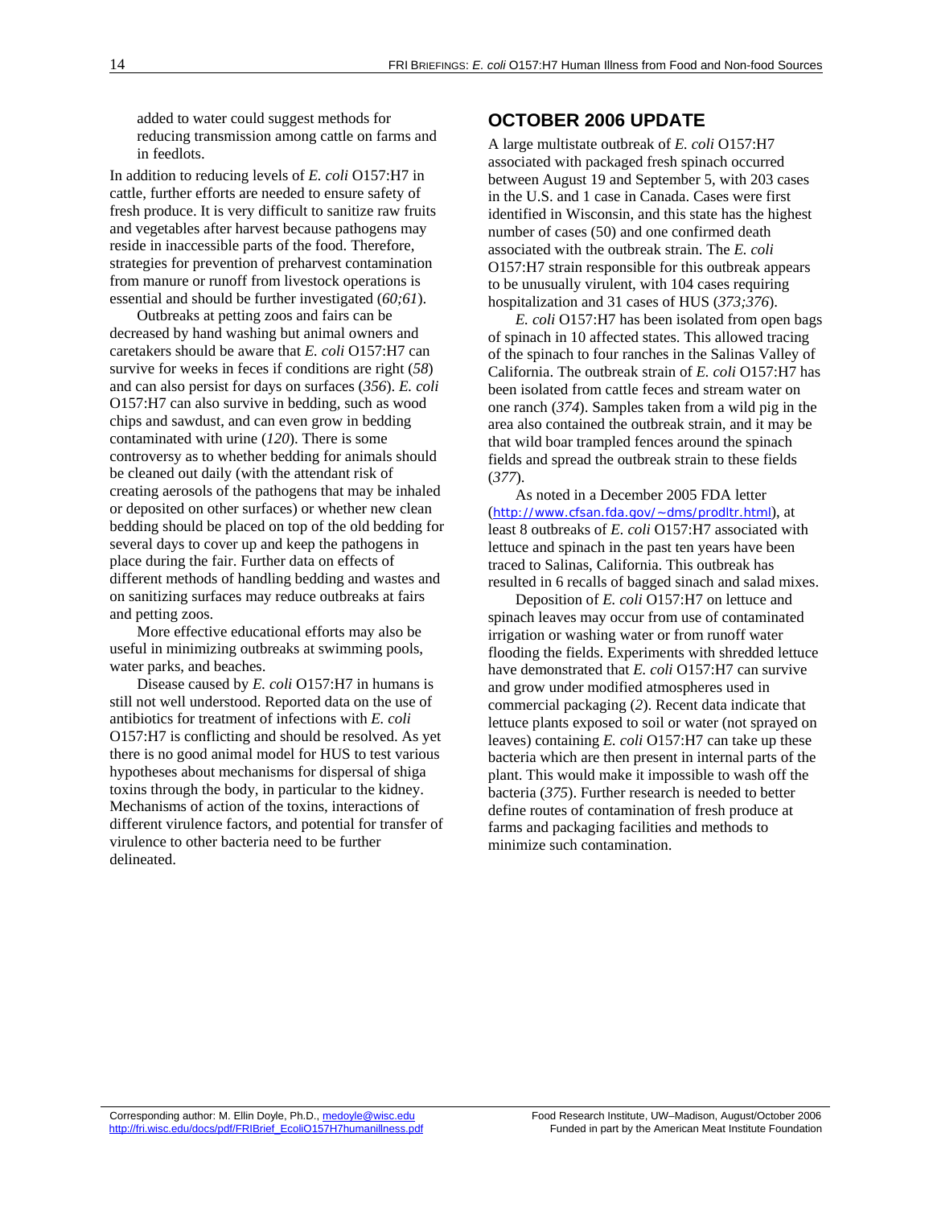added to water could suggest methods for reducing transmission among cattle on farms and in feedlots.

In addition to reducing levels of *E. coli* O157:H7 in cattle, further efforts are needed to ensure safety of fresh produce. It is very difficult to sanitize raw fruits and vegetables after harvest because pathogens may reside in inaccessible parts of the food. Therefore, strategies for prevention of preharvest contamination from manure or runoff from livestock operations is essential and should be further investigated (*60;61*).

Outbreaks at petting zoos and fairs can be decreased by hand washing but animal owners and caretakers should be aware that *E. coli* O157:H7 can survive for weeks in feces if conditions are right (*58*) and can also persist for days on surfaces (*356*). *E. coli* O157:H7 can also survive in bedding, such as wood chips and sawdust, and can even grow in bedding contaminated with urine (*120*). There is some controversy as to whether bedding for animals should be cleaned out daily (with the attendant risk of creating aerosols of the pathogens that may be inhaled or deposited on other surfaces) or whether new clean bedding should be placed on top of the old bedding for several days to cover up and keep the pathogens in place during the fair. Further data on effects of different methods of handling bedding and wastes and on sanitizing surfaces may reduce outbreaks at fairs and petting zoos.

More effective educational efforts may also be useful in minimizing outbreaks at swimming pools, water parks, and beaches.

Disease caused by *E. coli* O157:H7 in humans is still not well understood. Reported data on the use of antibiotics for treatment of infections with *E. coli* O157:H7 is conflicting and should be resolved. As yet there is no good animal model for HUS to test various hypotheses about mechanisms for dispersal of shiga toxins through the body, in particular to the kidney. Mechanisms of action of the toxins, interactions of different virulence factors, and potential for transfer of virulence to other bacteria need to be further delineated.

## OCTOBER 2006 UPDATE

A large multistate outbreak of *E. coli* O157:H7 associated with packaged fresh spinach occurred between August 19 and September 5, with 203 cases in the U.S. and 1 case in Canada. Cases were first identified in Wisconsin, and this state has the highest number of cases (50) and one confirmed death associated with the outbreak strain. The *E. coli* O157:H7 strain responsible for this outbreak appears to be unusually virulent, with 104 cases requiring hospitalization and 31 cases of HUS (*373;376*).

*E. coli* O157:H7 has been isolated from open bags of spinach in 10 affected states. This allowed tracing of the spinach to four ranches in the Salinas Valley of California. The outbreak strain of *E. coli* O157:H7 has been isolated from cattle feces and stream water on one ranch (*374*). Samples taken from a wild pig in the area also contained the outbreak strain, and it may be that wild boar trampled fences around the spinach fields and spread the outbreak strain to these fields (*377*).

As noted in a December 2005 FDA letter (http://www.cfsan.fda.gov/~dms/prodltr.html), at least 8 outbreaks of *E. coli* O157:H7 associated with lettuce and spinach in the past ten years have been traced to Salinas, California. This outbreak has resulted in 6 recalls of bagged sinach and salad mixes.

Deposition of *E. coli* O157:H7 on lettuce and spinach leaves may occur from use of contaminated irrigation or washing water or from runoff water flooding the fields. Experiments with shredded lettuce have demonstrated that *E. coli* O157:H7 can survive and grow under modified atmospheres used in commercial packaging (*2*). Recent data indicate that lettuce plants exposed to soil or water (not sprayed on leaves) containing *E. coli* O157:H7 can take up these bacteria which are then present in internal parts of the plant. This would make it impossible to wash off the bacteria (*375*). Further research is needed to better define routes of contamination of fresh produce at farms and packaging facilities and methods to minimize such contamination.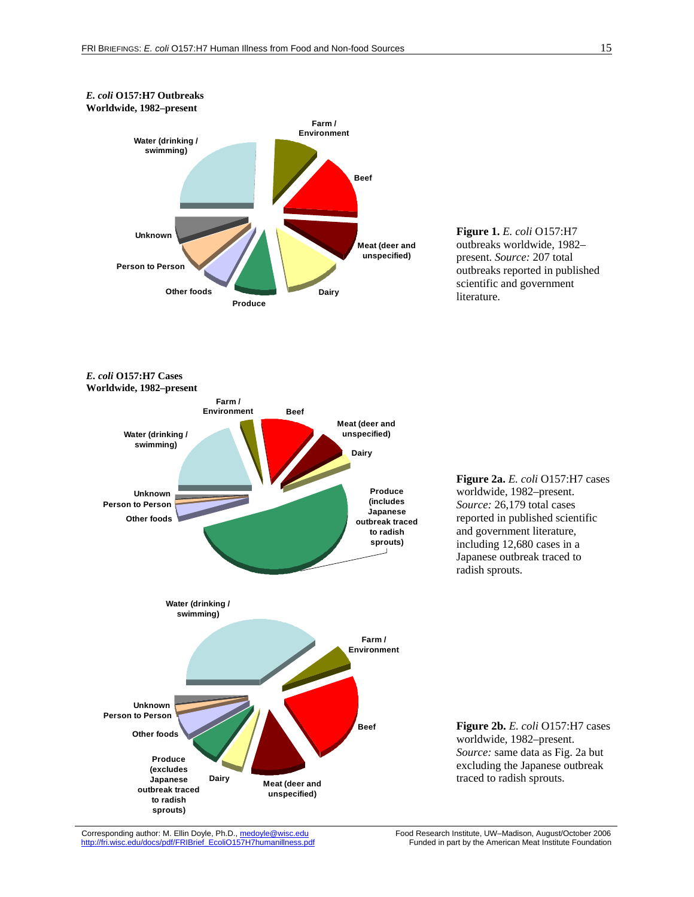***E. coli* O157:H7 Outbreaks Worldwide, 1982–present**

Water (drinking / swimming)

Farm / Environment

Beef

Meat (deer and unspecified)

Dairy

Produce

Other foods

Person to Person

Unknown

**Figure 1.** *E. coli* O157:H7 outbreaks worldwide, 1982–present. *Source:* 207 total outbreaks reported in published scientific and government literature.

***E. coli* O157:H7 Cases Worldwide, 1982–present**

Farm / Environment

Beef

Meat (deer and unspecified)

Dairy

Water (drinking / swimming)

Unknown

Person to Person

Other foods

Produce (includes Japanese outbreak traced to radish sprouts)

**Figure 2a.** *E. coli* O157:H7 cases worldwide, 1982–present. *Source:* 26,179 total cases reported in published scientific and government literature, including 12,680 cases in a Japanese outbreak traced to radish sprouts.

Water (drinking / swimming)

Farm / Environment

Beef

Unknown

Person to Person

Other foods

Produce (excludes Japanese outbreak traced to radish sprouts)

Dairy

Meat (deer and unspecified)

**Figure 2b.** *E. coli* O157:H7 cases worldwide, 1982–present. *Source:* same data as Fig. 2a but excluding the Japanese outbreak traced to radish sprouts.

Corresponding author: M. Ellin Doyle, Ph.D., medoyle@wisc.edu
http://fri.wisc.edu/docs/pdf/FRIBrief_EcoliO157H7humanillness.pdf

Food Research Institute, UW–Madison, August/October 2006
Funded in part by the American Meat Institute Foundation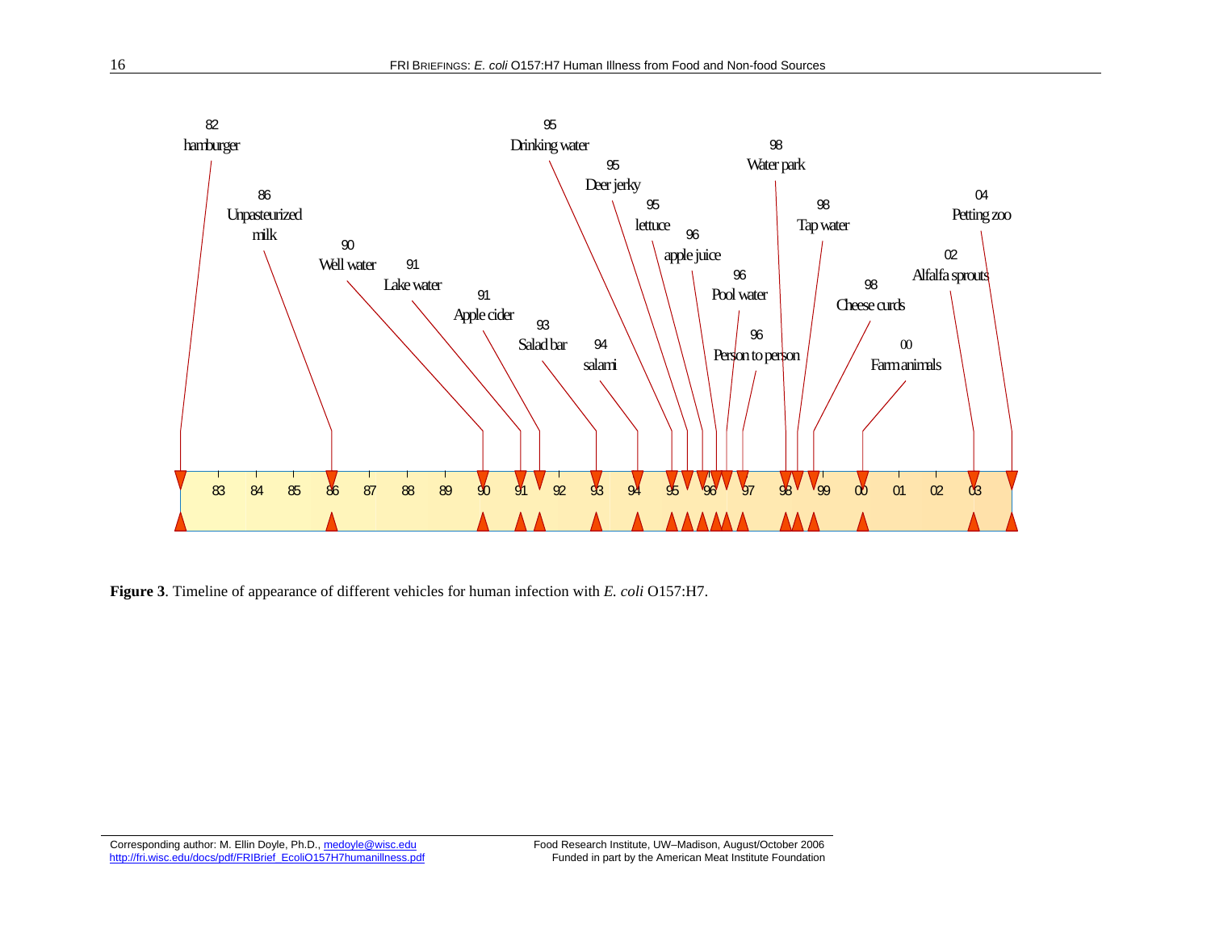**Figure 3**. Timeline of appearance of different vehicles for human infection with *E. coli* O157:H7.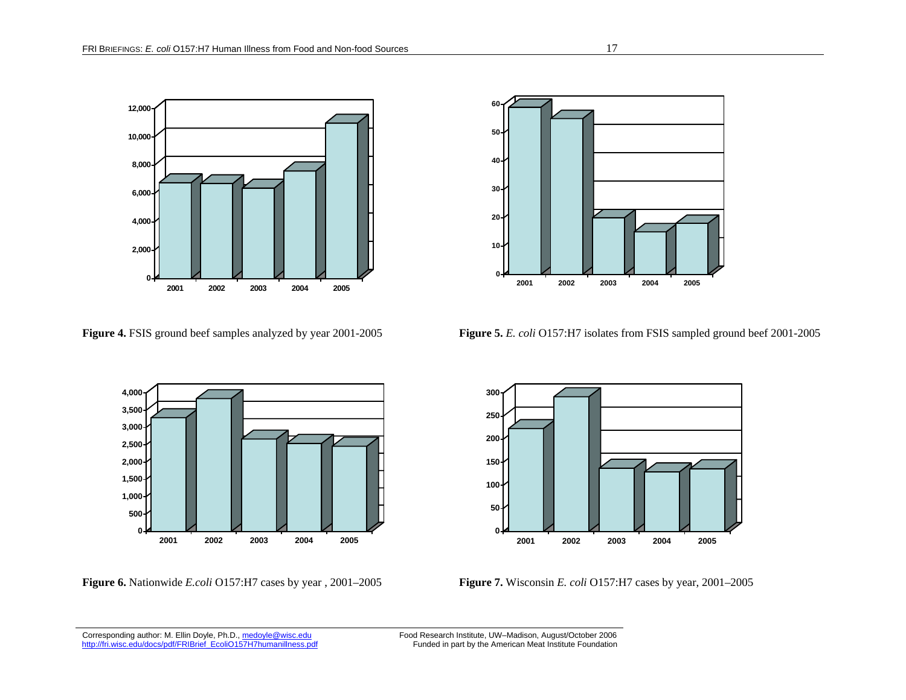**Figure 4.** FSIS ground beef samples analyzed by year 2001-2005

**Figure 5.** *E. coli* O157:H7 isolates from FSIS sampled ground beef 2001-2005

**Figure 6.** Nationwide *E.coli* O157:H7 cases by year , 2001–2005

**Figure 7.** Wisconsin *E. coli* O157:H7 cases by year, 2001–2005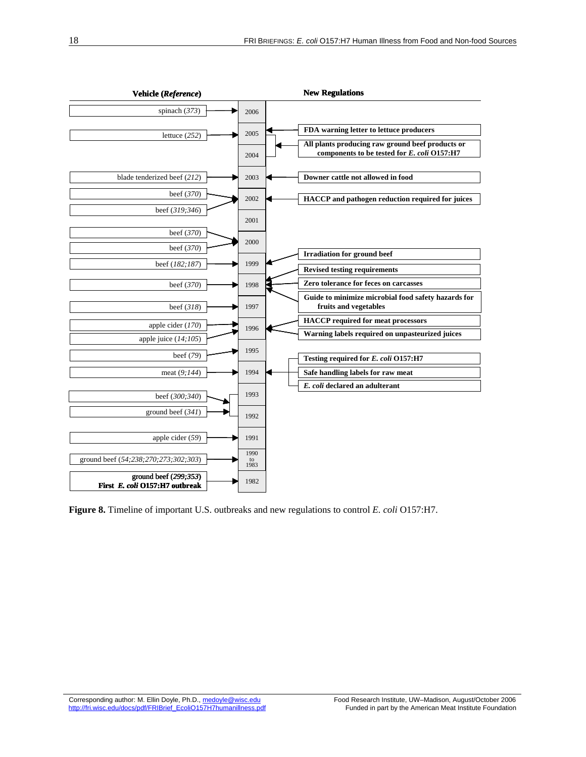| Vehicle (*Reference*) | Year | New Regulations |
|---|---|---|
| spinach (*373*) | 2006 | |
| lettuce (*252*) | 2005 | FDA warning letter to lettuce producers |
| | 2004 | All plants producing raw ground beef products or components to be tested for *E. coli* O157:H7 |
| blade tenderized beef (*212*) | 2003 | Downer cattle not allowed in food |
| beef (*370*); beef (*319;346*) | 2002 | HACCP and pathogen reduction required for juices |
| | 2001 | |
| beef (*370*); beef (*370*) | 2000 | |
| beef (*182;187*) | 1999 | Irradiation for ground beef |
| beef (*370*) | 1998 | Revised testing requirements; Zero tolerance for feces on carcasses; Guide to minimize microbial food safety hazards for fruits and vegetables |
| beef (*318*) | 1997 | |
| apple cider (*170*); apple juice (*14;105*) | 1996 | HACCP required for meat processors; Warning labels required on unpasteurized juices |
| beef (*79*) | 1995 | |
| meat (*9;144*) | 1994 | Testing required for *E. coli* O157:H7; Safe handling labels for raw meat; *E. coli* declared an adulterant |
| beef (*300;340*); ground beef (*341*) | 1993 | |
| | 1992 | |
| apple cider (*59*) | 1991 | |
| ground beef (*54;238;270;273;302;303*) | 1990 to 1983 | |
| ground beef (*299;353*) **First *E. coli* O157:H7 outbreak** | 1982 | |

**Figure 8.** Timeline of important U.S. outbreaks and new regulations to control *E. coli* O157:H7.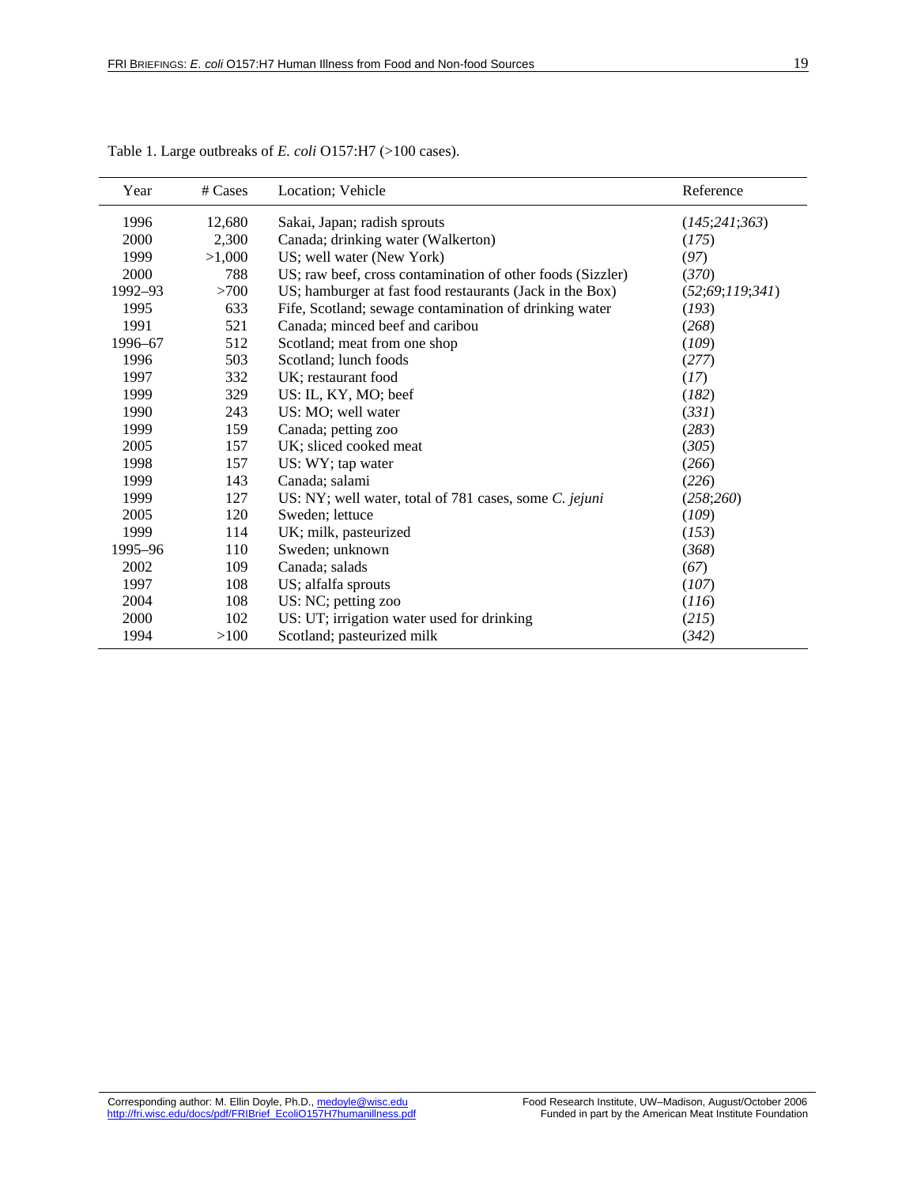Table 1. Large outbreaks of *E. coli* O157:H7 (>100 cases).

| Year | # Cases | Location; Vehicle | Reference |
|---|---|---|---|
| 1996 | 12,680 | Sakai, Japan; radish sprouts | (*145*;*241*;*363*) |
| 2000 | 2,300 | Canada; drinking water (Walkerton) | (*175*) |
| 1999 | >1,000 | US; well water (New York) | (*97*) |
| 2000 | 788 | US; raw beef, cross contamination of other foods (Sizzler) | (*370*) |
| 1992–93 | >700 | US; hamburger at fast food restaurants (Jack in the Box) | (*52*;*69*;*119*;*341*) |
| 1995 | 633 | Fife, Scotland; sewage contamination of drinking water | (*193*) |
| 1991 | 521 | Canada; minced beef and caribou | (*268*) |
| 1996–67 | 512 | Scotland; meat from one shop | (*109*) |
| 1996 | 503 | Scotland; lunch foods | (*277*) |
| 1997 | 332 | UK; restaurant food | (*17*) |
| 1999 | 329 | US: IL, KY, MO; beef | (*182*) |
| 1990 | 243 | US: MO; well water | (*331*) |
| 1999 | 159 | Canada; petting zoo | (*283*) |
| 2005 | 157 | UK; sliced cooked meat | (*305*) |
| 1998 | 157 | US: WY; tap water | (*266*) |
| 1999 | 143 | Canada; salami | (*226*) |
| 1999 | 127 | US: NY; well water, total of 781 cases, some *C. jejuni* | (*258*;*260*) |
| 2005 | 120 | Sweden; lettuce | (*109*) |
| 1999 | 114 | UK; milk, pasteurized | (*153*) |
| 1995–96 | 110 | Sweden; unknown | (*368*) |
| 2002 | 109 | Canada; salads | (*67*) |
| 1997 | 108 | US; alfalfa sprouts | (*107*) |
| 2004 | 108 | US: NC; petting zoo | (*116*) |
| 2000 | 102 | US: UT; irrigation water used for drinking | (*215*) |
| 1994 | >100 | Scotland; pasteurized milk | (*342*) |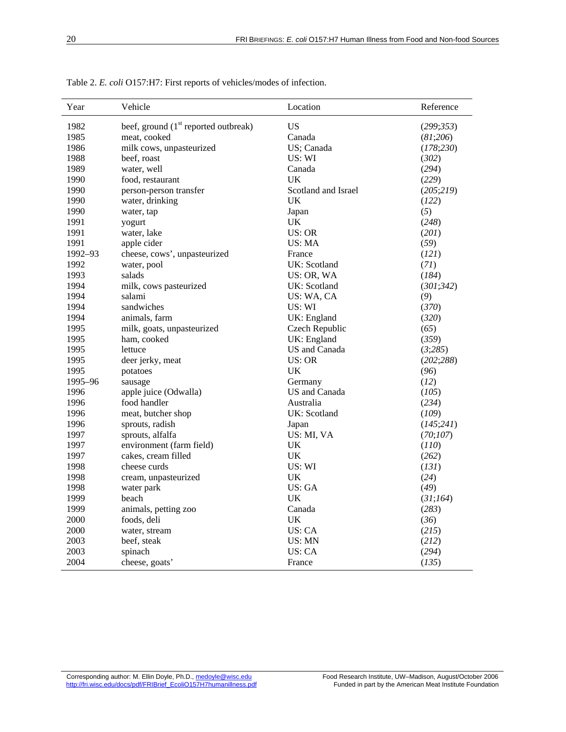Table 2. *E. coli* O157:H7: First reports of vehicles/modes of infection.

| Year | Vehicle | Location | Reference |
|---|---|---|---|
| 1982 | beef, ground (1st reported outbreak) | US | (*299*;*353*) |
| 1985 | meat, cooked | Canada | (*81*;*206*) |
| 1986 | milk cows, unpasteurized | US; Canada | (*178*;*230*) |
| 1988 | beef, roast | US: WI | (*302*) |
| 1989 | water, well | Canada | (*294*) |
| 1990 | food, restaurant | UK | (*229*) |
| 1990 | person-person transfer | Scotland and Israel | (*205*;*219*) |
| 1990 | water, drinking | UK | (*122*) |
| 1990 | water, tap | Japan | (*5*) |
| 1991 | yogurt | UK | (*248*) |
| 1991 | water, lake | US: OR | (*201*) |
| 1991 | apple cider | US: MA | (*59*) |
| 1992–93 | cheese, cows', unpasteurized | France | (*121*) |
| 1992 | water, pool | UK: Scotland | (*71*) |
| 1993 | salads | US: OR, WA | (*184*) |
| 1994 | milk, cows pasteurized | UK: Scotland | (*301*;*342*) |
| 1994 | salami | US: WA, CA | (*9*) |
| 1994 | sandwiches | US: WI | (*370*) |
| 1994 | animals, farm | UK: England | (*320*) |
| 1995 | milk, goats, unpasteurized | Czech Republic | (*65*) |
| 1995 | ham, cooked | UK: England | (*359*) |
| 1995 | lettuce | US and Canada | (*3*;*285*) |
| 1995 | deer jerky, meat | US: OR | (*202*;*288*) |
| 1995 | potatoes | UK | (*96*) |
| 1995–96 | sausage | Germany | (*12*) |
| 1996 | apple juice (Odwalla) | US and Canada | (*105*) |
| 1996 | food handler | Australia | (*234*) |
| 1996 | meat, butcher shop | UK: Scotland | (*109*) |
| 1996 | sprouts, radish | Japan | (*145*;*241*) |
| 1997 | sprouts, alfalfa | US: MI, VA | (*70*;*107*) |
| 1997 | environment (farm field) | UK | (*110*) |
| 1997 | cakes, cream filled | UK | (*262*) |
| 1998 | cheese curds | US: WI | (*131*) |
| 1998 | cream, unpasteurized | UK | (*24*) |
| 1998 | water park | US: GA | (*49*) |
| 1999 | beach | UK | (*31*;*164*) |
| 1999 | animals, petting zoo | Canada | (*283*) |
| 2000 | foods, deli | UK | (*36*) |
| 2000 | water, stream | US: CA | (*215*) |
| 2003 | beef, steak | US: MN | (*212*) |
| 2003 | spinach | US: CA | (*294*) |
| 2004 | cheese, goats' | France | (*135*) |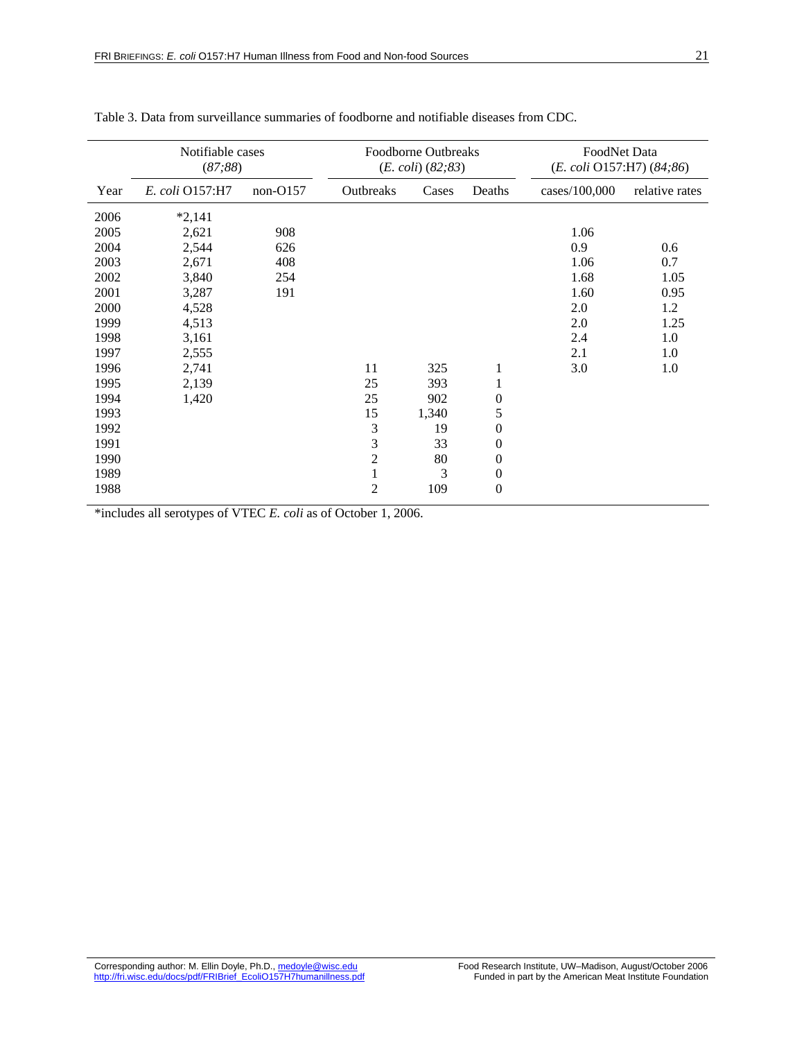Table 3. Data from surveillance summaries of foodborne and notifiable diseases from CDC.

| | Notifiable cases (*87;88*) | | Foodborne Outbreaks (*E. coli*) (*82;83*) | | | FoodNet Data (*E. coli* O157:H7) (*84;86*) | |
|---|---|---|---|---|---|---|---|
| Year | *E. coli* O157:H7 | non-O157 | Outbreaks | Cases | Deaths | cases/100,000 | relative rates |
| 2006 | *2,141 | | | | | | |
| 2005 | 2,621 | 908 | | | | 1.06 | |
| 2004 | 2,544 | 626 | | | | 0.9 | 0.6 |
| 2003 | 2,671 | 408 | | | | 1.06 | 0.7 |
| 2002 | 3,840 | 254 | | | | 1.68 | 1.05 |
| 2001 | 3,287 | 191 | | | | 1.60 | 0.95 |
| 2000 | 4,528 | | | | | 2.0 | 1.2 |
| 1999 | 4,513 | | | | | 2.0 | 1.25 |
| 1998 | 3,161 | | | | | 2.4 | 1.0 |
| 1997 | 2,555 | | | | | 2.1 | 1.0 |
| 1996 | 2,741 | | 11 | 325 | 1 | 3.0 | 1.0 |
| 1995 | 2,139 | | 25 | 393 | 1 | | |
| 1994 | 1,420 | | 25 | 902 | 0 | | |
| 1993 | | | 15 | 1,340 | 5 | | |
| 1992 | | | 3 | 19 | 0 | | |
| 1991 | | | 3 | 33 | 0 | | |
| 1990 | | | 2 | 80 | 0 | | |
| 1989 | | | 1 | 3 | 0 | | |
| 1988 | | | 2 | 109 | 0 | | |

*includes all serotypes of VTEC *E. coli* as of October 1, 2006.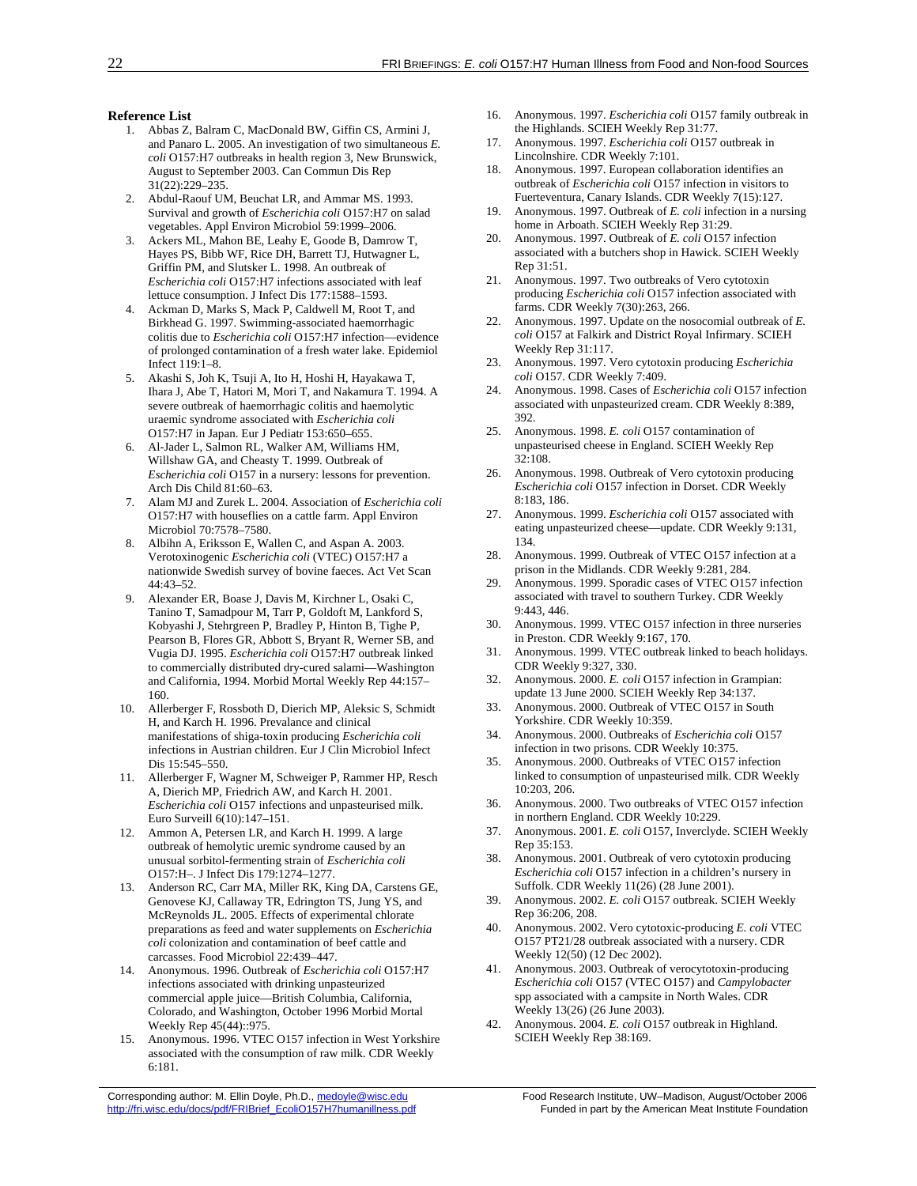**Reference List**

1. Abbas Z, Balram C, MacDonald BW, Giffin CS, Armini J, and Panaro L. 2005. An investigation of two simultaneous *E. coli* O157:H7 outbreaks in health region 3, New Brunswick, August to September 2003. Can Commun Dis Rep 31(22):229–235.
2. Abdul-Raouf UM, Beuchat LR, and Ammar MS. 1993. Survival and growth of *Escherichia coli* O157:H7 on salad vegetables. Appl Environ Microbiol 59:1999–2006.
3. Ackers ML, Mahon BE, Leahy E, Goode B, Damrow T, Hayes PS, Bibb WF, Rice DH, Barrett TJ, Hutwagner L, Griffin PM, and Slutsker L. 1998. An outbreak of *Escherichia coli* O157:H7 infections associated with leaf lettuce consumption. J Infect Dis 177:1588–1593.
4. Ackman D, Marks S, Mack P, Caldwell M, Root T, and Birkhead G. 1997. Swimming-associated haemorrhagic colitis due to *Escherichia coli* O157:H7 infection—evidence of prolonged contamination of a fresh water lake. Epidemiol Infect 119:1–8.
5. Akashi S, Joh K, Tsuji A, Ito H, Hoshi H, Hayakawa T, Ihara J, Abe T, Hatori M, Mori T, and Nakamura T. 1994. A severe outbreak of haemorrhagic colitis and haemolytic uraemic syndrome associated with *Escherichia coli* O157:H7 in Japan. Eur J Pediatr 153:650–655.
6. Al-Jader L, Salmon RL, Walker AM, Williams HM, Willshaw GA, and Cheasty T. 1999. Outbreak of *Escherichia coli* O157 in a nursery: lessons for prevention. Arch Dis Child 81:60–63.
7. Alam MJ and Zurek L. 2004. Association of *Escherichia coli* O157:H7 with houseflies on a cattle farm. Appl Environ Microbiol 70:7578–7580.
8. Albihn A, Eriksson E, Wallen C, and Aspan A. 2003. Verotoxinogenic *Escherichia coli* (VTEC) O157:H7 a nationwide Swedish survey of bovine faeces. Act Vet Scan 44:43–52.
9. Alexander ER, Boase J, Davis M, Kirchner L, Osaki C, Tanino T, Samadpour M, Tarr P, Goldoft M, Lankford S, Kobyashi J, Stehrgreen P, Bradley P, Hinton B, Tighe P, Pearson B, Flores GR, Abbott S, Bryant R, Werner SB, and Vugia DJ. 1995. *Escherichia coli* O157:H7 outbreak linked to commercially distributed dry-cured salami—Washington and California, 1994. Morbid Mortal Weekly Rep 44:157–160.
10. Allerberger F, Rossboth D, Dierich MP, Aleksic S, Schmidt H, and Karch H. 1996. Prevalance and clinical manifestations of shiga-toxin producing *Escherichia coli* infections in Austrian children. Eur J Clin Microbiol Infect Dis 15:545–550.
11. Allerberger F, Wagner M, Schweiger P, Rammer HP, Resch A, Dierich MP, Friedrich AW, and Karch H. 2001. *Escherichia coli* O157 infections and unpasteurised milk. Euro Surveill 6(10):147–151.
12. Ammon A, Petersen LR, and Karch H. 1999. A large outbreak of hemolytic uremic syndrome caused by an unusual sorbitol-fermenting strain of *Escherichia coli* O157:H–. J Infect Dis 179:1274–1277.
13. Anderson RC, Carr MA, Miller RK, King DA, Carstens GE, Genovese KJ, Callaway TR, Edrington TS, Jung YS, and McReynolds JL. 2005. Effects of experimental chlorate preparations as feed and water supplements on *Escherichia coli* colonization and contamination of beef cattle and carcasses. Food Microbiol 22:439–447.
14. Anonymous. 1996. Outbreak of *Escherichia coli* O157:H7 infections associated with drinking unpasteurized commercial apple juice—British Columbia, California, Colorado, and Washington, October 1996 Morbid Mortal Weekly Rep 45(44)::975.
15. Anonymous. 1996. VTEC O157 infection in West Yorkshire associated with the consumption of raw milk. CDR Weekly 6:181.
16. Anonymous. 1997. *Escherichia coli* O157 family outbreak in the Highlands. SCIEH Weekly Rep 31:77.
17. Anonymous. 1997. *Escherichia coli* O157 outbreak in Lincolnshire. CDR Weekly 7:101.
18. Anonymous. 1997. European collaboration identifies an outbreak of *Escherichia coli* O157 infection in visitors to Fuerteventura, Canary Islands. CDR Weekly 7(15):127.
19. Anonymous. 1997. Outbreak of *E. coli* infection in a nursing home in Arboath. SCIEH Weekly Rep 31:29.
20. Anonymous. 1997. Outbreak of *E. coli* O157 infection associated with a butchers shop in Hawick. SCIEH Weekly Rep 31:51.
21. Anonymous. 1997. Two outbreaks of Vero cytotoxin producing *Escherichia coli* O157 infection associated with farms. CDR Weekly 7(30):263, 266.
22. Anonymous. 1997. Update on the nosocomial outbreak of *E. coli* O157 at Falkirk and District Royal Infirmary. SCIEH Weekly Rep 31:117.
23. Anonymous. 1997. Vero cytotoxin producing *Escherichia coli* O157. CDR Weekly 7:409.
24. Anonymous. 1998. Cases of *Escherichia coli* O157 infection associated with unpasteurized cream. CDR Weekly 8:389, 392.
25. Anonymous. 1998. *E. coli* O157 contamination of unpasteurised cheese in England. SCIEH Weekly Rep 32:108.
26. Anonymous. 1998. Outbreak of Vero cytotoxin producing *Escherichia coli* O157 infection in Dorset. CDR Weekly 8:183, 186.
27. Anonymous. 1999. *Escherichia coli* O157 associated with eating unpasteurized cheese—update. CDR Weekly 9:131, 134.
28. Anonymous. 1999. Outbreak of VTEC O157 infection at a prison in the Midlands. CDR Weekly 9:281, 284.
29. Anonymous. 1999. Sporadic cases of VTEC O157 infection associated with travel to southern Turkey. CDR Weekly 9:443, 446.
30. Anonymous. 1999. VTEC O157 infection in three nurseries in Preston. CDR Weekly 9:167, 170.
31. Anonymous. 1999. VTEC outbreak linked to beach holidays. CDR Weekly 9:327, 330.
32. Anonymous. 2000. *E. coli* O157 infection in Grampian: update 13 June 2000. SCIEH Weekly Rep 34:137.
33. Anonymous. 2000. Outbreak of VTEC O157 in South Yorkshire. CDR Weekly 10:359.
34. Anonymous. 2000. Outbreaks of *Escherichia coli* O157 infection in two prisons. CDR Weekly 10:375.
35. Anonymous. 2000. Outbreaks of VTEC O157 infection linked to consumption of unpasteurised milk. CDR Weekly 10:203, 206.
36. Anonymous. 2000. Two outbreaks of VTEC O157 infection in northern England. CDR Weekly 10:229.
37. Anonymous. 2001. *E. coli* O157, Inverclyde. SCIEH Weekly Rep 35:153.
38. Anonymous. 2001. Outbreak of vero cytotoxin producing *Escherichia coli* O157 infection in a children's nursery in Suffolk. CDR Weekly 11(26) (28 June 2001).
39. Anonymous. 2002. *E. coli* O157 outbreak. SCIEH Weekly Rep 36:206, 208.
40. Anonymous. 2002. Vero cytotoxic-producing *E. coli* VTEC O157 PT21/28 outbreak associated with a nursery. CDR Weekly 12(50) (12 Dec 2002).
41. Anonymous. 2003. Outbreak of verocytotoxin-producing *Escherichia coli* O157 (VTEC O157) and *Campylobacter* spp associated with a campsite in North Wales. CDR Weekly 13(26) (26 June 2003).
42. Anonymous. 2004. *E. coli* O157 outbreak in Highland. SCIEH Weekly Rep 38:169.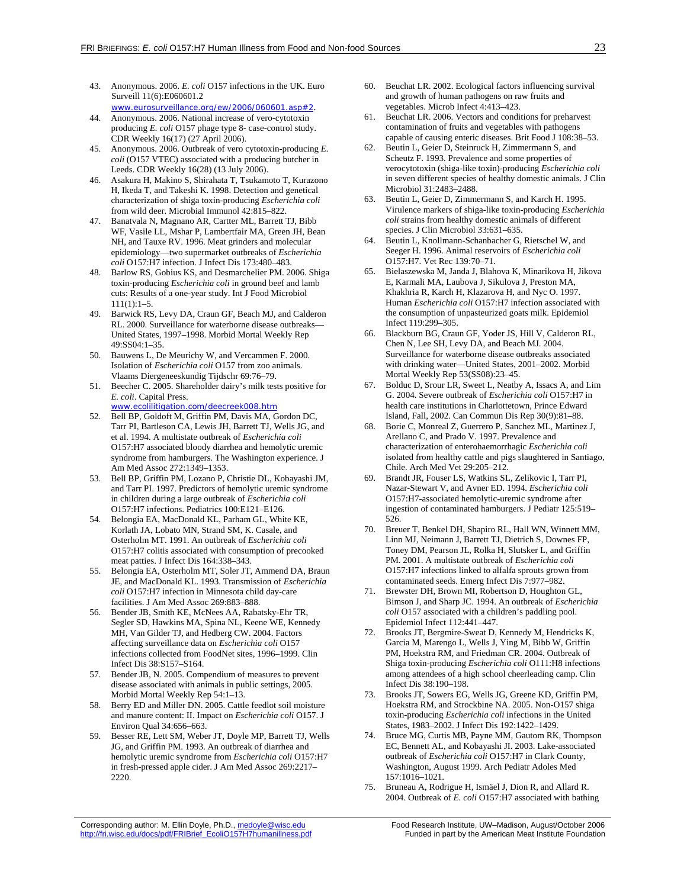43. Anonymous. 2006. *E. coli* O157 infections in the UK. Euro Surveill 11(6):E060601.2 www.eurosurveillance.org/ew/2006/060601.asp#2.
44. Anonymous. 2006. National increase of vero-cytotoxin producing *E. coli* O157 phage type 8- case-control study. CDR Weekly 16(17) (27 April 2006).
45. Anonymous. 2006. Outbreak of vero cytotoxin-producing *E. coli* (O157 VTEC) associated with a producing butcher in Leeds. CDR Weekly 16(28) (13 July 2006).
46. Asakura H, Makino S, Shirahata T, Tsukamoto T, Kurazono H, Ikeda T, and Takeshi K. 1998. Detection and genetical characterization of shiga toxin-producing *Escherichia coli* from wild deer. Microbial Immunol 42:815–822.
47. Banatvala N, Magnano AR, Cartter ML, Barrett TJ, Bibb WF, Vasile LL, Mshar P, Lambertfair MA, Green JH, Bean NH, and Tauxe RV. 1996. Meat grinders and molecular epidemiology—two supermarket outbreaks of *Escherichia coli* O157:H7 infection. J Infect Dis 173:480–483.
48. Barlow RS, Gobius KS, and Desmarchelier PM. 2006. Shiga toxin-producing *Escherichia coli* in ground beef and lamb cuts: Results of a one-year study. Int J Food Microbiol 111(1):1–5.
49. Barwick RS, Levy DA, Craun GF, Beach MJ, and Calderon RL. 2000. Surveillance for waterborne disease outbreaks—United States, 1997–1998. Morbid Mortal Weekly Rep 49:SS04:1–35.
50. Bauwens L, De Meurichy W, and Vercammen F. 2000. Isolation of *Escherichia coli* O157 from zoo animals. Vlaams Diergeneeskundig Tijdschr 69:76–79.
51. Beecher C. 2005. Shareholder dairy's milk tests positive for *E. coli*. Capital Press. www.ecolilitigation.com/deecreek008.htm
52. Bell BP, Goldoft M, Griffin PM, Davis MA, Gordon DC, Tarr PI, Bartleson CA, Lewis JH, Barrett TJ, Wells JG, and et al. 1994. A multistate outbreak of *Escherichia coli* O157:H7 associated bloody diarrhea and hemolytic uremic syndrome from hamburgers. The Washington experience. J Am Med Assoc 272:1349–1353.
53. Bell BP, Griffin PM, Lozano P, Christie DL, Kobayashi JM, and Tarr PI. 1997. Predictors of hemolytic uremic syndrome in children during a large outbreak of *Escherichia coli* O157:H7 infections. Pediatrics 100:E121–E126.
54. Belongia EA, MacDonald KL, Parham GL, White KE, Korlath JA, Lobato MN, Strand SM, K. Casale, and Osterholm MT. 1991. An outbreak of *Escherichia coli* O157:H7 colitis associated with consumption of precooked meat patties. J Infect Dis 164:338–343.
55. Belongia EA, Osterholm MT, Soler JT, Ammend DA, Braun JE, and MacDonald KL. 1993. Transmission of *Escherichia coli* O157:H7 infection in Minnesota child day-care facilities. J Am Med Assoc 269:883–888.
56. Bender JB, Smith KE, McNees AA, Rabatsky-Ehr TR, Segler SD, Hawkins MA, Spina NL, Keene WE, Kennedy MH, Van Gilder TJ, and Hedberg CW. 2004. Factors affecting surveillance data on *Escherichia coli* O157 infections collected from FoodNet sites, 1996–1999. Clin Infect Dis 38:S157–S164.
57. Bender JB, N. 2005. Compendium of measures to prevent disease associated with animals in public settings, 2005. Morbid Mortal Weekly Rep 54:1–13.
58. Berry ED and Miller DN. 2005. Cattle feedlot soil moisture and manure content: II. Impact on *Escherichia coli* O157. J Environ Qual 34:656–663.
59. Besser RE, Lett SM, Weber JT, Doyle MP, Barrett TJ, Wells JG, and Griffin PM. 1993. An outbreak of diarrhea and hemolytic uremic syndrome from *Escherichia coli* O157:H7 in fresh-pressed apple cider. J Am Med Assoc 269:2217–2220.
60. Beuchat LR. 2002. Ecological factors influencing survival and growth of human pathogens on raw fruits and vegetables. Microb Infect 4:413–423.
61. Beuchat LR. 2006. Vectors and conditions for preharvest contamination of fruits and vegetables with pathogens capable of causing enteric diseases. Brit Food J 108:38–53.
62. Beutin L, Geier D, Steinruck H, Zimmermann S, and Scheutz F. 1993. Prevalence and some properties of verocytotoxin (shiga-like toxin)-producing *Escherichia coli* in seven different species of healthy domestic animals. J Clin Microbiol 31:2483–2488.
63. Beutin L, Geier D, Zimmermann S, and Karch H. 1995. Virulence markers of shiga-like toxin-producing *Escherichia coli* strains from healthy domestic animals of different species. J Clin Microbiol 33:631–635.
64. Beutin L, Knollmann-Schanbacher G, Rietschel W, and Seeger H. 1996. Animal reservoirs of *Escherichia coli* O157:H7. Vet Rec 139:70–71.
65. Bielaszewska M, Janda J, Blahova K, Minarikova H, Jikova E, Karmali MA, Laubova J, Sikulova J, Preston MA, Khakhria R, Karch H, Klazarova H, and Nyc O. 1997. Human *Escherichia coli* O157:H7 infection associated with the consumption of unpasteurized goats milk. Epidemiol Infect 119:299–305.
66. Blackburn BG, Craun GF, Yoder JS, Hill V, Calderon RL, Chen N, Lee SH, Levy DA, and Beach MJ. 2004. Surveillance for waterborne disease outbreaks associated with drinking water—United States, 2001–2002. Morbid Mortal Weekly Rep 53(SS08):23–45.
67. Bolduc D, Srour LR, Sweet L, Neatby A, Issacs A, and Lim G. 2004. Severe outbreak of *Escherichia coli* O157:H7 in health care institutions in Charlottetown, Prince Edward Island, Fall, 2002. Can Commun Dis Rep 30(9):81–88.
68. Borie C, Monreal Z, Guerrero P, Sanchez ML, Martinez J, Arellano C, and Prado V. 1997. Prevalence and characterization of enterohaemorrhagic *Escherichia coli* isolated from healthy cattle and pigs slaughtered in Santiago, Chile. Arch Med Vet 29:205–212.
69. Brandt JR, Fouser LS, Watkins SL, Zelikovic I, Tarr PI, Nazar-Stewart V, and Avner ED. 1994. *Escherichia coli* O157:H7-associated hemolytic-uremic syndrome after ingestion of contaminated hamburgers. J Pediatr 125:519–526.
70. Breuer T, Benkel DH, Shapiro RL, Hall WN, Winnett MM, Linn MJ, Neimann J, Barrett TJ, Dietrich S, Downes FP, Toney DM, Pearson JL, Rolka H, Slutsker L, and Griffin PM. 2001. A multistate outbreak of *Escherichia coli* O157:H7 infections linked to alfalfa sprouts grown from contaminated seeds. Emerg Infect Dis 7:977–982.
71. Brewster DH, Brown MI, Robertson D, Houghton GL, Bimson J, and Sharp JC. 1994. An outbreak of *Escherichia coli* O157 associated with a children's paddling pool. Epidemiol Infect 112:441–447.
72. Brooks JT, Bergmire-Sweat D, Kennedy M, Hendricks K, Garcia M, Marengo L, Wells J, Ying M, Bibb W, Griffin PM, Hoekstra RM, and Friedman CR. 2004. Outbreak of Shiga toxin-producing *Escherichia coli* O111:H8 infections among attendees of a high school cheerleading camp. Clin Infect Dis 38:190–198.
73. Brooks JT, Sowers EG, Wells JG, Greene KD, Griffin PM, Hoekstra RM, and Strockbine NA. 2005. Non-O157 shiga toxin-producing *Escherichia coli* infections in the United States, 1983–2002. J Infect Dis 192:1422–1429.
74. Bruce MG, Curtis MB, Payne MM, Gautom RK, Thompson EC, Bennett AL, and Kobayashi JI. 2003. Lake-associated outbreak of *Escherichia coli* O157:H7 in Clark County, Washington, August 1999. Arch Pediatr Adoles Med 157:1016–1021.
75. Bruneau A, Rodrigue H, Ismäel J, Dion R, and Allard R. 2004. Outbreak of *E. coli* O157:H7 associated with bathing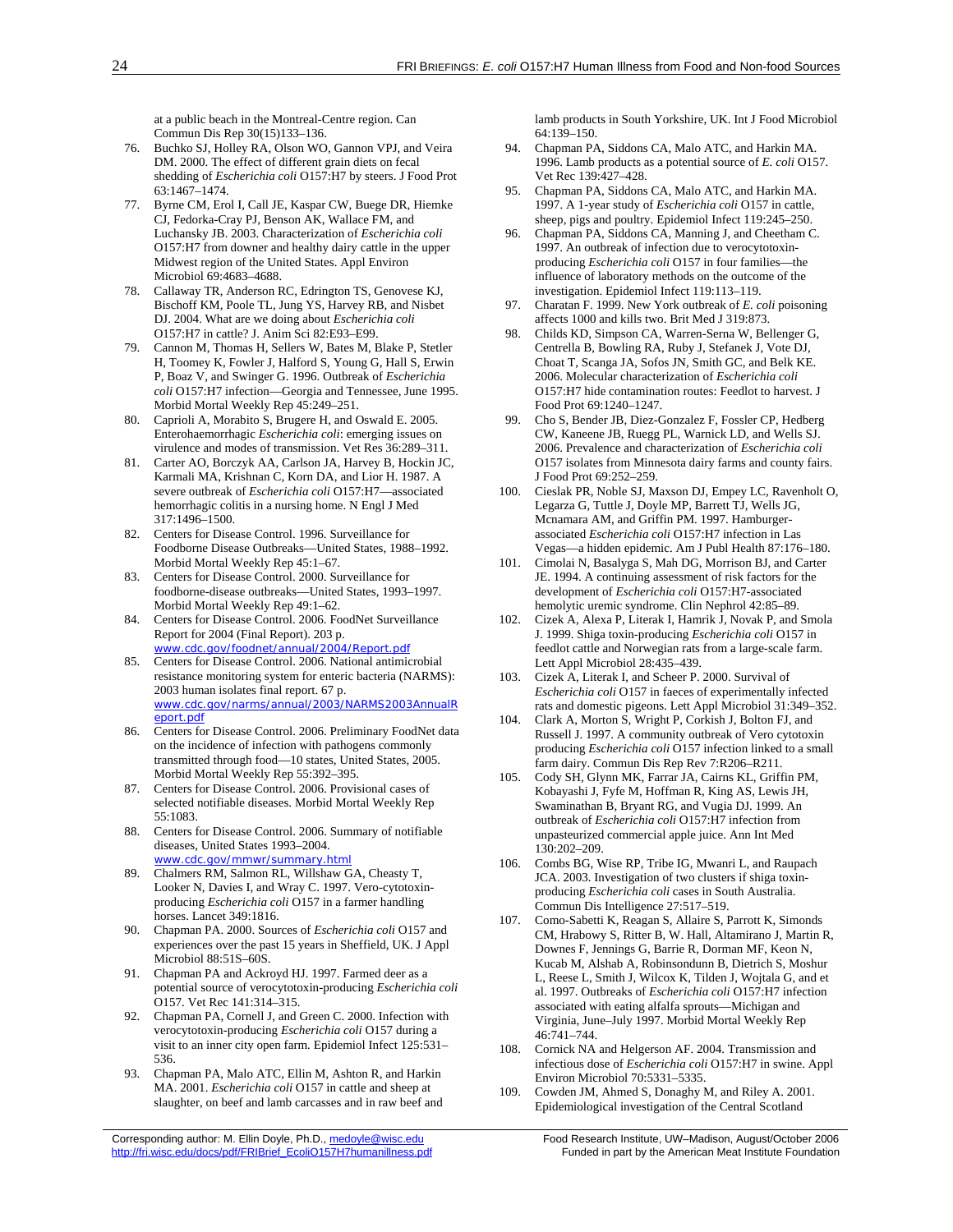at a public beach in the Montreal-Centre region. Can Commun Dis Rep 30(15)133–136.

76. Buchko SJ, Holley RA, Olson WO, Gannon VPJ, and Veira DM. 2000. The effect of different grain diets on fecal shedding of *Escherichia coli* O157:H7 by steers. J Food Prot 63:1467–1474.
77. Byrne CM, Erol I, Call JE, Kaspar CW, Buege DR, Hiemke CJ, Fedorka-Cray PJ, Benson AK, Wallace FM, and Luchansky JB. 2003. Characterization of *Escherichia coli* O157:H7 from downer and healthy dairy cattle in the upper Midwest region of the United States. Appl Environ Microbiol 69:4683–4688.
78. Callaway TR, Anderson RC, Edrington TS, Genovese KJ, Bischoff KM, Poole TL, Jung YS, Harvey RB, and Nisbet DJ. 2004. What are we doing about *Escherichia coli* O157:H7 in cattle? J. Anim Sci 82:E93–E99.
79. Cannon M, Thomas H, Sellers W, Bates M, Blake P, Stetler H, Toomey K, Fowler J, Halford S, Young G, Hall S, Erwin P, Boaz V, and Swinger G. 1996. Outbreak of *Escherichia coli* O157:H7 infection—Georgia and Tennessee, June 1995. Morbid Mortal Weekly Rep 45:249–251.
80. Caprioli A, Morabito S, Brugere H, and Oswald E. 2005. Enterohaemorrhagic *Escherichia coli*: emerging issues on virulence and modes of transmission. Vet Res 36:289–311.
81. Carter AO, Borczyk AA, Carlson JA, Harvey B, Hockin JC, Karmali MA, Krishnan C, Korn DA, and Lior H. 1987. A severe outbreak of *Escherichia coli* O157:H7—associated hemorrhagic colitis in a nursing home. N Engl J Med 317:1496–1500.
82. Centers for Disease Control. 1996. Surveillance for Foodborne Disease Outbreaks—United States, 1988–1992. Morbid Mortal Weekly Rep 45:1–67.
83. Centers for Disease Control. 2000. Surveillance for foodborne-disease outbreaks—United States, 1993–1997. Morbid Mortal Weekly Rep 49:1–62.
84. Centers for Disease Control. 2006. FoodNet Surveillance Report for 2004 (Final Report). 203 p. www.cdc.gov/foodnet/annual/2004/Report.pdf
85. Centers for Disease Control. 2006. National antimicrobial resistance monitoring system for enteric bacteria (NARMS): 2003 human isolates final report. 67 p. www.cdc.gov/narms/annual/2003/NARMS2003AnnualReport.pdf
86. Centers for Disease Control. 2006. Preliminary FoodNet data on the incidence of infection with pathogens commonly transmitted through food—10 states, United States, 2005. Morbid Mortal Weekly Rep 55:392–395.
87. Centers for Disease Control. 2006. Provisional cases of selected notifiable diseases. Morbid Mortal Weekly Rep 55:1083.
88. Centers for Disease Control. 2006. Summary of notifiable diseases, United States 1993–2004. www.cdc.gov/mmwr/summary.html
89. Chalmers RM, Salmon RL, Willshaw GA, Cheasty T, Looker N, Davies I, and Wray C. 1997. Vero-cytotoxin-producing *Escherichia coli* O157 in a farmer handling horses. Lancet 349:1816.
90. Chapman PA. 2000. Sources of *Escherichia coli* O157 and experiences over the past 15 years in Sheffield, UK. J Appl Microbiol 88:51S–60S.
91. Chapman PA and Ackroyd HJ. 1997. Farmed deer as a potential source of verocytotoxin-producing *Escherichia coli* O157. Vet Rec 141:314–315.
92. Chapman PA, Cornell J, and Green C. 2000. Infection with verocytotoxin-producing *Escherichia coli* O157 during a visit to an inner city open farm. Epidemiol Infect 125:531–536.
93. Chapman PA, Malo ATC, Ellin M, Ashton R, and Harkin MA. 2001. *Escherichia coli* O157 in cattle and sheep at slaughter, on beef and lamb carcasses and in raw beef and lamb products in South Yorkshire, UK. Int J Food Microbiol 64:139–150.
94. Chapman PA, Siddons CA, Malo ATC, and Harkin MA. 1996. Lamb products as a potential source of *E. coli* O157. Vet Rec 139:427–428.
95. Chapman PA, Siddons CA, Malo ATC, and Harkin MA. 1997. A 1-year study of *Escherichia coli* O157 in cattle, sheep, pigs and poultry. Epidemiol Infect 119:245–250.
96. Chapman PA, Siddons CA, Manning J, and Cheetham C. 1997. An outbreak of infection due to verocytotoxin-producing *Escherichia coli* O157 in four families—the influence of laboratory methods on the outcome of the investigation. Epidemiol Infect 119:113–119.
97. Charatan F. 1999. New York outbreak of *E. coli* poisoning affects 1000 and kills two. Brit Med J 319:873.
98. Childs KD, Simpson CA, Warren-Serna W, Bellenger G, Centrella B, Bowling RA, Ruby J, Stefanek J, Vote DJ, Choat T, Scanga JA, Sofos JN, Smith GC, and Belk KE. 2006. Molecular characterization of *Escherichia coli* O157:H7 hide contamination routes: Feedlot to harvest. J Food Prot 69:1240–1247.
99. Cho S, Bender JB, Diez-Gonzalez F, Fossler CP, Hedberg CW, Kaneene JB, Ruegg PL, Warnick LD, and Wells SJ. 2006. Prevalence and characterization of *Escherichia coli* O157 isolates from Minnesota dairy farms and county fairs. J Food Prot 69:252–259.
100. Cieslak PR, Noble SJ, Maxson DJ, Empey LC, Ravenholt O, Legarza G, Tuttle J, Doyle MP, Barrett TJ, Wells JG, Mcnamara AM, and Griffin PM. 1997. Hamburger-associated *Escherichia coli* O157:H7 infection in Las Vegas—a hidden epidemic. Am J Publ Health 87:176–180.
101. Cimolai N, Basalyga S, Mah DG, Morrison BJ, and Carter JE. 1994. A continuing assessment of risk factors for the development of *Escherichia coli* O157:H7-associated hemolytic uremic syndrome. Clin Nephrol 42:85–89.
102. Cizek A, Alexa P, Literak I, Hamrik J, Novak P, and Smola J. 1999. Shiga toxin-producing *Escherichia coli* O157 in feedlot cattle and Norwegian rats from a large-scale farm. Lett Appl Microbiol 28:435–439.
103. Cizek A, Literak I, and Scheer P. 2000. Survival of *Escherichia coli* O157 in faeces of experimentally infected rats and domestic pigeons. Lett Appl Microbiol 31:349–352.
104. Clark A, Morton S, Wright P, Corkish J, Bolton FJ, and Russell J. 1997. A community outbreak of Vero cytotoxin producing *Escherichia coli* O157 infection linked to a small farm dairy. Commun Dis Rep Rev 7:R206–R211.
105. Cody SH, Glynn MK, Farrar JA, Cairns KL, Griffin PM, Kobayashi J, Fyfe M, Hoffman R, King AS, Lewis JH, Swaminathan B, Bryant RG, and Vugia DJ. 1999. An outbreak of *Escherichia coli* O157:H7 infection from unpasteurized commercial apple juice. Ann Int Med 130:202–209.
106. Combs BG, Wise RP, Tribe IG, Mwanri L, and Raupach JCA. 2003. Investigation of two clusters if shiga toxin-producing *Escherichia coli* cases in South Australia. Commun Dis Intelligence 27:517–519.
107. Como-Sabetti K, Reagan S, Allaire S, Parrott K, Simonds CM, Hrabowy S, Ritter B, W. Hall, Altamirano J, Martin R, Downes F, Jennings G, Barrie R, Dorman MF, Keon N, Kucab M, Alshab A, Robinsondunn B, Dietrich S, Moshur L, Reese L, Smith J, Wilcox K, Tilden J, Wojtala G, and et al. 1997. Outbreaks of *Escherichia coli* O157:H7 infection associated with eating alfalfa sprouts—Michigan and Virginia, June–July 1997. Morbid Mortal Weekly Rep 46:741–744.
108. Cornick NA and Helgerson AF. 2004. Transmission and infectious dose of *Escherichia coli* O157:H7 in swine. Appl Environ Microbiol 70:5331–5335.
109. Cowden JM, Ahmed S, Donaghy M, and Riley A. 2001. Epidemiological investigation of the Central Scotland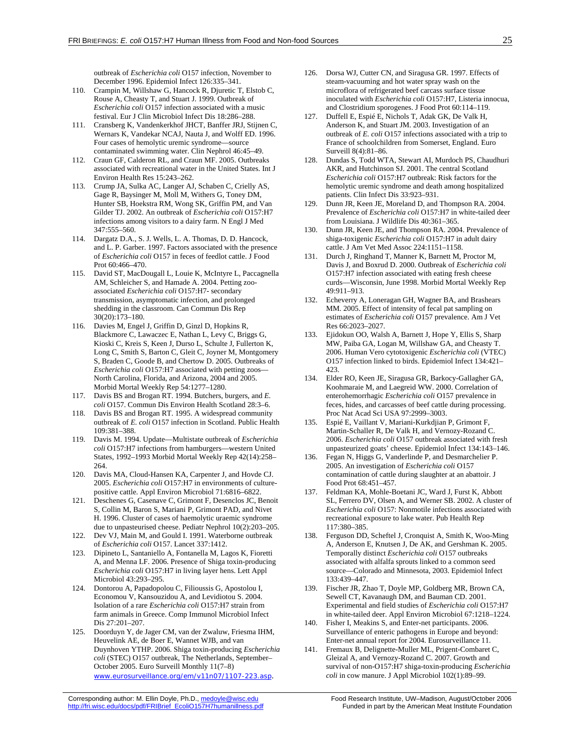outbreak of *Escherichia coli* O157 infection, November to December 1996. Epidemiol Infect 126:335–341.

110. Crampin M, Willshaw G, Hancock R, Djuretic T, Elstob C, Rouse A, Cheasty T, and Stuart J. 1999. Outbreak of *Escherichia coli* O157 infection associated with a music festival. Eur J Clin Microbiol Infect Dis 18:286–288.
111. Cransberg K, Vandenkerkhof JHCT, Banffer JRJ, Stijnen C, Wernars K, Vandekar NCAJ, Nauta J, and Wolff ED. 1996. Four cases of hemolytic uremic syndrome—source contaminated swimming water. Clin Nephrol 46:45–49.
112. Craun GF, Calderon RL, and Craun MF. 2005. Outbreaks associated with recreational water in the United States. Int J Environ Health Res 15:243–262.
113. Crump JA, Sulka AC, Langer AJ, Schaben C, Crielly AS, Gage R, Baysinger M, Moll M, Withers G, Toney DM, Hunter SB, Hoekstra RM, Wong SK, Griffin PM, and Van Gilder TJ. 2002. An outbreak of *Escherichia coli* O157:H7 infections among visitors to a dairy farm. N Engl J Med 347:555–560.
114. Dargatz D.A., S. J. Wells, L. A. Thomas, D. D. Hancock, and L. P. Garber. 1997. Factors associated with the presence of *Escherichia coli* O157 in feces of feedlot cattle. J Food Prot 60:466–470.
115. David ST, MacDougall L, Louie K, McIntyre L, Paccagnella AM, Schleicher S, and Hamade A. 2004. Petting zoo-associated *Escherichia coli* O157:H7- secondary transmission, asymptomatic infection, and prolonged shedding in the classroom. Can Commun Dis Rep 30(20):173–180.
116. Davies M, Engel J, Griffin D, Ginzl D, Hopkins R, Blackmore C, Lawaczec E, Nathan L, Levy C, Briggs G, Kioski C, Kreis S, Keen J, Durso L, Schulte J, Fullerton K, Long C, Smith S, Barton C, Gleit C, Joyner M, Montgomery S, Braden C, Goode B, and Chertow D. 2005. Outbreaks of *Escherichia coli* O157:H7 associated with petting zoos—North Carolina, Florida, and Arizona, 2004 and 2005. Morbid Mortal Weekly Rep 54:1277–1280.
117. Davis BS and Brogan RT. 1994. Butchers, burgers, and *E. coli* O157. Commun Dis Environ Health Scotland 28:3–6.
118. Davis BS and Brogan RT. 1995. A widespread community outbreak of *E. coli* O157 infection in Scotland. Public Health 109:381–388.
119. Davis M. 1994. Update—Multistate outbreak of *Escherichia coli* O157:H7 infections from hamburgers—western United States, 1992–1993 Morbid Mortal Weekly Rep 42(14):258–264.
120. Davis MA, Cloud-Hansen KA, Carpenter J, and Hovde CJ. 2005. *Escherichia coli* O157:H7 in environments of culture-positive cattle. Appl Environ Microbiol 71:6816–6822.
121. Deschenes G, Casenave C, Grimont F, Desenclos JC, Benoit S, Collin M, Baron S, Mariani P, Grimont PAD, and Nivet H. 1996. Cluster of cases of haemolytic uraemic syndrome due to unpasteurised cheese. Pediatr Nephrol 10(2):203–205.
122. Dev VJ, Main M, and Gould I. 1991. Waterborne outbreak of *Escherichia coli* O157. Lancet 337:1412.
123. Dipineto L, Santaniello A, Fontanella M, Lagos K, Fioretti A, and Menna LF. 2006. Presence of Shiga toxin-producing *Escherichia coli* O157:H7 in living layer hens. Lett Appl Microbiol 43:293–295.
124. Dontorou A, Papadopolou C, Filioussis G, Apostolou I, Economou V, Kansouzidou A, and Levidiotou S. 2004. Isolation of a rare *Escherichia coli* O157:H7 strain from farm animals in Greece. Comp Immunol Microbiol Infect Dis 27:201–207.
125. Doorduyn Y, de Jager CM, van der Zwaluw, Friesma IHM, Heuvelink AE, de Boer E, Wannet WJB, and van Duynhoven YTHP. 2006. Shiga toxin-producing *Escherichia coli* (STEC) O157 outbreak, The Netherlands, September–October 2005. Euro Surveill Monthly 11(7–8) www.eurosurveillance.org/em/v11n07/1107-223.asp.
126. Dorsa WJ, Cutter CN, and Siragusa GR. 1997. Effects of steam-vacuuming and hot water spray wash on the microflora of refrigerated beef carcass surface tissue inoculated with *Escherichia coli* O157:H7, Listeria innocua, and Clostridium sporogenes. J Food Prot 60:114–119.
127. Duffell E, Espié E, Nichols T, Adak GK, De Valk H, Anderson K, and Stuart JM. 2003. Investigation of an outbreak of *E. coli* O157 infections associated with a trip to France of schoolchildren from Somerset, England. Euro Surveill 8(4):81–86.
128. Dundas S, Todd WTA, Stewart AI, Murdoch PS, Chaudhuri AKR, and Hutchinson SJ. 2001. The central Scotland *Escherichia coli* O157:H7 outbreak: Risk factors for the hemolytic uremic syndrome and death among hospitalized patients. Clin Infect Dis 33:923–931.
129. Dunn JR, Keen JE, Moreland D, and Thompson RA. 2004. Prevalence of *Escherichia coli* O157:H7 in white-tailed deer from Louisiana. J Wildlife Dis 40:361–365.
130. Dunn JR, Keen JE, and Thompson RA. 2004. Prevalence of shiga-toxigenic *Escherichia coli* O157:H7 in adult dairy cattle. J Am Vet Med Assoc 224:1151–1158.
131. Durch J, Ringhand T, Manner K, Barnett M, Proctor M, Davis J, and Boxrud D. 2000. Outbreak of *Escherichia coli* O157:H7 infection associated with eating fresh cheese curds—Wisconsin, June 1998. Morbid Mortal Weekly Rep 49:911–913.
132. Echeverry A, Loneragan GH, Wagner BA, and Brashears MM. 2005. Effect of intensity of fecal pat sampling on estimates of *Escherichia coli* O157 prevalence. Am J Vet Res 66:2023–2027.
133. Ejidokun OO, Walsh A, Barnett J, Hope Y, Ellis S, Sharp MW, Paiba GA, Logan M, Willshaw GA, and Cheasty T. 2006. Human Vero cytotoxigenic *Escherichia coli* (VTEC) O157 infection linked to birds. Epidemiol Infect 134:421–423.
134. Elder RO, Keen JE, Siragusa GR, Barkocy-Gallagher GA, Koohmaraie M, and Laegreid WW. 2000. Correlation of enterohemorrhagic *Escherichia coli* O157 prevalence in feces, hides, and carcasses of beef cattle during processing. Proc Nat Acad Sci USA 97:2999–3003.
135. Espié E, Vaillant V, Mariani-Kurkdjian P, Grimont F, Martin-Schaller R, De Valk H, and Vernozy-Rozand C. 2006. *Escherichia coli* O157 outbreak associated with fresh unpasteurized goats' cheese. Epidemiol Infect 134:143–146.
136. Fegan N, Higgs G, Vanderlinde P, and Desmarchelier P. 2005. An investigation of *Escherichia coli* O157 contamination of cattle during slaughter at an abattoir. J Food Prot 68:451–457.
137. Feldman KA, Mohle-Boetani JC, Ward J, Furst K, Abbott SL, Ferrero DV, Olsen A, and Werner SB. 2002. A cluster of *Escherichia coli* O157: Nonmotile infections associated with recreational exposure to lake water. Pub Health Rep 117:380–385.
138. Ferguson DD, Scheftel J, Cronquist A, Smith K, Woo-Ming A, Anderson E, Knutsen J, De AK, and Gershman K. 2005. Temporally distinct *Escherichia coli* O157 outbreaks associated with alfalfa sprouts linked to a common seed source—Colorado and Minnesota, 2003. Epidemiol Infect 133:439–447.
139. Fischer JR, Zhao T, Doyle MP, Goldberg MR, Brown CA, Sewell CT, Kavanaugh DM, and Bauman CD. 2001. Experimental and field studies of *Escherichia coli* O157:H7 in white-tailed deer. Appl Environ Microbiol 67:1218–1224.
140. Fisher I, Meakins S, and Enter-net participants. 2006. Surveillance of enteric pathogens in Europe and beyond: Enter-net annual report for 2004. Eurosurveillance 11.
141. Fremaux B, Delignette-Muller ML, Prigent-Combaret C, Gleizal A, and Vernozy-Rozand C. 2007. Growth and survival of non-O157:H7 shiga-toxin-producing *Escherichia coli* in cow manure. J Appl Microbiol 102(1):89–99.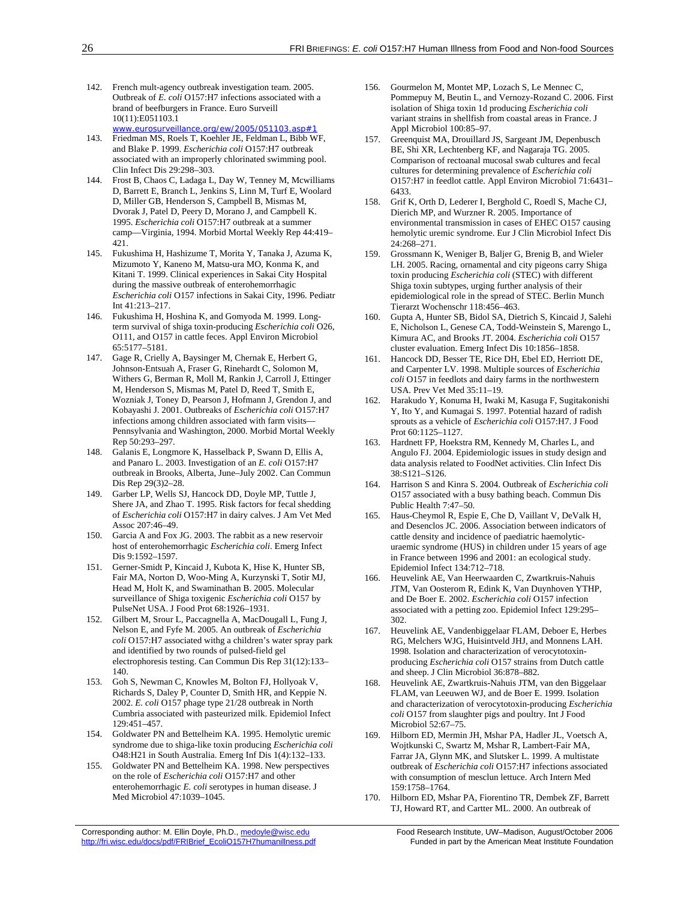142. French mult-agency outbreak investigation team. 2005. Outbreak of *E. coli* O157:H7 infections associated with a brand of beefburgers in France. Euro Surveill 10(11):E051103.1 www.eurosurveillance.org/ew/2005/051103.asp#1

143. Friedman MS, Roels T, Koehler JE, Feldman L, Bibb WF, and Blake P. 1999. *Escherichia coli* O157:H7 outbreak associated with an improperly chlorinated swimming pool. Clin Infect Dis 29:298–303.

144. Frost B, Chaos C, Ladaga L, Day W, Tenney M, Mcwilliams D, Barrett E, Branch L, Jenkins S, Linn M, Turf E, Woolard D, Miller GB, Henderson S, Campbell B, Mismas M, Dvorak J, Patel D, Peery D, Morano J, and Campbell K. 1995. *Escherichia coli* O157:H7 outbreak at a summer camp—Virginia, 1994. Morbid Mortal Weekly Rep 44:419–421.

145. Fukushima H, Hashizume T, Morita Y, Tanaka J, Azuma K, Mizumoto Y, Kaneno M, Matsu-ura MO, Konma K, and Kitani T. 1999. Clinical experiences in Sakai City Hospital during the massive outbreak of enterohemorrhagic *Escherichia coli* O157 infections in Sakai City, 1996. Pediatr Int 41:213–217.

146. Fukushima H, Hoshina K, and Gomyoda M. 1999. Long-term survival of shiga toxin-producing *Escherichia coli* O26, O111, and O157 in cattle feces. Appl Environ Microbiol 65:5177–5181.

147. Gage R, Crielly A, Baysinger M, Chernak E, Herbert G, Johnson-Entsuah A, Fraser G, Rinehardt C, Solomon M, Withers G, Berman R, Moll M, Rankin J, Carroll J, Ettinger M, Henderson S, Mismas M, Patel D, Reed T, Smith E, Wozniak J, Toney D, Pearson J, Hofmann J, Grendon J, and Kobayashi J. 2001. Outbreaks of *Escherichia coli* O157:H7 infections among children associated with farm visits—Pennsylvania and Washington, 2000. Morbid Mortal Weekly Rep 50:293–297.

148. Galanis E, Longmore K, Hasselback P, Swann D, Ellis A, and Panaro L. 2003. Investigation of an *E. coli* O157:H7 outbreak in Brooks, Alberta, June–July 2002. Can Commun Dis Rep 29(3)2–28.

149. Garber LP, Wells SJ, Hancock DD, Doyle MP, Tuttle J, Shere JA, and Zhao T. 1995. Risk factors for fecal shedding of *Escherichia coli* O157:H7 in dairy calves. J Am Vet Med Assoc 207:46–49.

150. Garcia A and Fox JG. 2003. The rabbit as a new reservoir host of enterohemorrhagic *Escherichia coli*. Emerg Infect Dis 9:1592–1597.

151. Gerner-Smidt P, Kincaid J, Kubota K, Hise K, Hunter SB, Fair MA, Norton D, Woo-Ming A, Kurzynski T, Sotir MJ, Head M, Holt K, and Swaminathan B. 2005. Molecular surveillance of Shiga toxigenic *Escherichia coli* O157 by PulseNet USA. J Food Prot 68:1926–1931.

152. Gilbert M, Srour L, Paccagnella A, MacDougall L, Fung J, Nelson E, and Fyfe M. 2005. An outbreak of *Escherichia coli* O157:H7 associated withg a children's water spray park and identified by two rounds of pulsed-field gel electrophoresis testing. Can Commun Dis Rep 31(12):133–140.

153. Goh S, Newman C, Knowles M, Bolton FJ, Hollyoak V, Richards S, Daley P, Counter D, Smith HR, and Keppie N. 2002. *E. coli* O157 phage type 21/28 outbreak in North Cumbria associated with pasteurized milk. Epidemiol Infect 129:451–457.

154. Goldwater PN and Bettelheim KA. 1995. Hemolytic uremic syndrome due to shiga-like toxin producing *Escherichia coli* O48:H21 in South Australia. Emerg Inf Dis 1(4):132–133.

155. Goldwater PN and Bettelheim KA. 1998. New perspectives on the role of *Escherichia coli* O157:H7 and other enterohemorrhagic *E. coli* serotypes in human disease. J Med Microbiol 47:1039–1045.

156. Gourmelon M, Montet MP, Lozach S, Le Mennec C, Pommepuy M, Beutin L, and Vernozy-Rozand C. 2006. First isolation of Shiga toxin 1d producing *Escherichia coli* variant strains in shellfish from coastal areas in France. J Appl Microbiol 100:85–97.

157. Greenquist MA, Drouillard JS, Sargeant JM, Depenbusch BE, Shi XR, Lechtenberg KF, and Nagaraja TG. 2005. Comparison of rectoanal mucosal swab cultures and fecal cultures for determining prevalence of *Escherichia coli* O157:H7 in feedlot cattle. Appl Environ Microbiol 71:6431–6433.

158. Grif K, Orth D, Lederer I, Berghold C, Roedl S, Mache CJ, Dierich MP, and Wurzner R. 2005. Importance of environmental transmission in cases of EHEC O157 causing hemolytic uremic syndrome. Eur J Clin Microbiol Infect Dis 24:268–271.

159. Grossmann K, Weniger B, Baljer G, Brenig B, and Wieler LH. 2005. Racing, ornamental and city pigeons carry Shiga toxin producing *Escherichia coli* (STEC) with different Shiga toxin subtypes, urging further analysis of their epidemiological role in the spread of STEC. Berlin Munch Tierarzt Wochenschr 118:456–463.

160. Gupta A, Hunter SB, Bidol SA, Dietrich S, Kincaid J, Salehi E, Nicholson L, Genese CA, Todd-Weinstein S, Marengo L, Kimura AC, and Brooks JT. 2004. *Escherichia coli* O157 cluster evaluation. Emerg Infect Dis 10:1856–1858.

161. Hancock DD, Besser TE, Rice DH, Ebel ED, Herriott DE, and Carpenter LV. 1998. Multiple sources of *Escherichia coli* O157 in feedlots and dairy farms in the northwestern USA. Prev Vet Med 35:11–19.

162. Harakudo Y, Konuma H, Iwaki M, Kasuga F, Sugitakonishi Y, Ito Y, and Kumagai S. 1997. Potential hazard of radish sprouts as a vehicle of *Escherichia coli* O157:H7. J Food Prot 60:1125–1127.

163. Hardnett FP, Hoekstra RM, Kennedy M, Charles L, and Angulo FJ. 2004. Epidemiologic issues in study design and data analysis related to FoodNet activities. Clin Infect Dis 38:S121–S126.

164. Harrison S and Kinra S. 2004. Outbreak of *Escherichia coli* O157 associated with a busy bathing beach. Commun Dis Public Health 7:47–50.

165. Haus-Cheymol R, Espie E, Che D, Vaillant V, DeValk H, and Desenclos JC. 2006. Association between indicators of cattle density and incidence of paediatric haemolytic-uraemic syndrome (HUS) in children under 15 years of age in France between 1996 and 2001: an ecological study. Epidemiol Infect 134:712–718.

166. Heuvelink AE, Van Heerwaarden C, Zwartkruis-Nahuis JTM, Van Oosterom R, Edink K, Van Duynhoven YTHP, and De Boer E. 2002. *Escherichia coli* O157 infection associated with a petting zoo. Epidemiol Infect 129:295–302.

167. Heuvelink AE, Vandenbiggelaar FLAM, Deboer E, Herbes RG, Melchers WJG, Huisintveld JHJ, and Monnens LAH. 1998. Isolation and characterization of verocytotoxin-producing *Escherichia coli* O157 strains from Dutch cattle and sheep. J Clin Microbiol 36:878–882.

168. Heuvelink AE, Zwartkruis-Nahuis JTM, van den Biggelaar FLAM, van Leeuwen WJ, and de Boer E. 1999. Isolation and characterization of verocytotoxin-producing *Escherichia coli* O157 from slaughter pigs and poultry. Int J Food Microbiol 52:67–75.

169. Hilborn ED, Mermin JH, Mshar PA, Hadler JL, Voetsch A, Wojtkunski C, Swartz M, Mshar R, Lambert-Fair MA, Farrar JA, Glynn MK, and Slutsker L. 1999. A multistate outbreak of *Escherichia coli* O157:H7 infections associated with consumption of mesclun lettuce. Arch Intern Med 159:1758–1764.

170. Hilborn ED, Mshar PA, Fiorentino TR, Dembek ZF, Barrett TJ, Howard RT, and Cartter ML. 2000. An outbreak of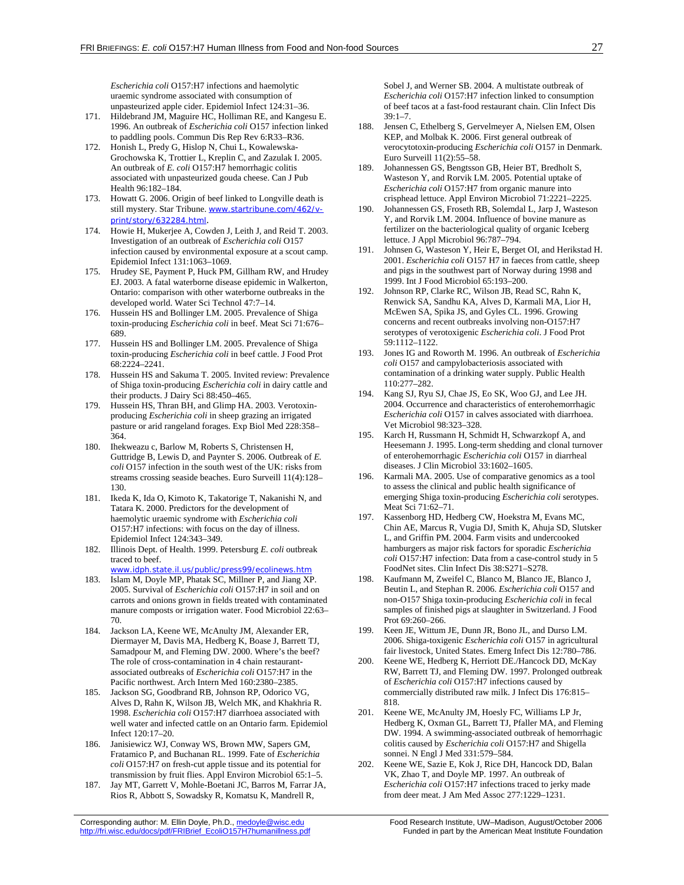*Escherichia coli* O157:H7 infections and haemolytic uraemic syndrome associated with consumption of unpasteurized apple cider. Epidemiol Infect 124:31–36.

171. Hildebrand JM, Maguire HC, Holliman RE, and Kangesu E. 1996. An outbreak of *Escherichia coli* O157 infection linked to paddling pools. Commun Dis Rep Rev 6:R33–R36.
172. Honish L, Predy G, Hislop N, Chui L, Kowalewska-Grochowska K, Trottier L, Kreplin C, and Zazulak I. 2005. An outbreak of *E. coli* O157:H7 hemorrhagic colitis associated with unpasteurized gouda cheese. Can J Pub Health 96:182–184.
173. Howatt G. 2006. Origin of beef linked to Longville death is still mystery. Star Tribune. www.startribune.com/462/v-print/story/632284.html.
174. Howie H, Mukerjee A, Cowden J, Leith J, and Reid T. 2003. Investigation of an outbreak of *Escherichia coli* O157 infection caused by environmental exposure at a scout camp. Epidemiol Infect 131:1063–1069.
175. Hrudey SE, Payment P, Huck PM, Gillham RW, and Hrudey EJ. 2003. A fatal waterborne disease epidemic in Walkerton, Ontario: comparison with other waterborne outbreaks in the developed world. Water Sci Technol 47:7–14.
176. Hussein HS and Bollinger LM. 2005. Prevalence of Shiga toxin-producing *Escherichia coli* in beef. Meat Sci 71:676–689.
177. Hussein HS and Bollinger LM. 2005. Prevalence of Shiga toxin-producing *Escherichia coli* in beef cattle. J Food Prot 68:2224–2241.
178. Hussein HS and Sakuma T. 2005. Invited review: Prevalence of Shiga toxin-producing *Escherichia coli* in dairy cattle and their products. J Dairy Sci 88:450–465.
179. Hussein HS, Thran BH, and Glimp HA. 2003. Verotoxin-producing *Escherichia coli* in sheep grazing an irrigated pasture or arid rangeland forages. Exp Biol Med 228:358–364.
180. Ihekweazu c, Barlow M, Roberts S, Christensen H, Guttridge B, Lewis D, and Paynter S. 2006. Outbreak of *E. coli* O157 infection in the south west of the UK: risks from streams crossing seaside beaches. Euro Surveill 11(4):128–130.
181. Ikeda K, Ida O, Kimoto K, Takatorige T, Nakanishi N, and Tatara K. 2000. Predictors for the development of haemolytic uraemic syndrome with *Escherichia coli* O157:H7 infections: with focus on the day of illness. Epidemiol Infect 124:343–349.
182. Illinois Dept. of Health. 1999. Petersburg *E. coli* outbreak traced to beef. www.idph.state.il.us/public/press99/ecolinews.htm
183. Islam M, Doyle MP, Phatak SC, Millner P, and Jiang XP. 2005. Survival of *Escherichia coli* O157:H7 in soil and on carrots and onions grown in fields treated with contaminated manure composts or irrigation water. Food Microbiol 22:63–70.
184. Jackson LA, Keene WE, McAnulty JM, Alexander ER, Diermayer M, Davis MA, Hedberg K, Boase J, Barrett TJ, Samadpour M, and Fleming DW. 2000. Where's the beef? The role of cross-contamination in 4 chain restaurant-associated outbreaks of *Escherichia coli* O157:H7 in the Pacific northwest. Arch Intern Med 160:2380–2385.
185. Jackson SG, Goodbrand RB, Johnson RP, Odorico VG, Alves D, Rahn K, Wilson JB, Welch MK, and Khakhria R. 1998. *Escherichia coli* O157:H7 diarrhoea associated with well water and infected cattle on an Ontario farm. Epidemiol Infect 120:17–20.
186. Janisiewicz WJ, Conway WS, Brown MW, Sapers GM, Fratamico P, and Buchanan RL. 1999. Fate of *Escherichia coli* O157:H7 on fresh-cut apple tissue and its potential for transmission by fruit flies. Appl Environ Microbiol 65:1–5.
187. Jay MT, Garrett V, Mohle-Boetani JC, Barros M, Farrar JA, Rios R, Abbott S, Sowadsky R, Komatsu K, Mandrell R, Sobel J, and Werner SB. 2004. A multistate outbreak of *Escherichia coli* O157:H7 infection linked to consumption of beef tacos at a fast-food restaurant chain. Clin Infect Dis 39:1–7.
188. Jensen C, Ethelberg S, Gervelmeyer A, Nielsen EM, Olsen KEP, and Molbak K. 2006. First general outbreak of verocytotoxin-producing *Escherichia coli* O157 in Denmark. Euro Surveill 11(2):55–58.
189. Johannessen GS, Bengtsson GB, Heier BT, Bredholt S, Wasteson Y, and Rorvik LM. 2005. Potential uptake of *Escherichia coli* O157:H7 from organic manure into crisphead lettuce. Appl Environ Microbiol 71:2221–2225.
190. Johannessen GS, Froseth RB, Solemdal L, Jarp J, Wasteson Y, and Rorvik LM. 2004. Influence of bovine manure as fertilizer on the bacteriological quality of organic Iceberg lettuce. J Appl Microbiol 96:787–794.
191. Johnsen G, Wasteson Y, Heir E, Berget OI, and Herikstad H. 2001. *Escherichia coli* O157 H7 in faeces from cattle, sheep and pigs in the southwest part of Norway during 1998 and 1999. Int J Food Microbiol 65:193–200.
192. Johnson RP, Clarke RC, Wilson JB, Read SC, Rahn K, Renwick SA, Sandhu KA, Alves D, Karmali MA, Lior H, McEwen SA, Spika JS, and Gyles CL. 1996. Growing concerns and recent outbreaks involving non-O157:H7 serotypes of verotoxigenic *Escherichia coli*. J Food Prot 59:1112–1122.
193. Jones IG and Roworth M. 1996. An outbreak of *Escherichia coli* O157 and campylobacteriosis associated with contamination of a drinking water supply. Public Health 110:277–282.
194. Kang SJ, Ryu SJ, Chae JS, Eo SK, Woo GJ, and Lee JH. 2004. Occurrence and characteristics of enterohemorrhagic *Escherichia coli* O157 in calves associated with diarrhoea. Vet Microbiol 98:323–328.
195. Karch H, Russmann H, Schmidt H, Schwarzkopf A, and Heesemann J. 1995. Long-term shedding and clonal turnover of enterohemorrhagic *Escherichia coli* O157 in diarrheal diseases. J Clin Microbiol 33:1602–1605.
196. Karmali MA. 2005. Use of comparative genomics as a tool to assess the clinical and public health significance of emerging Shiga toxin-producing *Escherichia coli* serotypes. Meat Sci 71:62–71.
197. Kassenborg HD, Hedberg CW, Hoekstra M, Evans MC, Chin AE, Marcus R, Vugia DJ, Smith K, Ahuja SD, Slutsker L, and Griffin PM. 2004. Farm visits and undercooked hamburgers as major risk factors for sporadic *Escherichia coli* O157:H7 infection: Data from a case-control study in 5 FoodNet sites. Clin Infect Dis 38:S271–S278.
198. Kaufmann M, Zweifel C, Blanco M, Blanco JE, Blanco J, Beutin L, and Stephan R. 2006. *Escherichia coli* O157 and non-O157 Shiga toxin-producing *Escherichia coli* in fecal samples of finished pigs at slaughter in Switzerland. J Food Prot 69:260–266.
199. Keen JE, Wittum JE, Dunn JR, Bono JL, and Durso LM. 2006. Shiga-toxigenic *Escherichia coli* O157 in agricultural fair livestock, United States. Emerg Infect Dis 12:780–786.
200. Keene WE, Hedberg K, Herriott DE./Hancock DD, McKay RW, Barrett TJ, and Fleming DW. 1997. Prolonged outbreak of *Escherichia coli* O157:H7 infections caused by commercially distributed raw milk. J Infect Dis 176:815–818.
201. Keene WE, McAnulty JM, Hoesly FC, Williams LP Jr, Hedberg K, Oxman GL, Barrett TJ, Pfaller MA, and Fleming DW. 1994. A swimming-associated outbreak of hemorrhagic colitis caused by *Escherichia coli* O157:H7 and Shigella sonnei. N Engl J Med 331:579–584.
202. Keene WE, Sazie E, Kok J, Rice DH, Hancock DD, Balan VK, Zhao T, and Doyle MP. 1997. An outbreak of *Escherichia coli* O157:H7 infections traced to jerky made from deer meat. J Am Med Assoc 277:1229–1231.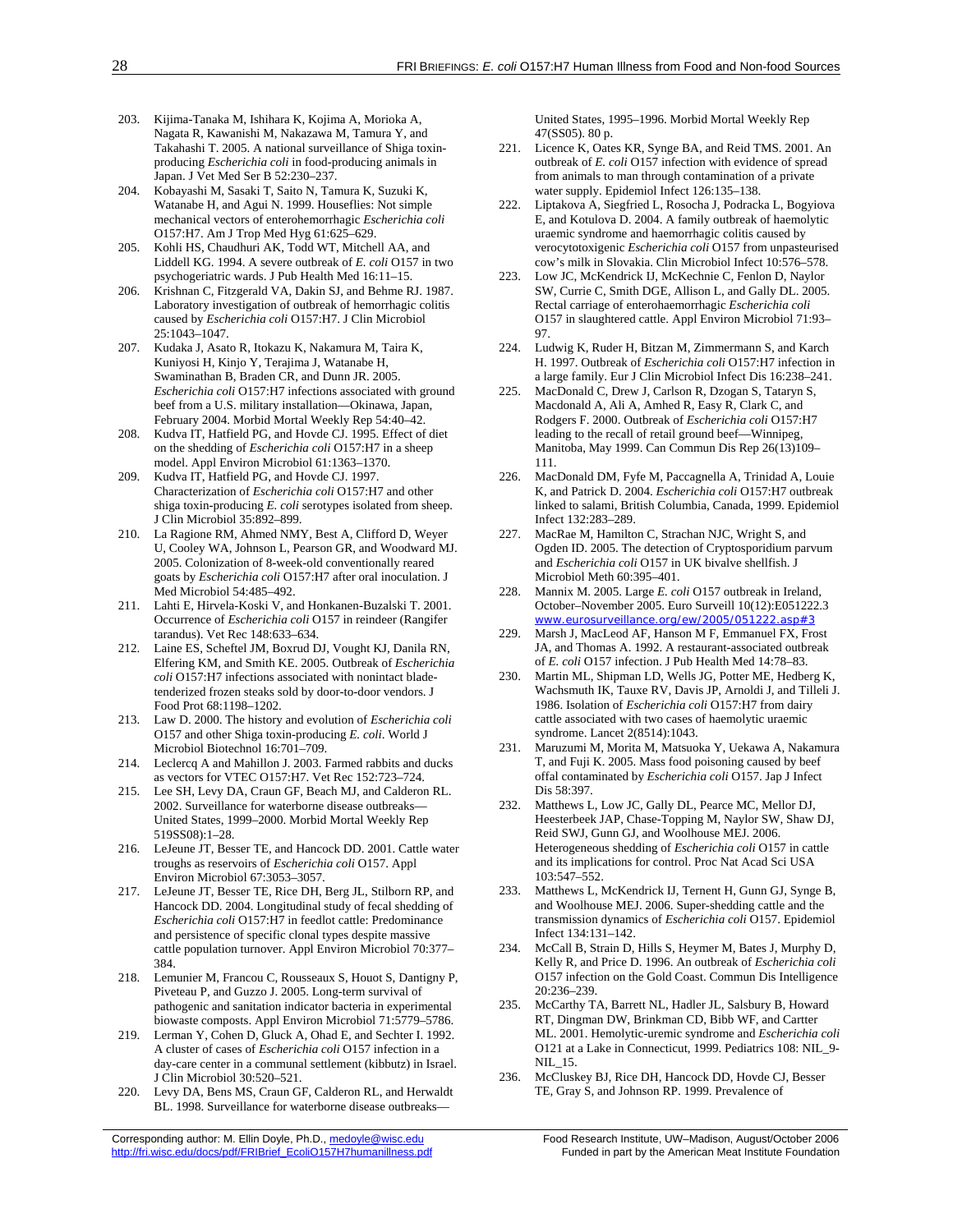203. Kijima-Tanaka M, Ishihara K, Kojima A, Morioka A, Nagata R, Kawanishi M, Nakazawa M, Tamura Y, and Takahashi T. 2005. A national surveillance of Shiga toxin-producing *Escherichia coli* in food-producing animals in Japan. J Vet Med Ser B 52:230–237.
204. Kobayashi M, Sasaki T, Saito N, Tamura K, Suzuki K, Watanabe H, and Agui N. 1999. Houseflies: Not simple mechanical vectors of enterohemorrhagic *Escherichia coli* O157:H7. Am J Trop Med Hyg 61:625–629.
205. Kohli HS, Chaudhuri AK, Todd WT, Mitchell AA, and Liddell KG. 1994. A severe outbreak of *E. coli* O157 in two psychogeriatric wards. J Pub Health Med 16:11–15.
206. Krishnan C, Fitzgerald VA, Dakin SJ, and Behme RJ. 1987. Laboratory investigation of outbreak of hemorrhagic colitis caused by *Escherichia coli* O157:H7. J Clin Microbiol 25:1043–1047.
207. Kudaka J, Asato R, Itokazu K, Nakamura M, Taira K, Kuniyosi H, Kinjo Y, Terajima J, Watanabe H, Swaminathan B, Braden CR, and Dunn JR. 2005. *Escherichia coli* O157:H7 infections associated with ground beef from a U.S. military installation—Okinawa, Japan, February 2004. Morbid Mortal Weekly Rep 54:40–42.
208. Kudva IT, Hatfield PG, and Hovde CJ. 1995. Effect of diet on the shedding of *Escherichia coli* O157:H7 in a sheep model. Appl Environ Microbiol 61:1363–1370.
209. Kudva IT, Hatfield PG, and Hovde CJ. 1997. Characterization of *Escherichia coli* O157:H7 and other shiga toxin-producing *E. coli* serotypes isolated from sheep. J Clin Microbiol 35:892–899.
210. La Ragione RM, Ahmed NMY, Best A, Clifford D, Weyer U, Cooley WA, Johnson L, Pearson GR, and Woodward MJ. 2005. Colonization of 8-week-old conventionally reared goats by *Escherichia coli* O157:H7 after oral inoculation. J Med Microbiol 54:485–492.
211. Lahti E, Hirvela-Koski V, and Honkanen-Buzalski T. 2001. Occurrence of *Escherichia coli* O157 in reindeer (Rangifer tarandus). Vet Rec 148:633–634.
212. Laine ES, Scheftel JM, Boxrud DJ, Vought KJ, Danila RN, Elfering KM, and Smith KE. 2005. Outbreak of *Escherichia coli* O157:H7 infections associated with nonintact blade-tenderized frozen steaks sold by door-to-door vendors. J Food Prot 68:1198–1202.
213. Law D. 2000. The history and evolution of *Escherichia coli* O157 and other Shiga toxin-producing *E. coli*. World J Microbiol Biotechnol 16:701–709.
214. Leclercq A and Mahillon J. 2003. Farmed rabbits and ducks as vectors for VTEC O157:H7. Vet Rec 152:723–724.
215. Lee SH, Levy DA, Craun GF, Beach MJ, and Calderon RL. 2002. Surveillance for waterborne disease outbreaks—United States, 1999–2000. Morbid Mortal Weekly Rep 519SS08):1–28.
216. LeJeune JT, Besser TE, and Hancock DD. 2001. Cattle water troughs as reservoirs of *Escherichia coli* O157. Appl Environ Microbiol 67:3053–3057.
217. LeJeune JT, Besser TE, Rice DH, Berg JL, Stilborn RP, and Hancock DD. 2004. Longitudinal study of fecal shedding of *Escherichia coli* O157:H7 in feedlot cattle: Predominance and persistence of specific clonal types despite massive cattle population turnover. Appl Environ Microbiol 70:377–384.
218. Lemunier M, Francou C, Rousseaux S, Houot S, Dantigny P, Piveteau P, and Guzzo J. 2005. Long-term survival of pathogenic and sanitation indicator bacteria in experimental biowaste composts. Appl Environ Microbiol 71:5779–5786.
219. Lerman Y, Cohen D, Gluck A, Ohad E, and Sechter I. 1992. A cluster of cases of *Escherichia coli* O157 infection in a day-care center in a communal settlement (kibbutz) in Israel. J Clin Microbiol 30:520–521.
220. Levy DA, Bens MS, Craun GF, Calderon RL, and Herwaldt BL. 1998. Surveillance for waterborne disease outbreaks—United States, 1995–1996. Morbid Mortal Weekly Rep 47(SS05). 80 p.
221. Licence K, Oates KR, Synge BA, and Reid TMS. 2001. An outbreak of *E. coli* O157 infection with evidence of spread from animals to man through contamination of a private water supply. Epidemiol Infect 126:135–138.
222. Liptakova A, Siegfried L, Rosocha J, Podracka L, Bogyiova E, and Kotulova D. 2004. A family outbreak of haemolytic uraemic syndrome and haemorrhagic colitis caused by verocytotoxigenic *Escherichia coli* O157 from unpasteurised cow's milk in Slovakia. Clin Microbiol Infect 10:576–578.
223. Low JC, McKendrick IJ, McKechnie C, Fenlon D, Naylor SW, Currie C, Smith DGE, Allison L, and Gally DL. 2005. Rectal carriage of enterohaemorrhagic *Escherichia coli* O157 in slaughtered cattle. Appl Environ Microbiol 71:93–97.
224. Ludwig K, Ruder H, Bitzan M, Zimmermann S, and Karch H. 1997. Outbreak of *Escherichia coli* O157:H7 infection in a large family. Eur J Clin Microbiol Infect Dis 16:238–241.
225. MacDonald C, Drew J, Carlson R, Dzogan S, Tataryn S, Macdonald A, Ali A, Amhed R, Easy R, Clark C, and Rodgers F. 2000. Outbreak of *Escherichia coli* O157:H7 leading to the recall of retail ground beef—Winnipeg, Manitoba, May 1999. Can Commun Dis Rep 26(13)109–111.
226. MacDonald DM, Fyfe M, Paccagnella A, Trinidad A, Louie K, and Patrick D. 2004. *Escherichia coli* O157:H7 outbreak linked to salami, British Columbia, Canada, 1999. Epidemiol Infect 132:283–289.
227. MacRae M, Hamilton C, Strachan NJC, Wright S, and Ogden ID. 2005. The detection of Cryptosporidium parvum and *Escherichia coli* O157 in UK bivalve shellfish. J Microbiol Meth 60:395–401.
228. Mannix M. 2005. Large *E. coli* O157 outbreak in Ireland, October–November 2005. Euro Surveill 10(12):E051222.3 www.eurosurveillance.org/ew/2005/051222.asp#3
229. Marsh J, MacLeod AF, Hanson M F, Emmanuel FX, Frost JA, and Thomas A. 1992. A restaurant-associated outbreak of *E. coli* O157 infection. J Pub Health Med 14:78–83.
230. Martin ML, Shipman LD, Wells JG, Potter ME, Hedberg K, Wachsmuth IK, Tauxe RV, Davis JP, Arnoldi J, and Tilleli J. 1986. Isolation of *Escherichia coli* O157:H7 from dairy cattle associated with two cases of haemolytic uraemic syndrome. Lancet 2(8514):1043.
231. Maruzumi M, Morita M, Matsuoka Y, Uekawa A, Nakamura T, and Fuji K. 2005. Mass food poisoning caused by beef offal contaminated by *Escherichia coli* O157. Jap J Infect Dis 58:397.
232. Matthews L, Low JC, Gally DL, Pearce MC, Mellor DJ, Heesterbeek JAP, Chase-Topping M, Naylor SW, Shaw DJ, Reid SWJ, Gunn GJ, and Woolhouse MEJ. 2006. Heterogeneous shedding of *Escherichia coli* O157 in cattle and its implications for control. Proc Nat Acad Sci USA 103:547–552.
233. Matthews L, McKendrick IJ, Ternent H, Gunn GJ, Synge B, and Woolhouse MEJ. 2006. Super-shedding cattle and the transmission dynamics of *Escherichia coli* O157. Epidemiol Infect 134:131–142.
234. McCall B, Strain D, Hills S, Heymer M, Bates J, Murphy D, Kelly R, and Price D. 1996. An outbreak of *Escherichia coli* O157 infection on the Gold Coast. Commun Dis Intelligence 20:236–239.
235. McCarthy TA, Barrett NL, Hadler JL, Salsbury B, Howard RT, Dingman DW, Brinkman CD, Bibb WF, and Cartter ML. 2001. Hemolytic-uremic syndrome and *Escherichia coli* O121 at a Lake in Connecticut, 1999. Pediatrics 108: NIL_9-NIL_15.
236. McCluskey BJ, Rice DH, Hancock DD, Hovde CJ, Besser TE, Gray S, and Johnson RP. 1999. Prevalence of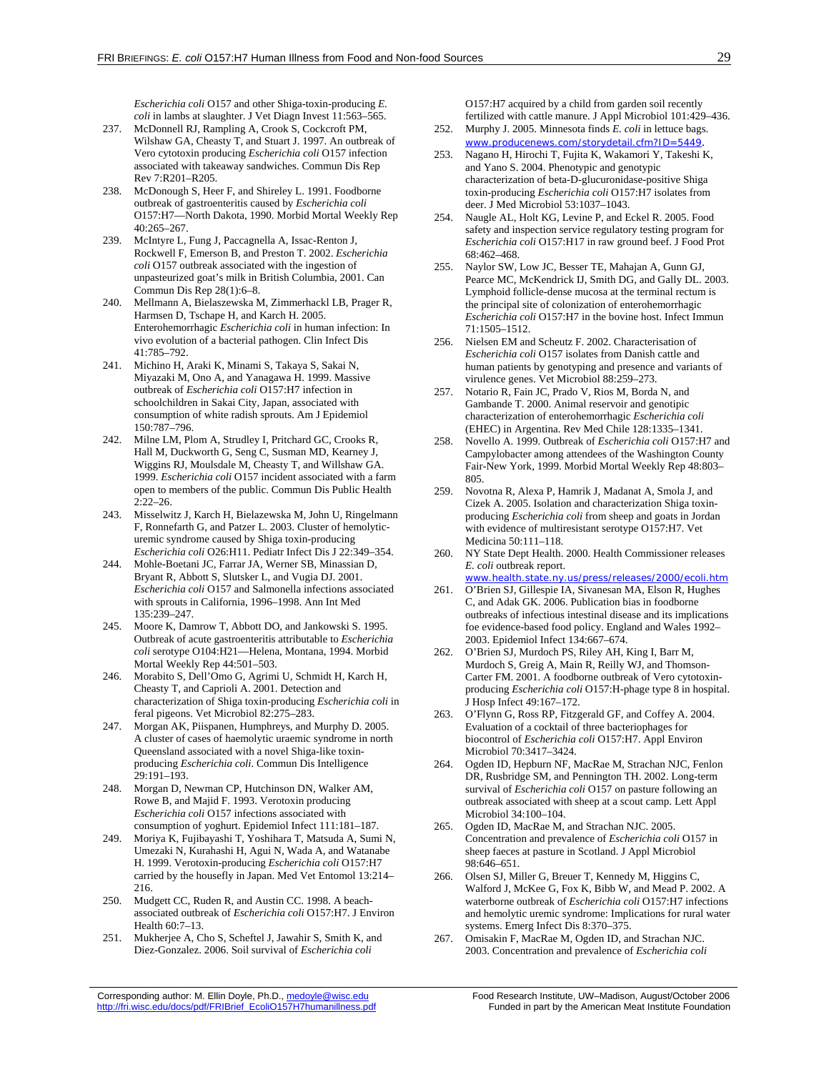*Escherichia coli* O157 and other Shiga-toxin-producing *E. coli* in lambs at slaughter. J Vet Diagn Invest 11:563–565.

237. McDonnell RJ, Rampling A, Crook S, Cockcroft PM, Wilshaw GA, Cheasty T, and Stuart J. 1997. An outbreak of Vero cytotoxin producing *Escherichia coli* O157 infection associated with takeaway sandwiches. Commun Dis Rep Rev 7:R201–R205.
238. McDonough S, Heer F, and Shireley L. 1991. Foodborne outbreak of gastroenteritis caused by *Escherichia coli* O157:H7—North Dakota, 1990. Morbid Mortal Weekly Rep 40:265–267.
239. McIntyre L, Fung J, Paccagnella A, Issac-Renton J, Rockwell F, Emerson B, and Preston T. 2002. *Escherichia coli* O157 outbreak associated with the ingestion of unpasteurized goat's milk in British Columbia, 2001. Can Commun Dis Rep 28(1):6–8.
240. Mellmann A, Bielaszewska M, Zimmerhackl LB, Prager R, Harmsen D, Tschape H, and Karch H. 2005. Enterohemorrhagic *Escherichia coli* in human infection: In vivo evolution of a bacterial pathogen. Clin Infect Dis 41:785–792.
241. Michino H, Araki K, Minami S, Takaya S, Sakai N, Miyazaki M, Ono A, and Yanagawa H. 1999. Massive outbreak of *Escherichia coli* O157:H7 infection in schoolchildren in Sakai City, Japan, associated with consumption of white radish sprouts. Am J Epidemiol 150:787–796.
242. Milne LM, Plom A, Strudley I, Pritchard GC, Crooks R, Hall M, Duckworth G, Seng C, Susman MD, Kearney J, Wiggins RJ, Moulsdale M, Cheasty T, and Willshaw GA. 1999. *Escherichia coli* O157 incident associated with a farm open to members of the public. Commun Dis Public Health 2:22–26.
243. Misselwitz J, Karch H, Bielazewska M, John U, Ringelmann F, Ronnefarth G, and Patzer L. 2003. Cluster of hemolytic-uremic syndrome caused by Shiga toxin-producing *Escherichia coli* O26:H11. Pediatr Infect Dis J 22:349–354.
244. Mohle-Boetani JC, Farrar JA, Werner SB, Minassian D, Bryant R, Abbott S, Slutsker L, and Vugia DJ. 2001. *Escherichia coli* O157 and Salmonella infections associated with sprouts in California, 1996–1998. Ann Int Med 135:239–247.
245. Moore K, Damrow T, Abbott DO, and Jankowski S. 1995. Outbreak of acute gastroenteritis attributable to *Escherichia coli* serotype O104:H21—Helena, Montana, 1994. Morbid Mortal Weekly Rep 44:501–503.
246. Morabito S, Dell'Omo G, Agrimi U, Schmidt H, Karch H, Cheasty T, and Caprioli A. 2001. Detection and characterization of Shiga toxin-producing *Escherichia coli* in feral pigeons. Vet Microbiol 82:275–283.
247. Morgan AK, Piispanen, Humphreys, and Murphy D. 2005. A cluster of cases of haemolytic uraemic syndrome in north Queensland associated with a novel Shiga-like toxin-producing *Escherichia coli*. Commun Dis Intelligence 29:191–193.
248. Morgan D, Newman CP, Hutchinson DN, Walker AM, Rowe B, and Majid F. 1993. Verotoxin producing *Escherichia coli* O157 infections associated with consumption of yoghurt. Epidemiol Infect 111:181–187.
249. Moriya K, Fujibayashi T, Yoshihara T, Matsuda A, Sumi N, Umezaki N, Kurahashi H, Agui N, Wada A, and Watanabe H. 1999. Verotoxin-producing *Escherichia coli* O157:H7 carried by the housefly in Japan. Med Vet Entomol 13:214–216.
250. Mudgett CC, Ruden R, and Austin CC. 1998. A beach-associated outbreak of *Escherichia coli* O157:H7. J Environ Health 60:7–13.
251. Mukherjee A, Cho S, Scheftel J, Jawahir S, Smith K, and Diez-Gonzalez. 2006. Soil survival of *Escherichia coli* O157:H7 acquired by a child from garden soil recently fertilized with cattle manure. J Appl Microbiol 101:429–436.
252. Murphy J. 2005. Minnesota finds *E. coli* in lettuce bags. www.producenews.com/storydetail.cfm?ID=5449.
253. Nagano H, Hirochi T, Fujita K, Wakamori Y, Takeshi K, and Yano S. 2004. Phenotypic and genotypic characterization of beta-D-glucuronidase-positive Shiga toxin-producing *Escherichia coli* O157:H7 isolates from deer. J Med Microbiol 53:1037–1043.
254. Naugle AL, Holt KG, Levine P, and Eckel R. 2005. Food safety and inspection service regulatory testing program for *Escherichia coli* O157:H17 in raw ground beef. J Food Prot 68:462–468.
255. Naylor SW, Low JC, Besser TE, Mahajan A, Gunn GJ, Pearce MC, McKendrick IJ, Smith DG, and Gally DL. 2003. Lymphoid follicle-dense mucosa at the terminal rectum is the principal site of colonization of enterohemorrhagic *Escherichia coli* O157:H7 in the bovine host. Infect Immun 71:1505–1512.
256. Nielsen EM and Scheutz F. 2002. Characterisation of *Escherichia coli* O157 isolates from Danish cattle and human patients by genotyping and presence and variants of virulence genes. Vet Microbiol 88:259–273.
257. Notario R, Fain JC, Prado V, Rios M, Borda N, and Gambande T. 2000. Animal reservoir and genotipic characterization of enterohemorrhagic *Escherichia coli* (EHEC) in Argentina. Rev Med Chile 128:1335–1341.
258. Novello A. 1999. Outbreak of *Escherichia coli* O157:H7 and Campylobacter among attendees of the Washington County Fair-New York, 1999. Morbid Mortal Weekly Rep 48:803–805.
259. Novotna R, Alexa P, Hamrik J, Madanat A, Smola J, and Cizek A. 2005. Isolation and characterization Shiga toxin-producing *Escherichia coli* from sheep and goats in Jordan with evidence of multiresistant serotype O157:H7. Vet Medicina 50:111–118.
260. NY State Dept Health. 2000. Health Commissioner releases *E. coli* outbreak report. www.health.state.ny.us/press/releases/2000/ecoli.htm
261. O'Brien SJ, Gillespie IA, Sivanesan MA, Elson R, Hughes C, and Adak GK. 2006. Publication bias in foodborne outbreaks of infectious intestinal disease and its implications foe evidence-based food policy. England and Wales 1992–2003. Epidemiol Infect 134:667–674.
262. O'Brien SJ, Murdoch PS, Riley AH, King I, Barr M, Murdoch S, Greig A, Main R, Reilly WJ, and Thomson-Carter FM. 2001. A foodborne outbreak of Vero cytotoxin-producing *Escherichia coli* O157:H-phage type 8 in hospital. J Hosp Infect 49:167–172.
263. O'Flynn G, Ross RP, Fitzgerald GF, and Coffey A. 2004. Evaluation of a cocktail of three bacteriophages for biocontrol of *Escherichia coli* O157:H7. Appl Environ Microbiol 70:3417–3424.
264. Ogden ID, Hepburn NF, MacRae M, Strachan NJC, Fenlon DR, Rusbridge SM, and Pennington TH. 2002. Long-term survival of *Escherichia coli* O157 on pasture following an outbreak associated with sheep at a scout camp. Lett Appl Microbiol 34:100–104.
265. Ogden ID, MacRae M, and Strachan NJC. 2005. Concentration and prevalence of *Escherichia coli* O157 in sheep faeces at pasture in Scotland. J Appl Microbiol 98:646–651.
266. Olsen SJ, Miller G, Breuer T, Kennedy M, Higgins C, Walford J, McKee G, Fox K, Bibb W, and Mead P. 2002. A waterborne outbreak of *Escherichia coli* O157:H7 infections and hemolytic uremic syndrome: Implications for rural water systems. Emerg Infect Dis 8:370–375.
267. Omisakin F, MacRae M, Ogden ID, and Strachan NJC. 2003. Concentration and prevalence of *Escherichia coli*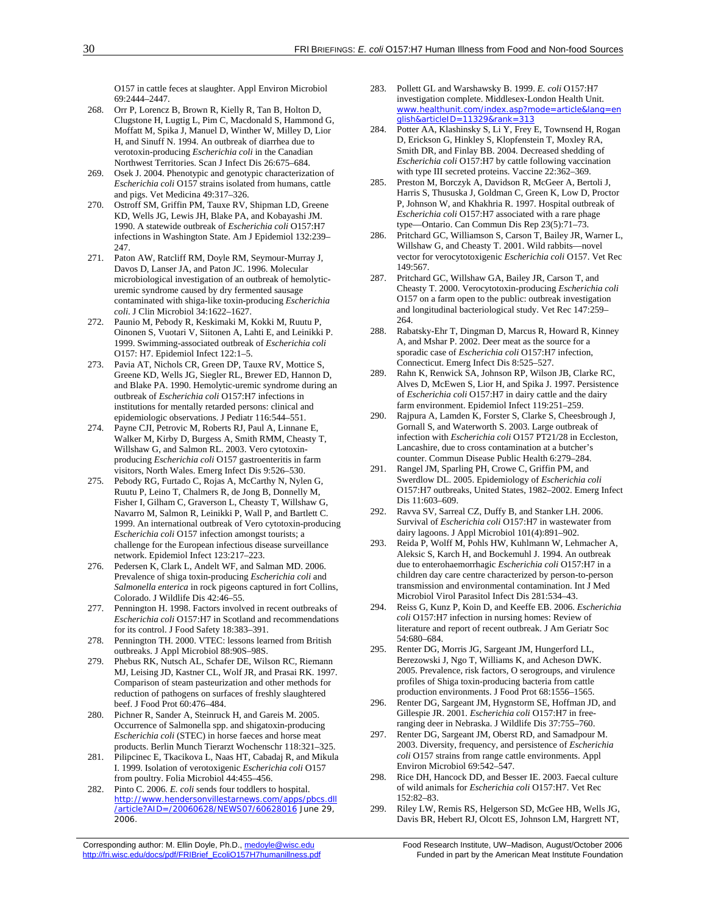O157 in cattle feces at slaughter. Appl Environ Microbiol 69:2444–2447.

268. Orr P, Lorencz B, Brown R, Kielly R, Tan B, Holton D, Clugstone H, Lugtig L, Pim C, Macdonald S, Hammond G, Moffatt M, Spika J, Manuel D, Winther W, Milley D, Lior H, and Sinuff N. 1994. An outbreak of diarrhea due to verotoxin-producing *Escherichia coli* in the Canadian Northwest Territories. Scan J Infect Dis 26:675–684.

269. Osek J. 2004. Phenotypic and genotypic characterization of *Escherichia coli* O157 strains isolated from humans, cattle and pigs. Vet Medicina 49:317–326.

270. Ostroff SM, Griffin PM, Tauxe RV, Shipman LD, Greene KD, Wells JG, Lewis JH, Blake PA, and Kobayashi JM. 1990. A statewide outbreak of *Escherichia coli* O157:H7 infections in Washington State. Am J Epidemiol 132:239–247.

271. Paton AW, Ratcliff RM, Doyle RM, Seymour-Murray J, Davos D, Lanser JA, and Paton JC. 1996. Molecular microbiological investigation of an outbreak of hemolytic-uremic syndrome caused by dry fermented sausage contaminated with shiga-like toxin-producing *Escherichia coli*. J Clin Microbiol 34:1622–1627.

272. Paunio M, Pebody R, Keskimaki M, Kokki M, Ruutu P, Oinonen S, Vuotari V, Siitonen A, Lahti E, and Leinikki P. 1999. Swimming-associated outbreak of *Escherichia coli* O157: H7. Epidemiol Infect 122:1–5.

273. Pavia AT, Nichols CR, Green DP, Tauxe RV, Mottice S, Greene KD, Wells JG, Siegler RL, Brewer ED, Hannon D, and Blake PA. 1990. Hemolytic-uremic syndrome during an outbreak of *Escherichia coli* O157:H7 infections in institutions for mentally retarded persons: clinical and epidemiologic observations. J Pediatr 116:544–551.

274. Payne CJI, Petrovic M, Roberts RJ, Paul A, Linnane E, Walker M, Kirby D, Burgess A, Smith RMM, Cheasty T, Willshaw G, and Salmon RL. 2003. Vero cytotoxin-producing *Escherichia coli* O157 gastroenteritis in farm visitors, North Wales. Emerg Infect Dis 9:526–530.

275. Pebody RG, Furtado C, Rojas A, McCarthy N, Nylen G, Ruutu P, Leino T, Chalmers R, de Jong B, Donnelly M, Fisher I, Gilham C, Graverson L, Cheasty T, Willshaw G, Navarro M, Salmon R, Leinikki P, Wall P, and Bartlett C. 1999. An international outbreak of Vero cytotoxin-producing *Escherichia coli* O157 infection amongst tourists; a challenge for the European infectious disease surveillance network. Epidemiol Infect 123:217–223.

276. Pedersen K, Clark L, Andelt WF, and Salman MD. 2006. Prevalence of shiga toxin-producing *Escherichia coli* and *Salmonella enterica* in rock pigeons captured in fort Collins, Colorado. J Wildlife Dis 42:46–55.

277. Pennington H. 1998. Factors involved in recent outbreaks of *Escherichia coli* O157:H7 in Scotland and recommendations for its control. J Food Safety 18:383–391.

278. Pennington TH. 2000. VTEC: lessons learned from British outbreaks. J Appl Microbiol 88:90S–98S.

279. Phebus RK, Nutsch AL, Schafer DE, Wilson RC, Riemann MJ, Leising JD, Kastner CL, Wolf JR, and Prasai RK. 1997. Comparison of steam pasteurization and other methods for reduction of pathogens on surfaces of freshly slaughtered beef. J Food Prot 60:476–484.

280. Pichner R, Sander A, Steinruck H, and Gareis M. 2005. Occurrence of Salmonella spp. and shigatoxin-producing *Escherichia coli* (STEC) in horse faeces and horse meat products. Berlin Munch Tierarzt Wochenschr 118:321–325.

281. Pilipcinec E, Tkacikova L, Naas HT, Cabadaj R, and Mikula I. 1999. Isolation of verotoxigenic *Escherichia coli* O157 from poultry. Folia Microbiol 44:455–456.

282. Pinto C. 2006. *E. coli* sends four toddlers to hospital. http://www.hendersonvillestarnews.com/apps/pbcs.dll/article?AID=/20060628/NEWS07/60628016 June 29, 2006.

283. Pollett GL and Warshawsky B. 1999. *E. coli* O157:H7 investigation complete. Middlesex-London Health Unit. www.healthunit.com/index.asp?mode=article&lang=english&articleID=11329&rank=313

284. Potter AA, Klashinsky S, Li Y, Frey E, Townsend H, Rogan D, Erickson G, Hinkley S, Klopfenstein T, Moxley RA, Smith DR, and Finlay BB. 2004. Decreased shedding of *Escherichia coli* O157:H7 by cattle following vaccination with type III secreted proteins. Vaccine 22:362–369.

285. Preston M, Borczyk A, Davidson R, McGeer A, Bertoli J, Harris S, Thususka J, Goldman C, Green K, Low D, Proctor P, Johnson W, and Khakhria R. 1997. Hospital outbreak of *Escherichia coli* O157:H7 associated with a rare phage type—Ontario. Can Commun Dis Rep 23(5):71–73.

286. Pritchard GC, Williamson S, Carson T, Bailey JR, Warner L, Willshaw G, and Cheasty T. 2001. Wild rabbits—novel vector for verocytotoxigenic *Escherichia coli* O157. Vet Rec 149:567.

287. Pritchard GC, Willshaw GA, Bailey JR, Carson T, and Cheasty T. 2000. Verocytotoxin-producing *Escherichia coli* O157 on a farm open to the public: outbreak investigation and longitudinal bacteriological study. Vet Rec 147:259–264.

288. Rabatsky-Ehr T, Dingman D, Marcus R, Howard R, Kinney A, and Mshar P. 2002. Deer meat as the source for a sporadic case of *Escherichia coli* O157:H7 infection, Connecticut. Emerg Infect Dis 8:525–527.

289. Rahn K, Renwick SA, Johnson RP, Wilson JB, Clarke RC, Alves D, McEwen S, Lior H, and Spika J. 1997. Persistence of *Escherichia coli* O157:H7 in dairy cattle and the dairy farm environment. Epidemiol Infect 119:251–259.

290. Rajpura A, Lamden K, Forster S, Clarke S, Cheesbrough J, Gornall S, and Waterworth S. 2003. Large outbreak of infection with *Escherichia coli* O157 PT21/28 in Eccleston, Lancashire, due to cross contamination at a butcher's counter. Commun Disease Public Health 6:279–284.

291. Rangel JM, Sparling PH, Crowe C, Griffin PM, and Swerdlow DL. 2005. Epidemiology of *Escherichia coli* O157:H7 outbreaks, United States, 1982–2002. Emerg Infect Dis 11:603–609.

292. Ravva SV, Sarreal CZ, Duffy B, and Stanker LH. 2006. Survival of *Escherichia coli* O157:H7 in wastewater from dairy lagoons. J Appl Microbiol 101(4):891–902.

293. Reida P, Wolff M, Pohls HW, Kuhlmann W, Lehmacher A, Aleksic S, Karch H, and Bockemuhl J. 1994. An outbreak due to enterohaemorrhagic *Escherichia coli* O157:H7 in a children day care centre characterized by person-to-person transmission and environmental contamination. Int J Med Microbiol Virol Parasitol Infect Dis 281:534–43.

294. Reiss G, Kunz P, Koin D, and Keeffe EB. 2006. *Escherichia coli* O157:H7 infection in nursing homes: Review of literature and report of recent outbreak. J Am Geriatr Soc 54:680–684.

295. Renter DG, Morris JG, Sargeant JM, Hungerford LL, Berezowski J, Ngo T, Williams K, and Acheson DWK. 2005. Prevalence, risk factors, O serogroups, and virulence profiles of Shiga toxin-producing bacteria from cattle production environments. J Food Prot 68:1556–1565.

296. Renter DG, Sargeant JM, Hygnstorm SE, Hoffman JD, and Gillespie JR. 2001. *Escherichia coli* O157:H7 in free-ranging deer in Nebraska. J Wildlife Dis 37:755–760.

297. Renter DG, Sargeant JM, Oberst RD, and Samadpour M. 2003. Diversity, frequency, and persistence of *Escherichia coli* O157 strains from range cattle environments. Appl Environ Microbiol 69:542–547.

298. Rice DH, Hancock DD, and Besser IE. 2003. Faecal culture of wild animals for *Escherichia coli* O157:H7. Vet Rec 152:82–83.

299. Riley LW, Remis RS, Helgerson SD, McGee HB, Wells JG, Davis BR, Hebert RJ, Olcott ES, Johnson LM, Hargrett NT,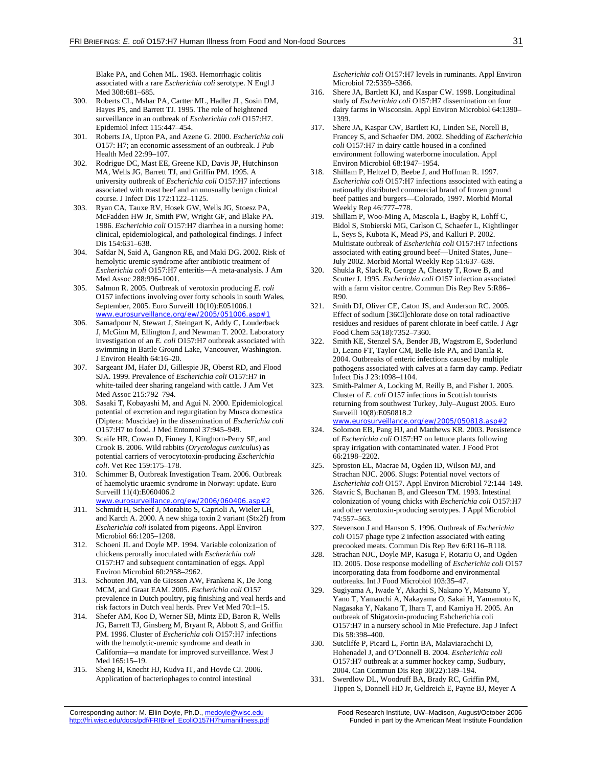Blake PA, and Cohen ML. 1983. Hemorrhagic colitis associated with a rare *Escherichia coli* serotype. N Engl J Med 308:681–685.

300. Roberts CL, Mshar PA, Cartter ML, Hadler JL, Sosin DM, Hayes PS, and Barrett TJ. 1995. The role of heightened surveillance in an outbreak of *Escherichia coli* O157:H7. Epidemiol Infect 115:447–454.
301. Roberts JA, Upton PA, and Azene G. 2000. *Escherichia coli* O157: H7; an economic assessment of an outbreak. J Pub Health Med 22:99–107.
302. Rodrigue DC, Mast EE, Greene KD, Davis JP, Hutchinson MA, Wells JG, Barrett TJ, and Griffin PM. 1995. A university outbreak of *Escherichia coli* O157:H7 infections associated with roast beef and an unusually benign clinical course. J Infect Dis 172:1122–1125.
303. Ryan CA, Tauxe RV, Hosek GW, Wells JG, Stoesz PA, McFadden HW Jr, Smith PW, Wright GF, and Blake PA. 1986. *Escherichia coli* O157:H7 diarrhea in a nursing home: clinical, epidemiological, and pathological findings. J Infect Dis 154:631–638.
304. Safdar N, Said A, Gangnon RE, and Maki DG. 2002. Risk of hemolytic uremic syndrome after antibiotic treatment of *Escherichia coli* O157:H7 enteritis—A meta-analysis. J Am Med Assoc 288:996–1001.
305. Salmon R. 2005. Outbreak of verotoxin producing *E. coli* O157 infections involving over forty schools in south Wales, September, 2005. Euro Surveill 10(10):E051006.1 www.eurosurveillance.org/ew/2005/051006.asp#1
306. Samadpour N, Stewart J, Steingart K, Addy C, Louderback J, McGinn M, Ellington J, and Newman T. 2002. Laboratory investigation of an *E. coli* O157:H7 outbreak associated with swimming in Battle Ground Lake, Vancouver, Washington. J Environ Health 64:16–20.
307. Sargeant JM, Hafer DJ, Gillespie JR, Oberst RD, and Flood SJA. 1999. Prevalence of *Escherichia coli* O157:H7 in white-tailed deer sharing rangeland with cattle. J Am Vet Med Assoc 215:792–794.
308. Sasaki T, Kobayashi M, and Agui N. 2000. Epidemiological potential of excretion and regurgitation by Musca domestica (Diptera: Muscidae) in the dissemination of *Escherichia coli* O157:H7 to food. J Med Entomol 37:945–949.
309. Scaife HR, Cowan D, Finney J, Kinghorn-Perry SF, and Crook B. 2006. Wild rabbits (*Oryctolagus cuniculus*) as potential carriers of verocytotoxin-producing *Escherichia coli*. Vet Rec 159:175–178.
310. Schimmer B, Outbreak Investigation Team. 2006. Outbreak of haemolytic uraemic syndrome in Norway: update. Euro Surveill 11(4):E060406.2 www.eurosurveillance.org/ew/2006/060406.asp#2
311. Schmidt H, Scheef J, Morabito S, Caprioli A, Wieler LH, and Karch A. 2000. A new shiga toxin 2 variant (Stx2f) from *Escherichia coli* isolated from pigeons. Appl Environ Microbiol 66:1205–1208.
312. Schoeni JL and Doyle MP. 1994. Variable colonization of chickens perorally inoculated with *Escherichia coli* O157:H7 and subsequent contamination of eggs. Appl Environ Microbiol 60:2958–2962.
313. Schouten JM, van de Giessen AW, Frankena K, De Jong MCM, and Graat EAM. 2005. *Escherichia coli* O157 prevalence in Dutch poultry, pig finishing and veal herds and risk factors in Dutch veal herds. Prev Vet Med 70:1–15.
314. Shefer AM, Koo D, Werner SB, Mintz ED, Baron R, Wells JG, Barrett TJ, Ginsberg M, Bryant R, Abbott S, and Griffin PM. 1996. Cluster of *Escherichia coli* O157:H7 infections with the hemolytic-uremic syndrome and death in California—a mandate for improved surveillance. West J Med 165:15–19.
315. Sheng H, Knecht HJ, Kudva IT, and Hovde CJ. 2006. Application of bacteriophages to control intestinal *Escherichia coli* O157:H7 levels in ruminants. Appl Environ Microbiol 72:5359–5366.
316. Shere JA, Bartlett KJ, and Kaspar CW. 1998. Longitudinal study of *Escherichia coli* O157:H7 dissemination on four dairy farms in Wisconsin. Appl Environ Microbiol 64:1390–1399.
317. Shere JA, Kaspar CW, Bartlett KJ, Linden SE, Norell B, Francey S, and Schaefer DM. 2002. Shedding of *Escherichia coli* O157:H7 in dairy cattle housed in a confined environment following waterborne inoculation. Appl Environ Microbiol 68:1947–1954.
318. Shillam P, Heltzel D, Beebe J, and Hoffman R. 1997. *Escherichia coli* O157:H7 infections associated with eating a nationally distributed commercial brand of frozen ground beef patties and burgers—Colorado, 1997. Morbid Mortal Weekly Rep 46:777–778.
319. Shillam P, Woo-Ming A, Mascola L, Bagby R, Lohff C, Bidol S, Stobierski MG, Carlson C, Schaefer L, Kightlinger L, Seys S, Kubota K, Mead PS, and Kalluri P. 2002. Multistate outbreak of *Escherichia coli* O157:H7 infections associated with eating ground beef—United States, June–July 2002. Morbid Mortal Weekly Rep 51:637–639.
320. Shukla R, Slack R, George A, Cheasty T, Rowe B, and Scutter J. 1995. *Escherichia coli* O157 infection associated with a farm visitor centre. Commun Dis Rep Rev 5:R86–R90.
321. Smith DJ, Oliver CE, Caton JS, and Anderson RC. 2005. Effect of sodium [36Cl]chlorate dose on total radioactive residues and residues of parent chlorate in beef cattle. J Agr Food Chem 53(18):7352–7360.
322. Smith KE, Stenzel SA, Bender JB, Wagstrom E, Soderlund D, Leano FT, Taylor CM, Belle-Isle PA, and Danila R. 2004. Outbreaks of enteric infections caused by multiple pathogens associated with calves at a farm day camp. Pediatr Infect Dis J 23:1098–1104.
323. Smith-Palmer A, Locking M, Reilly B, and Fisher I. 2005. Cluster of *E. coli* O157 infections in Scottish tourists returning from southwest Turkey, July–August 2005. Euro Surveill 10(8):E050818.2 www.eurosurveillance.org/ew/2005/050818.asp#2
324. Solomon EB, Pang HJ, and Matthews KR. 2003. Persistence of *Escherichia coli* O157:H7 on lettuce plants following spray irrigation with contaminated water. J Food Prot 66:2198–2202.
325. Sproston EL, Macrae M, Ogden ID, Wilson MJ, and Strachan NJC. 2006. Slugs: Potential novel vectors of *Escherichia coli* O157. Appl Environ Microbiol 72:144–149.
326. Stavric S, Buchanan B, and Gleeson TM. 1993. Intestinal colonization of young chicks with *Escherichia coli* O157:H7 and other verotoxin-producing serotypes. J Appl Microbiol 74:557–563.
327. Stevenson J and Hanson S. 1996. Outbreak of *Escherichia coli* O157 phage type 2 infection associated with eating precooked meats. Commun Dis Rep Rev 6:R116–R118.
328. Strachan NJC, Doyle MP, Kasuga F, Rotariu O, and Ogden ID. 2005. Dose response modelling of *Escherichia coli* O157 incorporating data from foodborne and environmental outbreaks. Int J Food Microbiol 103:35–47.
329. Sugiyama A, Iwade Y, Akachi S, Nakano Y, Matsuno Y, Yano T, Yamauchi A, Nakayama O, Sakai H, Yamamoto K, Nagasaka Y, Nakano T, Ihara T, and Kamiya H. 2005. An outbreak of Shigatoxin-producing Eshcherichia coli O157:H7 in a nursery school in Mie Prefecture. Jap J Infect Dis 58:398–400.
330. Sutcliffe P, Picard L, Fortin BA, Malaviarachchi D, Hohenadel J, and O'Donnell B. 2004. *Escherichia coli* O157:H7 outbreak at a summer hockey camp, Sudbury, 2004. Can Commun Dis Rep 30(22):189–194.
331. Swerdlow DL, Woodruff BA, Brady RC, Griffin PM, Tippen S, Donnell HD Jr, Geldreich E, Payne BJ, Meyer A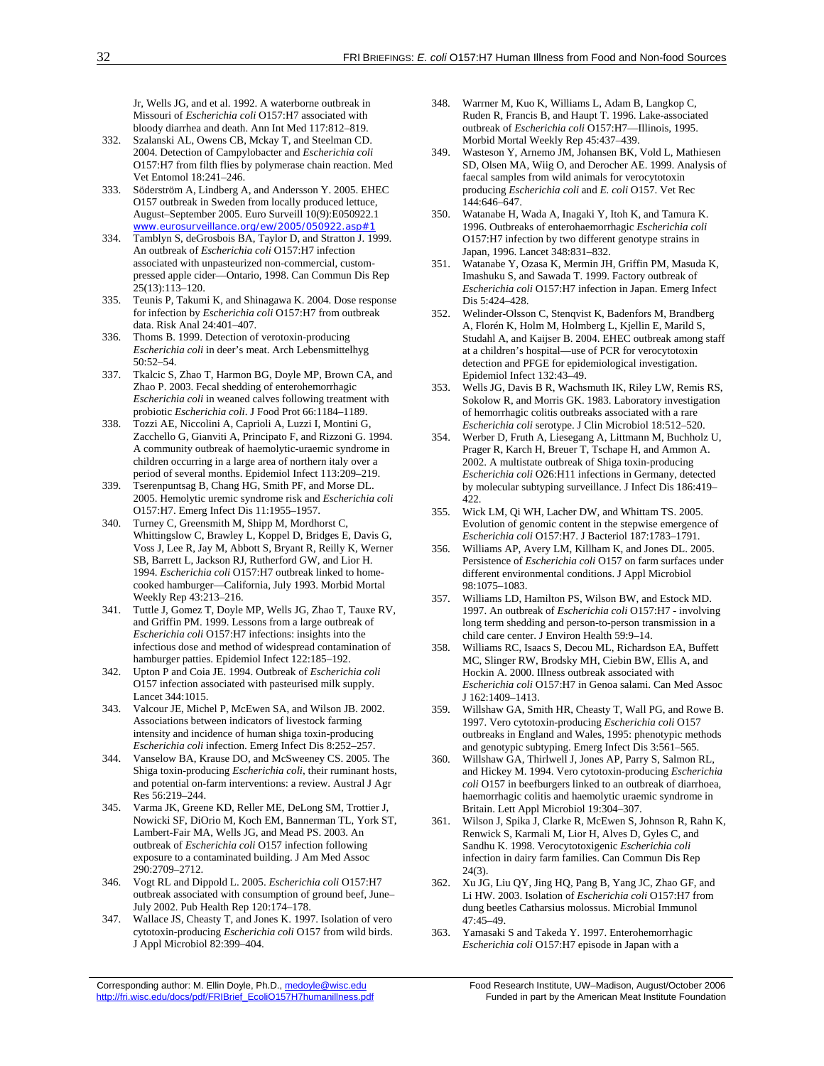Jr, Wells JG, and et al. 1992. A waterborne outbreak in Missouri of *Escherichia coli* O157:H7 associated with bloody diarrhea and death. Ann Int Med 117:812–819.

332. Szalanski AL, Owens CB, Mckay T, and Steelman CD. 2004. Detection of Campylobacter and *Escherichia coli* O157:H7 from filth flies by polymerase chain reaction. Med Vet Entomol 18:241–246.
333. Söderström A, Lindberg A, and Andersson Y. 2005. EHEC O157 outbreak in Sweden from locally produced lettuce, August–September 2005. Euro Surveill 10(9):E050922.1 www.eurosurveillance.org/ew/2005/050922.asp#1
334. Tamblyn S, deGrosbois BA, Taylor D, and Stratton J. 1999. An outbreak of *Escherichia coli* O157:H7 infection associated with unpasteurized non-commercial, custom-pressed apple cider—Ontario, 1998. Can Commun Dis Rep 25(13):113–120.
335. Teunis P, Takumi K, and Shinagawa K. 2004. Dose response for infection by *Escherichia coli* O157:H7 from outbreak data. Risk Anal 24:401–407.
336. Thoms B. 1999. Detection of verotoxin-producing *Escherichia coli* in deer's meat. Arch Lebensmittelhyg 50:52–54.
337. Tkalcic S, Zhao T, Harmon BG, Doyle MP, Brown CA, and Zhao P. 2003. Fecal shedding of enterohemorrhagic *Escherichia coli* in weaned calves following treatment with probiotic *Escherichia coli*. J Food Prot 66:1184–1189.
338. Tozzi AE, Niccolini A, Caprioli A, Luzzi I, Montini G, Zacchello G, Gianviti A, Principato F, and Rizzoni G. 1994. A community outbreak of haemolytic-uraemic syndrome in children occurring in a large area of northern italy over a period of several months. Epidemiol Infect 113:209–219.
339. Tserenpuntsag B, Chang HG, Smith PF, and Morse DL. 2005. Hemolytic uremic syndrome risk and *Escherichia coli* O157:H7. Emerg Infect Dis 11:1955–1957.
340. Turney C, Greensmith M, Shipp M, Mordhorst C, Whittingslow C, Brawley L, Koppel D, Bridges E, Davis G, Voss J, Lee R, Jay M, Abbott S, Bryant R, Reilly K, Werner SB, Barrett L, Jackson RJ, Rutherford GW, and Lior H. 1994. *Escherichia coli* O157:H7 outbreak linked to home-cooked hamburger—California, July 1993. Morbid Mortal Weekly Rep 43:213–216.
341. Tuttle J, Gomez T, Doyle MP, Wells JG, Zhao T, Tauxe RV, and Griffin PM. 1999. Lessons from a large outbreak of *Escherichia coli* O157:H7 infections: insights into the infectious dose and method of widespread contamination of hamburger patties. Epidemiol Infect 122:185–192.
342. Upton P and Coia JE. 1994. Outbreak of *Escherichia coli* O157 infection associated with pasteurised milk supply. Lancet 344:1015.
343. Valcour JE, Michel P, McEwen SA, and Wilson JB. 2002. Associations between indicators of livestock farming intensity and incidence of human shiga toxin-producing *Escherichia coli* infection. Emerg Infect Dis 8:252–257.
344. Vanselow BA, Krause DO, and McSweeney CS. 2005. The Shiga toxin-producing *Escherichia coli*, their ruminant hosts, and potential on-farm interventions: a review. Austral J Agr Res 56:219–244.
345. Varma JK, Greene KD, Reller ME, DeLong SM, Trottier J, Nowicki SF, DiOrio M, Koch EM, Bannerman TL, York ST, Lambert-Fair MA, Wells JG, and Mead PS. 2003. An outbreak of *Escherichia coli* O157 infection following exposure to a contaminated building. J Am Med Assoc 290:2709–2712.
346. Vogt RL and Dippold L. 2005. *Escherichia coli* O157:H7 outbreak associated with consumption of ground beef, June–July 2002. Pub Health Rep 120:174–178.
347. Wallace JS, Cheasty T, and Jones K. 1997. Isolation of vero cytotoxin-producing *Escherichia coli* O157 from wild birds. J Appl Microbiol 82:399–404.
348. Warrner M, Kuo K, Williams L, Adam B, Langkop C, Ruden R, Francis B, and Haupt T. 1996. Lake-associated outbreak of *Escherichia coli* O157:H7—Illinois, 1995. Morbid Mortal Weekly Rep 45:437–439.
349. Wasteson Y, Arnemo JM, Johansen BK, Vold L, Mathiesen SD, Olsen MA, Wiig O, and Derocher AE. 1999. Analysis of faecal samples from wild animals for verocytotoxin producing *Escherichia coli* and *E. coli* O157. Vet Rec 144:646–647.
350. Watanabe H, Wada A, Inagaki Y, Itoh K, and Tamura K. 1996. Outbreaks of enterohaemorrhagic *Escherichia coli* O157:H7 infection by two different genotype strains in Japan, 1996. Lancet 348:831–832.
351. Watanabe Y, Ozasa K, Mermin JH, Griffin PM, Masuda K, Imashuku S, and Sawada T. 1999. Factory outbreak of *Escherichia coli* O157:H7 infection in Japan. Emerg Infect Dis 5:424–428.
352. Welinder-Olsson C, Stenqvist K, Badenfors M, Brandberg A, Florén K, Holm M, Holmberg L, Kjellin E, Marild S, Studahl A, and Kaijser B. 2004. EHEC outbreak among staff at a children's hospital—use of PCR for verocytotoxin detection and PFGE for epidemiological investigation. Epidemiol Infect 132:43–49.
353. Wells JG, Davis B R, Wachsmuth IK, Riley LW, Remis RS, Sokolow R, and Morris GK. 1983. Laboratory investigation of hemorrhagic colitis outbreaks associated with a rare *Escherichia coli* serotype. J Clin Microbiol 18:512–520.
354. Werber D, Fruth A, Liesegang A, Littmann M, Buchholz U, Prager R, Karch H, Breuer T, Tschape H, and Ammon A. 2002. A multistate outbreak of Shiga toxin-producing *Escherichia coli* O26:H11 infections in Germany, detected by molecular subtyping surveillance. J Infect Dis 186:419–422.
355. Wick LM, Qi WH, Lacher DW, and Whittam TS. 2005. Evolution of genomic content in the stepwise emergence of *Escherichia coli* O157:H7. J Bacteriol 187:1783–1791.
356. Williams AP, Avery LM, Killham K, and Jones DL. 2005. Persistence of *Escherichia coli* O157 on farm surfaces under different environmental conditions. J Appl Microbiol 98:1075–1083.
357. Williams LD, Hamilton PS, Wilson BW, and Estock MD. 1997. An outbreak of *Escherichia coli* O157:H7 - involving long term shedding and person-to-person transmission in a child care center. J Environ Health 59:9–14.
358. Williams RC, Isaacs S, Decou ML, Richardson EA, Buffett MC, Slinger RW, Brodsky MH, Ciebin BW, Ellis A, and Hockin A. 2000. Illness outbreak associated with *Escherichia coli* O157:H7 in Genoa salami. Can Med Assoc J 162:1409–1413.
359. Willshaw GA, Smith HR, Cheasty T, Wall PG, and Rowe B. 1997. Vero cytotoxin-producing *Escherichia coli* O157 outbreaks in England and Wales, 1995: phenotypic methods and genotypic subtyping. Emerg Infect Dis 3:561–565.
360. Willshaw GA, Thirlwell J, Jones AP, Parry S, Salmon RL, and Hickey M. 1994. Vero cytotoxin-producing *Escherichia coli* O157 in beefburgers linked to an outbreak of diarrhoea, haemorrhagic colitis and haemolytic uraemic syndrome in Britain. Lett Appl Microbiol 19:304–307.
361. Wilson J, Spika J, Clarke R, McEwen S, Johnson R, Rahn K, Renwick S, Karmali M, Lior H, Alves D, Gyles C, and Sandhu K. 1998. Verocytotoxigenic *Escherichia coli* infection in dairy farm families. Can Commun Dis Rep 24(3).
362. Xu JG, Liu QY, Jing HQ, Pang B, Yang JC, Zhao GF, and Li HW. 2003. Isolation of *Escherichia coli* O157:H7 from dung beetles Catharsius molossus. Microbial Immunol 47:45–49.
363. Yamasaki S and Takeda Y. 1997. Enterohemorrhagic *Escherichia coli* O157:H7 episode in Japan with a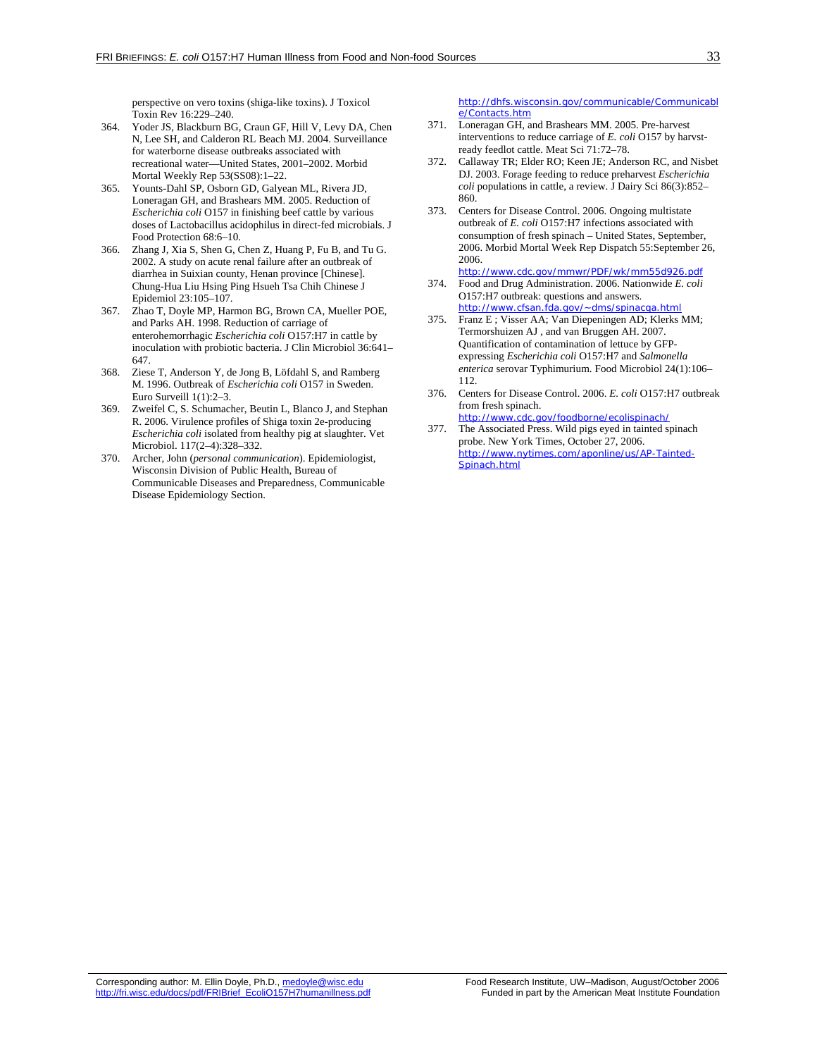perspective on vero toxins (shiga-like toxins). J Toxicol Toxin Rev 16:229–240.

364. Yoder JS, Blackburn BG, Craun GF, Hill V, Levy DA, Chen N, Lee SH, and Calderon RL Beach MJ. 2004. Surveillance for waterborne disease outbreaks associated with recreational water—United States, 2001–2002. Morbid Mortal Weekly Rep 53(SS08):1–22.
365. Younts-Dahl SP, Osborn GD, Galyean ML, Rivera JD, Loneragan GH, and Brashears MM. 2005. Reduction of *Escherichia coli* O157 in finishing beef cattle by various doses of Lactobacillus acidophilus in direct-fed microbials. J Food Protection 68:6–10.
366. Zhang J, Xia S, Shen G, Chen Z, Huang P, Fu B, and Tu G. 2002. A study on acute renal failure after an outbreak of diarrhea in Suixian county, Henan province [Chinese]. Chung-Hua Liu Hsing Ping Hsueh Tsa Chih Chinese J Epidemiol 23:105–107.
367. Zhao T, Doyle MP, Harmon BG, Brown CA, Mueller POE, and Parks AH. 1998. Reduction of carriage of enterohemorrhagic *Escherichia coli* O157:H7 in cattle by inoculation with probiotic bacteria. J Clin Microbiol 36:641–647.
368. Ziese T, Anderson Y, de Jong B, Löfdahl S, and Ramberg M. 1996. Outbreak of *Escherichia coli* O157 in Sweden. Euro Surveill 1(1):2–3.
369. Zweifel C, S. Schumacher, Beutin L, Blanco J, and Stephan R. 2006. Virulence profiles of Shiga toxin 2e-producing *Escherichia coli* isolated from healthy pig at slaughter. Vet Microbiol. 117(2–4):328–332.
370. Archer, John (*personal communication*). Epidemiologist, Wisconsin Division of Public Health, Bureau of Communicable Diseases and Preparedness, Communicable Disease Epidemiology Section. http://dhfs.wisconsin.gov/communicable/Communicable/Contacts.htm
371. Loneragan GH, and Brashears MM. 2005. Pre-harvest interventions to reduce carriage of *E. coli* O157 by harvst-ready feedlot cattle. Meat Sci 71:72–78.
372. Callaway TR; Elder RO; Keen JE; Anderson RC, and Nisbet DJ. 2003. Forage feeding to reduce preharvest *Escherichia coli* populations in cattle, a review. J Dairy Sci 86(3):852–860.
373. Centers for Disease Control. 2006. Ongoing multistate outbreak of *E. coli* O157:H7 infections associated with consumption of fresh spinach – United States, September, 2006. Morbid Mortal Week Rep Dispatch 55:September 26, 2006. http://www.cdc.gov/mmwr/PDF/wk/mm55d926.pdf
374. Food and Drug Administration. 2006. Nationwide *E. coli* O157:H7 outbreak: questions and answers. http://www.cfsan.fda.gov/~dms/spinacqa.html
375. Franz E ; Visser AA; Van Diepeningen AD; Klerks MM; Termorshuizen AJ , and van Bruggen AH. 2007. Quantification of contamination of lettuce by GFP-expressing *Escherichia coli* O157:H7 and *Salmonella enterica* serovar Typhimurium. Food Microbiol 24(1):106–112.
376. Centers for Disease Control. 2006. *E. coli* O157:H7 outbreak from fresh spinach. http://www.cdc.gov/foodborne/ecolispinach/
377. The Associated Press. Wild pigs eyed in tainted spinach probe. New York Times, October 27, 2006. http://www.nytimes.com/aponline/us/AP-Tainted-Spinach.html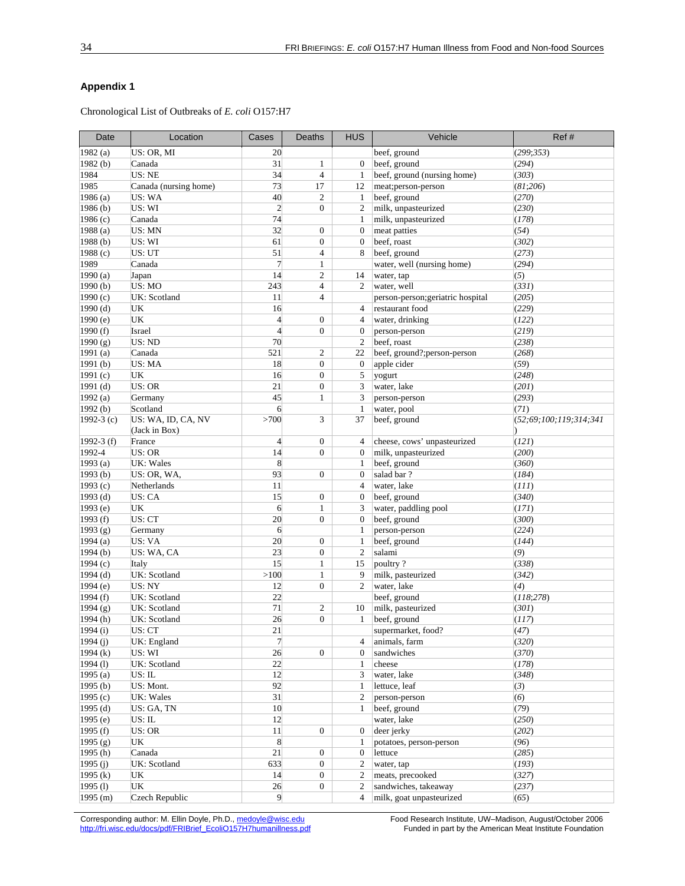## Appendix 1

Chronological List of Outbreaks of *E. coli* O157:H7

| Date | Location | Cases | Deaths | HUS | Vehicle | Ref # |
|---|---|---|---|---|---|---|
| 1982 (a) | US: OR, MI | 20 | | | beef, ground | (*299;353*) |
| 1982 (b) | Canada | 31 | 1 | 0 | beef, ground | (*294*) |
| 1984 | US: NE | 34 | 4 | 1 | beef, ground (nursing home) | (*303*) |
| 1985 | Canada (nursing home) | 73 | 17 | 12 | meat;person-person | (*81;206*) |
| 1986 (a) | US: WA | 40 | 2 | 1 | beef, ground | (*270*) |
| 1986 (b) | US: WI | 2 | 0 | 2 | milk, unpasteurized | (*230*) |
| 1986 (c) | Canada | 74 | | 1 | milk, unpasteurized | (*178*) |
| 1988 (a) | US: MN | 32 | 0 | 0 | meat patties | (*54*) |
| 1988 (b) | US: WI | 61 | 0 | 0 | beef, roast | (*302*) |
| 1988 (c) | US: UT | 51 | 4 | 8 | beef, ground | (*273*) |
| 1989 | Canada | 7 | 1 | | water, well (nursing home) | (*294*) |
| 1990 (a) | Japan | 14 | 2 | 14 | water, tap | (*5*) |
| 1990 (b) | US: MO | 243 | 4 | 2 | water, well | (*331*) |
| 1990 (c) | UK: Scotland | 11 | 4 | | person-person;geriatric hospital | (*205*) |
| 1990 (d) | UK | 16 | | 4 | restaurant food | (*229*) |
| 1990 (e) | UK | 4 | 0 | 4 | water, drinking | (*122*) |
| 1990 (f) | Israel | 4 | 0 | 0 | person-person | (*219*) |
| 1990 (g) | US: ND | 70 | | 2 | beef, roast | (*238*) |
| 1991 (a) | Canada | 521 | 2 | 22 | beef, ground?;person-person | (*268*) |
| 1991 (b) | US: MA | 18 | 0 | 0 | apple cider | (*59*) |
| 1991 (c) | UK | 16 | 0 | 5 | yogurt | (*248*) |
| 1991 (d) | US: OR | 21 | 0 | 3 | water, lake | (*201*) |
| 1992 (a) | Germany | 45 | 1 | 3 | person-person | (*293*) |
| 1992 (b) | Scotland | 6 | | 1 | water, pool | (*71*) |
| 1992-3 (c) | US: WA, ID, CA, NV (Jack in Box) | >700 | 3 | 37 | beef, ground | (*52;69;100;119;314;341*) |
| 1992-3 (f) | France | 4 | 0 | 4 | cheese, cows' unpasteurized | (*121*) |
| 1992-4 | US: OR | 14 | 0 | 0 | milk, unpasteurized | (*200*) |
| 1993 (a) | UK: Wales | 8 | | 1 | beef, ground | (*360*) |
| 1993 (b) | US: OR, WA, | 93 | 0 | 0 | salad bar ? | (*184*) |
| 1993 (c) | Netherlands | 11 | | 4 | water, lake | (*111*) |
| 1993 (d) | US: CA | 15 | 0 | 0 | beef, ground | (*340*) |
| 1993 (e) | UK | 6 | 1 | 3 | water, paddling pool | (*171*) |
| 1993 (f) | US: CT | 20 | 0 | 0 | beef, ground | (*300*) |
| 1993 (g) | Germany | 6 | | 1 | person-person | (*224*) |
| 1994 (a) | US: VA | 20 | 0 | 1 | beef, ground | (*144*) |
| 1994 (b) | US: WA, CA | 23 | 0 | 2 | salami | (*9*) |
| 1994 (c) | Italy | 15 | 1 | 15 | poultry ? | (*338*) |
| 1994 (d) | UK: Scotland | >100 | 1 | 9 | milk, pasteurized | (*342*) |
| 1994 (e) | US: NY | 12 | 0 | 2 | water, lake | (*4*) |
| 1994 (f) | UK: Scotland | 22 | | | beef, ground | (*118;278*) |
| 1994 (g) | UK: Scotland | 71 | 2 | 10 | milk, pasteurized | (*301*) |
| 1994 (h) | UK: Scotland | 26 | 0 | 1 | beef, ground | (*117*) |
| 1994 (i) | US: CT | 21 | | | supermarket, food? | (*47*) |
| 1994 (j) | UK: England | 7 | | 4 | animals, farm | (*320*) |
| 1994 (k) | US: WI | 26 | 0 | 0 | sandwiches | (*370*) |
| 1994 (l) | UK: Scotland | 22 | | 1 | cheese | (*178*) |
| 1995 (a) | US: IL | 12 | | 3 | water, lake | (*348*) |
| 1995 (b) | US: Mont. | 92 | | 1 | lettuce, leaf | (*3*) |
| 1995 (c) | UK: Wales | 31 | | 2 | person-person | (*6*) |
| 1995 (d) | US: GA, TN | 10 | | 1 | beef, ground | (*79*) |
| 1995 (e) | US: IL | 12 | | | water, lake | (*250*) |
| 1995 (f) | US: OR | 11 | 0 | 0 | deer jerky | (*202*) |
| 1995 (g) | UK | 8 | | 1 | potatoes, person-person | (*96*) |
| 1995 (h) | Canada | 21 | 0 | 0 | lettuce | (*285*) |
| 1995 (j) | UK: Scotland | 633 | 0 | 2 | water, tap | (*193*) |
| 1995 (k) | UK | 14 | 0 | 2 | meats, precooked | (*327*) |
| 1995 (l) | UK | 26 | 0 | 2 | sandwiches, takeaway | (*237*) |
| 1995 (m) | Czech Republic | 9 | | 4 | milk, goat unpasteurized | (*65*) |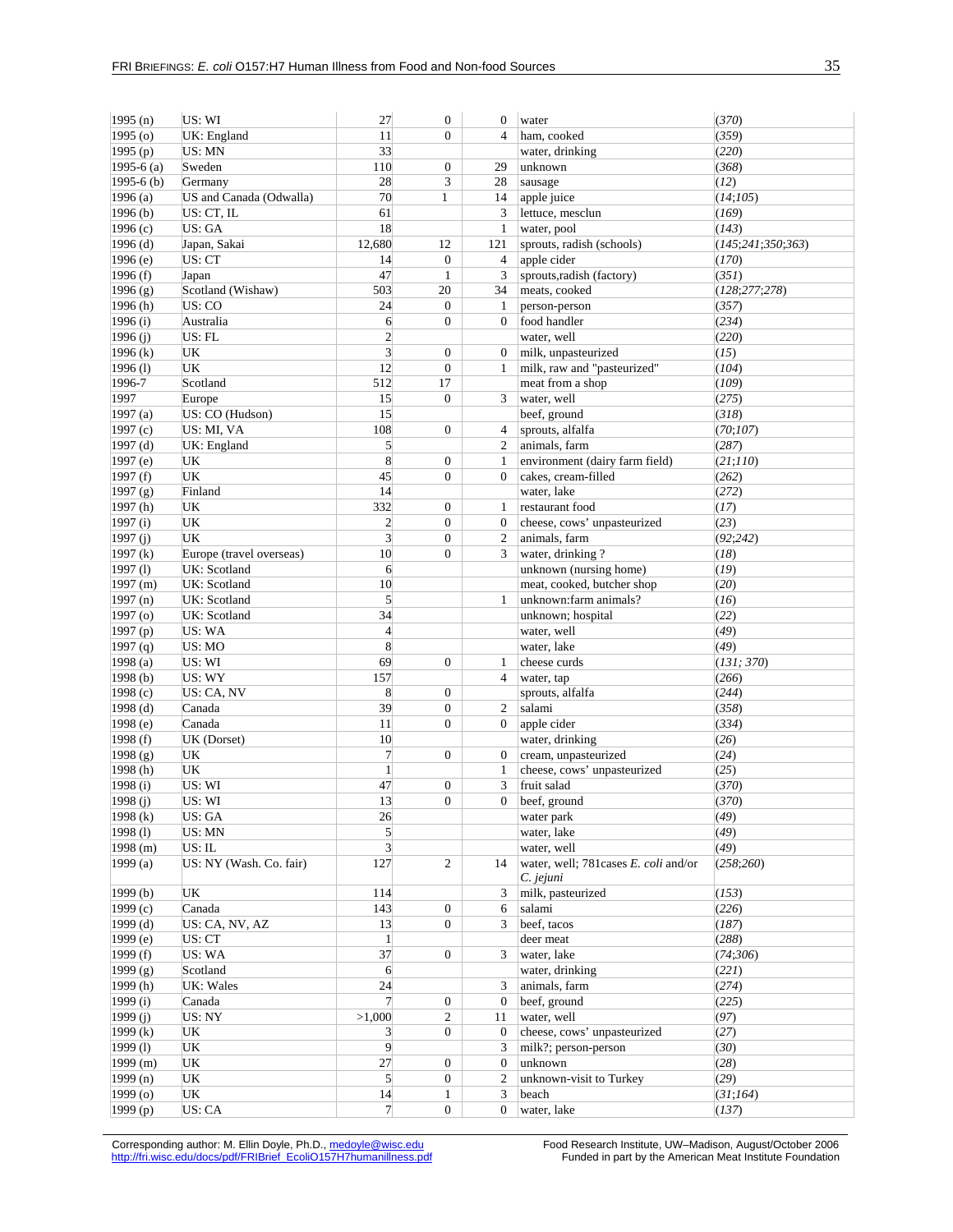| | | | | | | |
|---|---|---|---|---|---|---|
| 1995 (n) | US: WI | 27 | 0 | 0 | water | (*370*) |
| 1995 (o) | UK: England | 11 | 0 | 4 | ham, cooked | (*359*) |
| 1995 (p) | US: MN | 33 | | | water, drinking | (*220*) |
| 1995-6 (a) | Sweden | 110 | 0 | 29 | unknown | (*368*) |
| 1995-6 (b) | Germany | 28 | 3 | 28 | sausage | (*12*) |
| 1996 (a) | US and Canada (Odwalla) | 70 | 1 | 14 | apple juice | (*14;105*) |
| 1996 (b) | US: CT, IL | 61 | | 3 | lettuce, mesclun | (*169*) |
| 1996 (c) | US: GA | 18 | | 1 | water, pool | (*143*) |
| 1996 (d) | Japan, Sakai | 12,680 | 12 | 121 | sprouts, radish (schools) | (*145;241;350;363*) |
| 1996 (e) | US: CT | 14 | 0 | 4 | apple cider | (*170*) |
| 1996 (f) | Japan | 47 | 1 | 3 | sprouts,radish (factory) | (*351*) |
| 1996 (g) | Scotland (Wishaw) | 503 | 20 | 34 | meats, cooked | (*128;277;278*) |
| 1996 (h) | US: CO | 24 | 0 | 1 | person-person | (*357*) |
| 1996 (i) | Australia | 6 | 0 | 0 | food handler | (*234*) |
| 1996 (j) | US: FL | 2 | | | water, well | (*220*) |
| 1996 (k) | UK | 3 | 0 | 0 | milk, unpasteurized | (*15*) |
| 1996 (l) | UK | 12 | 0 | 1 | milk, raw and "pasteurized" | (*104*) |
| 1996-7 | Scotland | 512 | 17 | | meat from a shop | (*109*) |
| 1997 | Europe | 15 | 0 | 3 | water, well | (*275*) |
| 1997 (a) | US: CO (Hudson) | 15 | | | beef, ground | (*318*) |
| 1997 (c) | US: MI, VA | 108 | 0 | 4 | sprouts, alfalfa | (*70;107*) |
| 1997 (d) | UK: England | 5 | | 2 | animals, farm | (*287*) |
| 1997 (e) | UK | 8 | 0 | 1 | environment (dairy farm field) | (*21;110*) |
| 1997 (f) | UK | 45 | 0 | 0 | cakes, cream-filled | (*262*) |
| 1997 (g) | Finland | 14 | | | water, lake | (*272*) |
| 1997 (h) | UK | 332 | 0 | 1 | restaurant food | (*17*) |
| 1997 (i) | UK | 2 | 0 | 0 | cheese, cows' unpasteurized | (*23*) |
| 1997 (j) | UK | 3 | 0 | 2 | animals, farm | (*92;242*) |
| 1997 (k) | Europe (travel overseas) | 10 | 0 | 3 | water, drinking ? | (*18*) |
| 1997 (l) | UK: Scotland | 6 | | | unknown (nursing home) | (*19*) |
| 1997 (m) | UK: Scotland | 10 | | | meat, cooked, butcher shop | (*20*) |
| 1997 (n) | UK: Scotland | 5 | | 1 | unknown:farm animals? | (*16*) |
| 1997 (o) | UK: Scotland | 34 | | | unknown; hospital | (*22*) |
| 1997 (p) | US: WA | 4 | | | water, well | (*49*) |
| 1997 (q) | US: MO | 8 | | | water, lake | (*49*) |
| 1998 (a) | US: WI | 69 | 0 | 1 | cheese curds | (*131; 370*) |
| 1998 (b) | US: WY | 157 | | 4 | water, tap | (*266*) |
| 1998 (c) | US: CA, NV | 8 | 0 | | sprouts, alfalfa | (*244*) |
| 1998 (d) | Canada | 39 | 0 | 2 | salami | (*358*) |
| 1998 (e) | Canada | 11 | 0 | 0 | apple cider | (*334*) |
| 1998 (f) | UK (Dorset) | 10 | | | water, drinking | (*26*) |
| 1998 (g) | UK | 7 | 0 | 0 | cream, unpasteurized | (*24*) |
| 1998 (h) | UK | 1 | | 1 | cheese, cows' unpasteurized | (*25*) |
| 1998 (i) | US: WI | 47 | 0 | 3 | fruit salad | (*370*) |
| 1998 (j) | US: WI | 13 | 0 | 0 | beef, ground | (*370*) |
| 1998 (k) | US: GA | 26 | | | water park | (*49*) |
| 1998 (l) | US: MN | 5 | | | water, lake | (*49*) |
| 1998 (m) | US: IL | 3 | | | water, well | (*49*) |
| 1999 (a) | US: NY (Wash. Co. fair) | 127 | 2 | 14 | water, well; 781cases *E. coli* and/or *C. jejuni* | (*258;260*) |
| 1999 (b) | UK | 114 | | 3 | milk, pasteurized | (*153*) |
| 1999 (c) | Canada | 143 | 0 | 6 | salami | (*226*) |
| 1999 (d) | US: CA, NV, AZ | 13 | 0 | 3 | beef, tacos | (*187*) |
| 1999 (e) | US: CT | 1 | | | deer meat | (*288*) |
| 1999 (f) | US: WA | 37 | 0 | 3 | water, lake | (*74;306*) |
| 1999 (g) | Scotland | 6 | | | water, drinking | (*221*) |
| 1999 (h) | UK: Wales | 24 | | 3 | animals, farm | (*274*) |
| 1999 (i) | Canada | 7 | 0 | 0 | beef, ground | (*225*) |
| 1999 (j) | US: NY | >1,000 | 2 | 11 | water, well | (*97*) |
| 1999 (k) | UK | 3 | 0 | 0 | cheese, cows' unpasteurized | (*27*) |
| 1999 (l) | UK | 9 | | 3 | milk?; person-person | (*30*) |
| 1999 (m) | UK | 27 | 0 | 0 | unknown | (*28*) |
| 1999 (n) | UK | 5 | 0 | 2 | unknown-visit to Turkey | (*29*) |
| 1999 (o) | UK | 14 | 1 | 3 | beach | (*31;164*) |
| 1999 (p) | US: CA | 7 | 0 | 0 | water, lake | (*137*) |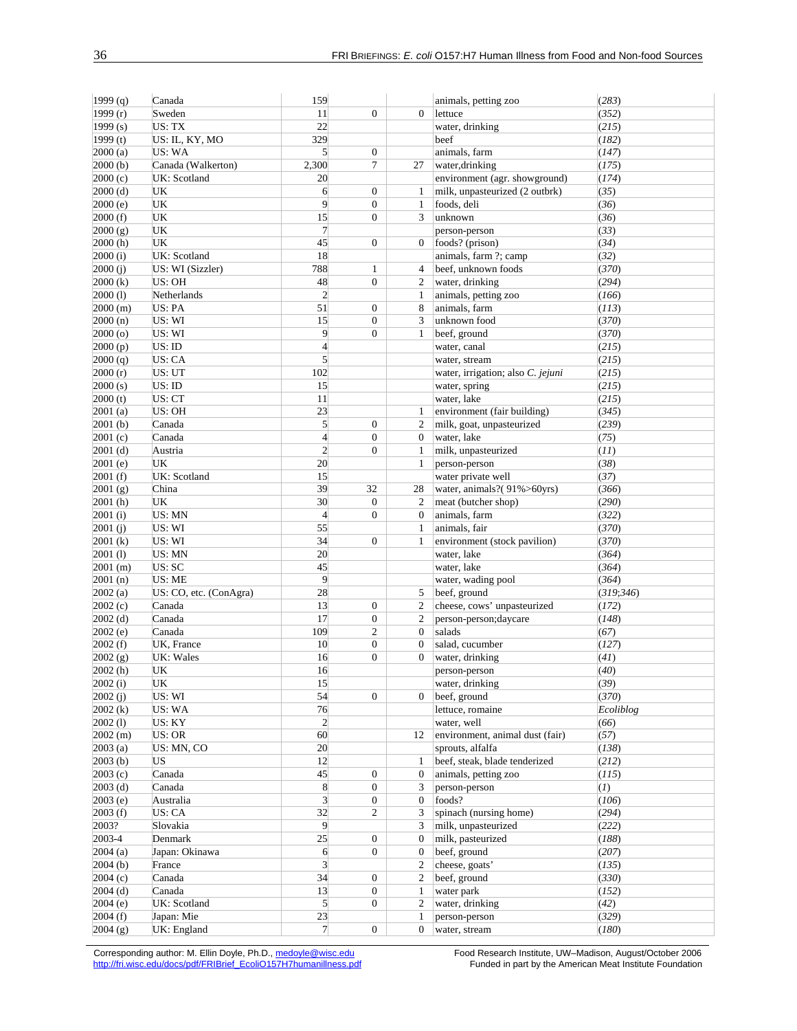| | | | | | | |
|---|---|---|---|---|---|---|
| 1999 (q) | Canada | 159 | | | animals, petting zoo | (*283*) |
| 1999 (r) | Sweden | 11 | 0 | 0 | lettuce | (*352*) |
| 1999 (s) | US: TX | 22 | | | water, drinking | (*215*) |
| 1999 (t) | US: IL, KY, MO | 329 | | | beef | (*182*) |
| 2000 (a) | US: WA | 5 | 0 | | animals, farm | (*147*) |
| 2000 (b) | Canada (Walkerton) | 2,300 | 7 | 27 | water,drinking | (*175*) |
| 2000 (c) | UK: Scotland | 20 | | | environment (agr. showground) | (*174*) |
| 2000 (d) | UK | 6 | 0 | 1 | milk, unpasteurized (2 outbrk) | (*35*) |
| 2000 (e) | UK | 9 | 0 | 1 | foods, deli | (*36*) |
| 2000 (f) | UK | 15 | 0 | 3 | unknown | (*36*) |
| 2000 (g) | UK | 7 | | | person-person | (*33*) |
| 2000 (h) | UK | 45 | 0 | 0 | foods? (prison) | (*34*) |
| 2000 (i) | UK: Scotland | 18 | | | animals, farm ?; camp | (*32*) |
| 2000 (j) | US: WI (Sizzler) | 788 | 1 | 4 | beef, unknown foods | (*370*) |
| 2000 (k) | US: OH | 48 | 0 | 2 | water, drinking | (*294*) |
| 2000 (l) | Netherlands | 2 | | 1 | animals, petting zoo | (*166*) |
| 2000 (m) | US: PA | 51 | 0 | 8 | animals, farm | (*113*) |
| 2000 (n) | US: WI | 15 | 0 | 3 | unknown food | (*370*) |
| 2000 (o) | US: WI | 9 | 0 | 1 | beef, ground | (*370*) |
| 2000 (p) | US: ID | 4 | | | water, canal | (*215*) |
| 2000 (q) | US: CA | 5 | | | water, stream | (*215*) |
| 2000 (r) | US: UT | 102 | | | water, irrigation; also *C. jejuni* | (*215*) |
| 2000 (s) | US: ID | 15 | | | water, spring | (*215*) |
| 2000 (t) | US: CT | 11 | | | water, lake | (*215*) |
| 2001 (a) | US: OH | 23 | | 1 | environment (fair building) | (*345*) |
| 2001 (b) | Canada | 5 | 0 | 2 | milk, goat, unpasteurized | (*239*) |
| 2001 (c) | Canada | 4 | 0 | 0 | water, lake | (*75*) |
| 2001 (d) | Austria | 2 | 0 | 1 | milk, unpasteurized | (*11*) |
| 2001 (e) | UK | 20 | | 1 | person-person | (*38*) |
| 2001 (f) | UK: Scotland | 15 | | | water private well | (*37*) |
| 2001 (g) | China | 39 | 32 | 28 | water, animals?( 91%>60yrs) | (*366*) |
| 2001 (h) | UK | 30 | 0 | 2 | meat (butcher shop) | (*290*) |
| 2001 (i) | US: MN | 4 | 0 | 0 | animals, farm | (*322*) |
| 2001 (j) | US: WI | 55 | | 1 | animals, fair | (*370*) |
| 2001 (k) | US: WI | 34 | 0 | 1 | environment (stock pavilion) | (*370*) |
| 2001 (l) | US: MN | 20 | | | water, lake | (*364*) |
| 2001 (m) | US: SC | 45 | | | water, lake | (*364*) |
| 2001 (n) | US: ME | 9 | | | water, wading pool | (*364*) |
| 2002 (a) | US: CO, etc. (ConAgra) | 28 | | 5 | beef, ground | (*319*;*346*) |
| 2002 (c) | Canada | 13 | 0 | 2 | cheese, cows' unpasteurized | (*172*) |
| 2002 (d) | Canada | 17 | 0 | 2 | person-person;daycare | (*148*) |
| 2002 (e) | Canada | 109 | 2 | 0 | salads | (*67*) |
| 2002 (f) | UK, France | 10 | 0 | 0 | salad, cucumber | (*127*) |
| 2002 (g) | UK: Wales | 16 | 0 | 0 | water, drinking | (*41*) |
| 2002 (h) | UK | 16 | | | person-person | (*40*) |
| 2002 (i) | UK | 15 | | | water, drinking | (*39*) |
| 2002 (j) | US: WI | 54 | 0 | 0 | beef, ground | (*370*) |
| 2002 (k) | US: WA | 76 | | | lettuce, romaine | *Ecoliblog* |
| 2002 (l) | US: KY | 2 | | | water, well | (*66*) |
| 2002 (m) | US: OR | 60 | | 12 | environment, animal dust (fair) | (*57*) |
| 2003 (a) | US: MN, CO | 20 | | | sprouts, alfalfa | (*138*) |
| 2003 (b) | US | 12 | | 1 | beef, steak, blade tenderized | (*212*) |
| 2003 (c) | Canada | 45 | 0 | 0 | animals, petting zoo | (*115*) |
| 2003 (d) | Canada | 8 | 0 | 3 | person-person | (*1*) |
| 2003 (e) | Australia | 3 | 0 | 0 | foods? | (*106*) |
| 2003 (f) | US: CA | 32 | 2 | 3 | spinach (nursing home) | (*294*) |
| 2003? | Slovakia | 9 | | 3 | milk, unpasteurized | (*222*) |
| 2003-4 | Denmark | 25 | 0 | 0 | milk, pasteurized | (*188*) |
| 2004 (a) | Japan: Okinawa | 6 | 0 | 0 | beef, ground | (*207*) |
| 2004 (b) | France | 3 | | 2 | cheese, goats' | (*135*) |
| 2004 (c) | Canada | 34 | 0 | 2 | beef, ground | (*330*) |
| 2004 (d) | Canada | 13 | 0 | 1 | water park | (*152*) |
| 2004 (e) | UK: Scotland | 5 | 0 | 2 | water, drinking | (*42*) |
| 2004 (f) | Japan: Mie | 23 | | 1 | person-person | (*329*) |
| 2004 (g) | UK: England | 7 | 0 | 0 | water, stream | (*180*) |

Corresponding author: M. Ellin Doyle, Ph.D., medoyle@wisc.edu
http://fri.wisc.edu/docs/pdf/FRIBrief_EcoliO157H7humanillness.pdf

Food Research Institute, UW–Madison, August/October 2006
Funded in part by the American Meat Institute Foundation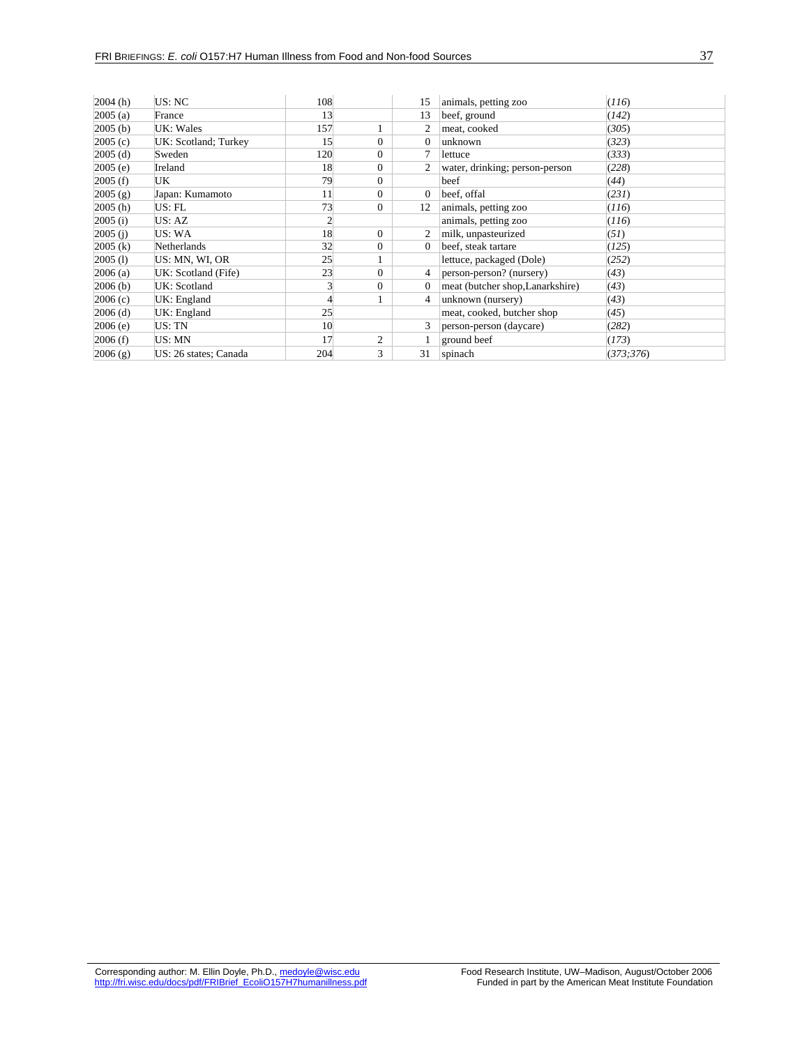| | | | | | | |
|---|---|---|---|---|---|---|
| 2004 (h) | US: NC | 108 | | 15 | animals, petting zoo | (*116*) |
| 2005 (a) | France | 13 | | 13 | beef, ground | (*142*) |
| 2005 (b) | UK: Wales | 157 | 1 | 2 | meat, cooked | (*305*) |
| 2005 (c) | UK: Scotland; Turkey | 15 | 0 | 0 | unknown | (*323*) |
| 2005 (d) | Sweden | 120 | 0 | 7 | lettuce | (*333*) |
| 2005 (e) | Ireland | 18 | 0 | 2 | water, drinking; person-person | (*228*) |
| 2005 (f) | UK | 79 | 0 | | beef | (*44*) |
| 2005 (g) | Japan: Kumamoto | 11 | 0 | 0 | beef, offal | (*231*) |
| 2005 (h) | US: FL | 73 | 0 | 12 | animals, petting zoo | (*116*) |
| 2005 (i) | US: AZ | 2 | | | animals, petting zoo | (*116*) |
| 2005 (j) | US: WA | 18 | 0 | 2 | milk, unpasteurized | (*51*) |
| 2005 (k) | Netherlands | 32 | 0 | 0 | beef, steak tartare | (*125*) |
| 2005 (l) | US: MN, WI, OR | 25 | 1 | | lettuce, packaged (Dole) | (*252*) |
| 2006 (a) | UK: Scotland (Fife) | 23 | 0 | 4 | person-person? (nursery) | (*43*) |
| 2006 (b) | UK: Scotland | 3 | 0 | 0 | meat (butcher shop,Lanarkshire) | (*43*) |
| 2006 (c) | UK: England | 4 | 1 | 4 | unknown (nursery) | (*43*) |
| 2006 (d) | UK: England | 25 | | | meat, cooked, butcher shop | (*45*) |
| 2006 (e) | US: TN | 10 | | 3 | person-person (daycare) | (*282*) |
| 2006 (f) | US: MN | 17 | 2 | 1 | ground beef | (*173*) |
| 2006 (g) | US: 26 states; Canada | 204 | 3 | 31 | spinach | (*373;376*) |